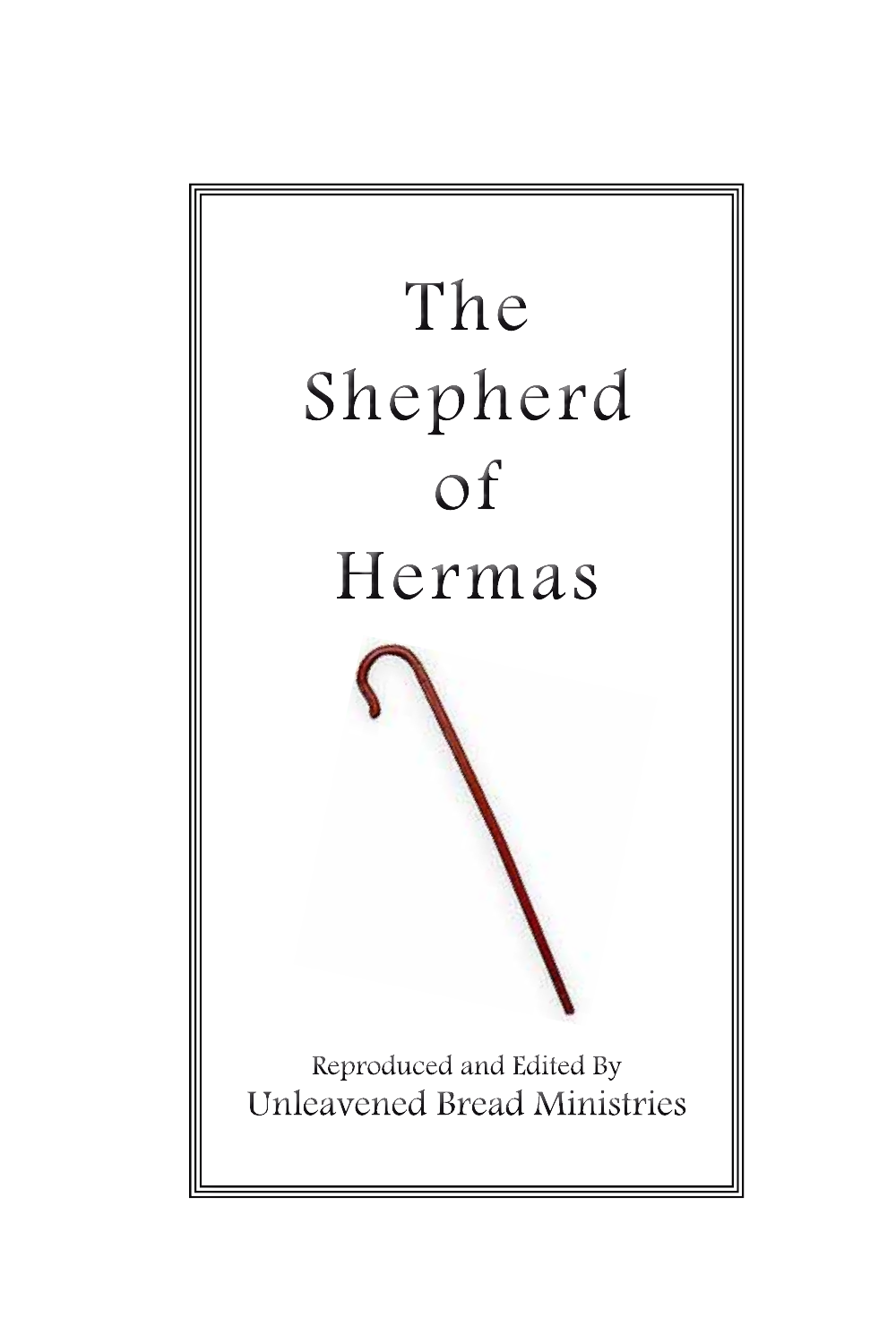# The Shepherd of Hermas

Reproduced and Edited By

Unleavened Bread Ministries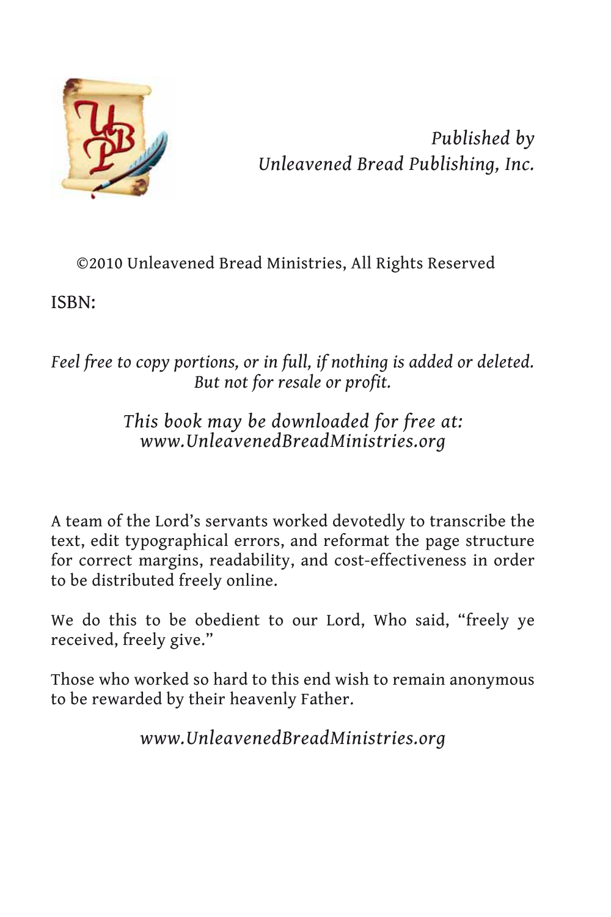*Published by*
*Unleavened Bread Publishing, Inc.*

©2010 Unleavened Bread Ministries, All Rights Reserved

ISBN:

*Feel free to copy portions, or in full, if nothing is added or deleted. But not for resale or profit.*

*This book may be downloaded for free at:*
*www.UnleavenedBreadMinistries.org*

A team of the Lord's servants worked devotedly to transcribe the text, edit typographical errors, and reformat the page structure for correct margins, readability, and cost-effectiveness in order to be distributed freely online.

We do this to be obedient to our Lord, Who said, "freely ye received, freely give."

Those who worked so hard to this end wish to remain anonymous to be rewarded by their heavenly Father.

*www.UnleavenedBreadMinistries.org*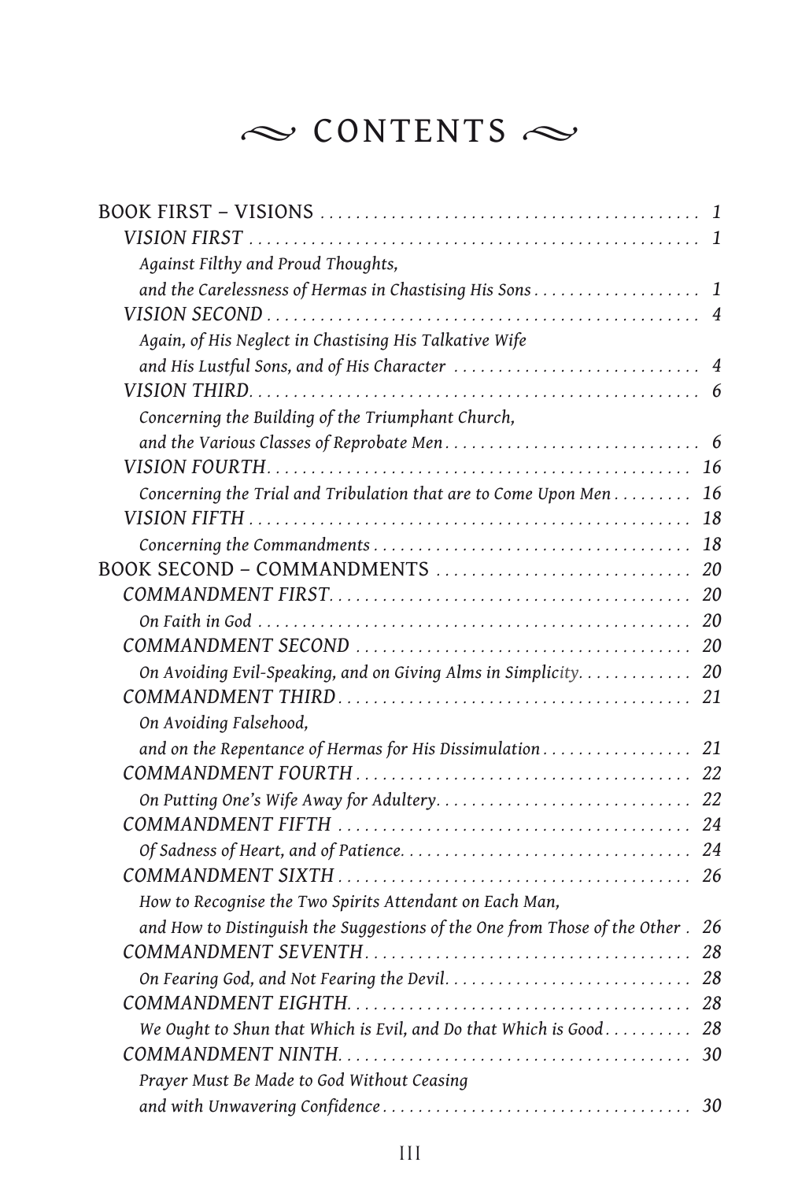# CONTENTS

BOOK FIRST – VISIONS . . . . . . . . . . 1

*VISION FIRST* . . . . . . . . . . 1

*Against Filthy and Proud Thoughts, and the Carelessness of Hermas in Chastising His Sons* . . . . . . . . . . 1

*VISION SECOND* . . . . . . . . . . 4

*Again, of His Neglect in Chastising His Talkative Wife and His Lustful Sons, and of His Character* . . . . . . . . . . 4

*VISION THIRD* . . . . . . . . . . 6

*Concerning the Building of the Triumphant Church, and the Various Classes of Reprobate Men* . . . . . . . . . . 6

*VISION FOURTH* . . . . . . . . . . 16

*Concerning the Trial and Tribulation that are to Come Upon Men* . . . . . . . . . . 16

*VISION FIFTH* . . . . . . . . . . 18

*Concerning the Commandments* . . . . . . . . . . 18

BOOK SECOND – COMMANDMENTS . . . . . . . . . . 20

*COMMANDMENT FIRST* . . . . . . . . . . 20

*On Faith in God* . . . . . . . . . . 20

*COMMANDMENT SECOND* . . . . . . . . . . 20

*On Avoiding Evil-Speaking, and on Giving Alms in Simplicity* . . . . . . . . . . 20

*COMMANDMENT THIRD* . . . . . . . . . . 21

*On Avoiding Falsehood, and on the Repentance of Hermas for His Dissimulation* . . . . . . . . . . 21

*COMMANDMENT FOURTH* . . . . . . . . . . 22

*On Putting One's Wife Away for Adultery* . . . . . . . . . . 22

*COMMANDMENT FIFTH* . . . . . . . . . . 24

*Of Sadness of Heart, and of Patience* . . . . . . . . . . 24

*COMMANDMENT SIXTH* . . . . . . . . . . 26

*How to Recognise the Two Spirits Attendant on Each Man, and How to Distinguish the Suggestions of the One from Those of the Other* . . . . . . . . . . 26

*COMMANDMENT SEVENTH* . . . . . . . . . . 28

*On Fearing God, and Not Fearing the Devil* . . . . . . . . . . 28

*COMMANDMENT EIGHTH* . . . . . . . . . . 28

*We Ought to Shun that Which is Evil, and Do that Which is Good* . . . . . . . . . . 28

*COMMANDMENT NINTH* . . . . . . . . . . 30

*Prayer Must Be Made to God Without Ceasing and with Unwavering Confidence* . . . . . . . . . . 30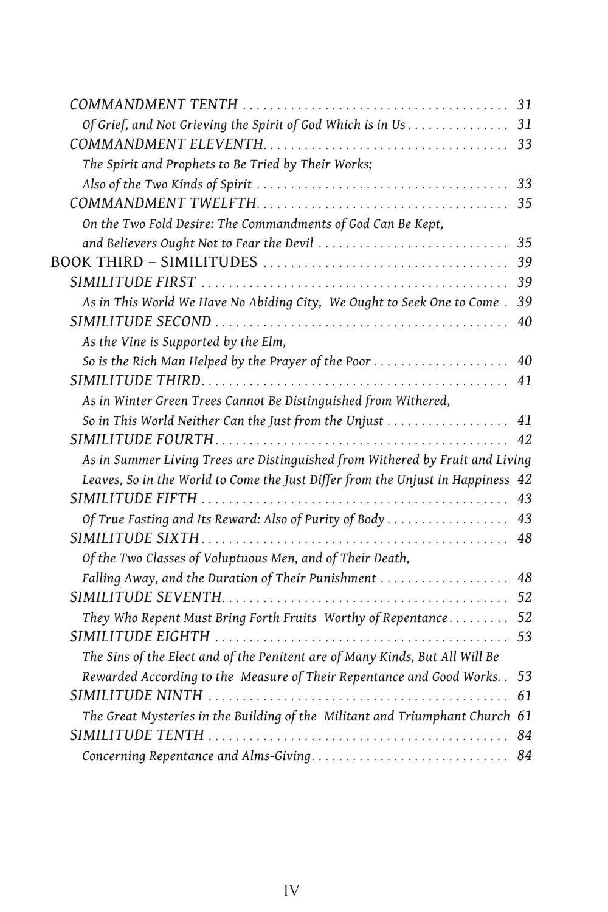*COMMANDMENT TENTH* ........................................ 31

*Of Grief, and Not Grieving the Spirit of God Which is in Us* ............... 31

*COMMANDMENT ELEVENTH*.................................... 33

*The Spirit and Prophets to Be Tried by Their Works; Also of the Two Kinds of Spirit* ...................................... 33

*COMMANDMENT TWELFTH*..................................... 35

*On the Two Fold Desire: The Commandments of God Can Be Kept, and Believers Ought Not to Fear the Devil* ............................ 35

BOOK THIRD – SIMILITUDES .................................... 39

*SIMILITUDE FIRST* ............................................ 39

*As in This World We Have No Abiding City, We Ought to Seek One to Come* . 39

*SIMILITUDE SECOND* ........................................... 40

*As the Vine is Supported by the Elm, So is the Rich Man Helped by the Prayer of the Poor* .................... 40

*SIMILITUDE THIRD*............................................. 41

*As in Winter Green Trees Cannot Be Distinguished from Withered, So in This World Neither Can the Just from the Unjust* .................. 41

*SIMILITUDE FOURTH*........................................... 42

*As in Summer Living Trees are Distinguished from Withered by Fruit and Living Leaves, So in the World to Come the Just Differ from the Unjust in Happiness* 42

*SIMILITUDE FIFTH* ............................................. 43

*Of True Fasting and Its Reward: Also of Purity of Body* .................. 43

*SIMILITUDE SIXTH*............................................. 48

*Of the Two Classes of Voluptuous Men, and of Their Death, Falling Away, and the Duration of Their Punishment* ................... 48

*SIMILITUDE SEVENTH*.......................................... 52

*They Who Repent Must Bring Forth Fruits Worthy of Repentance*......... 52

*SIMILITUDE EIGHTH* ........................................... 53

*The Sins of the Elect and of the Penitent are of Many Kinds, But All Will Be Rewarded According to the Measure of Their Repentance and Good Works.* . 53

*SIMILITUDE NINTH* ............................................ 61

*The Great Mysteries in the Building of the Militant and Triumphant Church* 61

*SIMILITUDE TENTH* ............................................ 84

*Concerning Repentance and Alms-Giving*............................. 84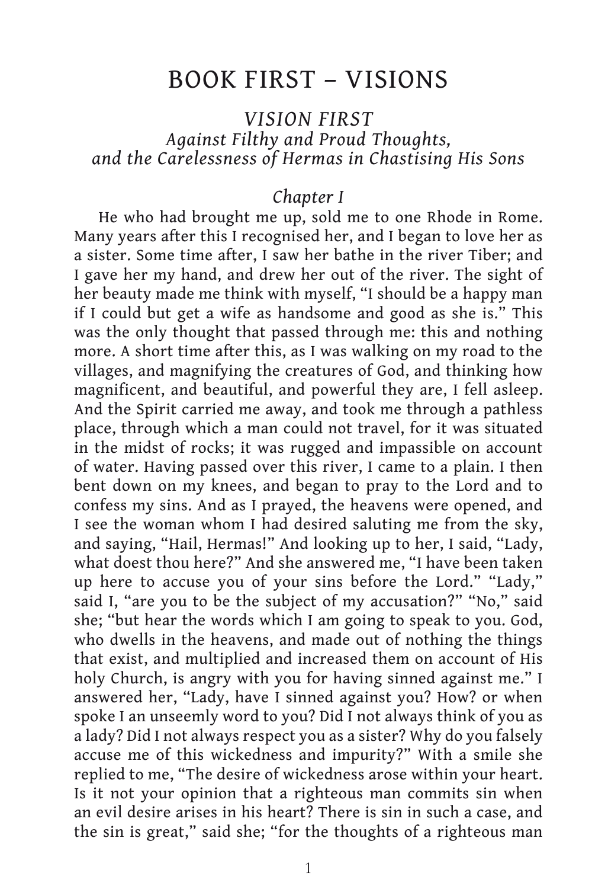# BOOK FIRST – VISIONS

## *VISION FIRST*

### *Against Filthy and Proud Thoughts, and the Carelessness of Hermas in Chastising His Sons*

#### *Chapter I*

He who had brought me up, sold me to one Rhode in Rome. Many years after this I recognised her, and I began to love her as a sister. Some time after, I saw her bathe in the river Tiber; and I gave her my hand, and drew her out of the river. The sight of her beauty made me think with myself, "I should be a happy man if I could but get a wife as handsome and good as she is." This was the only thought that passed through me: this and nothing more. A short time after this, as I was walking on my road to the villages, and magnifying the creatures of God, and thinking how magnificent, and beautiful, and powerful they are, I fell asleep. And the Spirit carried me away, and took me through a pathless place, through which a man could not travel, for it was situated in the midst of rocks; it was rugged and impassible on account of water. Having passed over this river, I came to a plain. I then bent down on my knees, and began to pray to the Lord and to confess my sins. And as I prayed, the heavens were opened, and I see the woman whom I had desired saluting me from the sky, and saying, "Hail, Hermas!" And looking up to her, I said, "Lady, what doest thou here?" And she answered me, "I have been taken up here to accuse you of your sins before the Lord." "Lady," said I, "are you to be the subject of my accusation?" "No," said she; "but hear the words which I am going to speak to you. God, who dwells in the heavens, and made out of nothing the things that exist, and multiplied and increased them on account of His holy Church, is angry with you for having sinned against me." I answered her, "Lady, have I sinned against you? How? or when spoke I an unseemly word to you? Did I not always think of you as a lady? Did I not always respect you as a sister? Why do you falsely accuse me of this wickedness and impurity?" With a smile she replied to me, "The desire of wickedness arose within your heart. Is it not your opinion that a righteous man commits sin when an evil desire arises in his heart? There is sin in such a case, and the sin is great," said she; "for the thoughts of a righteous man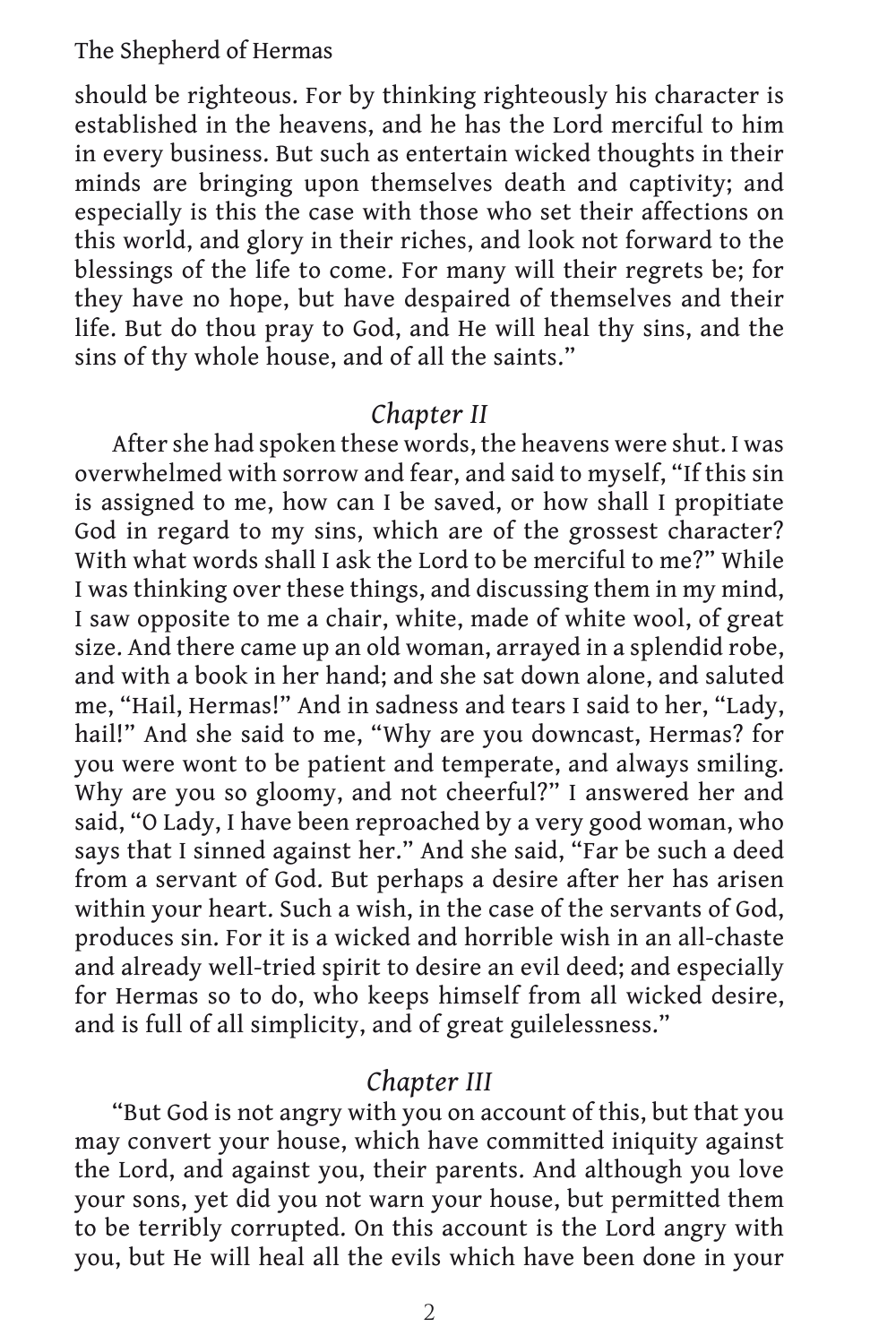should be righteous. For by thinking righteously his character is established in the heavens, and he has the Lord merciful to him in every business. But such as entertain wicked thoughts in their minds are bringing upon themselves death and captivity; and especially is this the case with those who set their affections on this world, and glory in their riches, and look not forward to the blessings of the life to come. For many will their regrets be; for they have no hope, but have despaired of themselves and their life. But do thou pray to God, and He will heal thy sins, and the sins of thy whole house, and of all the saints."

## *Chapter II*

After she had spoken these words, the heavens were shut. I was overwhelmed with sorrow and fear, and said to myself, "If this sin is assigned to me, how can I be saved, or how shall I propitiate God in regard to my sins, which are of the grossest character? With what words shall I ask the Lord to be merciful to me?" While I was thinking over these things, and discussing them in my mind, I saw opposite to me a chair, white, made of white wool, of great size. And there came up an old woman, arrayed in a splendid robe, and with a book in her hand; and she sat down alone, and saluted me, "Hail, Hermas!" And in sadness and tears I said to her, "Lady, hail!" And she said to me, "Why are you downcast, Hermas? for you were wont to be patient and temperate, and always smiling. Why are you so gloomy, and not cheerful?" I answered her and said, "O Lady, I have been reproached by a very good woman, who says that I sinned against her." And she said, "Far be such a deed from a servant of God. But perhaps a desire after her has arisen within your heart. Such a wish, in the case of the servants of God, produces sin. For it is a wicked and horrible wish in an all-chaste and already well-tried spirit to desire an evil deed; and especially for Hermas so to do, who keeps himself from all wicked desire, and is full of all simplicity, and of great guilelessness."

## *Chapter III*

"But God is not angry with you on account of this, but that you may convert your house, which have committed iniquity against the Lord, and against you, their parents. And although you love your sons, yet did you not warn your house, but permitted them to be terribly corrupted. On this account is the Lord angry with you, but He will heal all the evils which have been done in your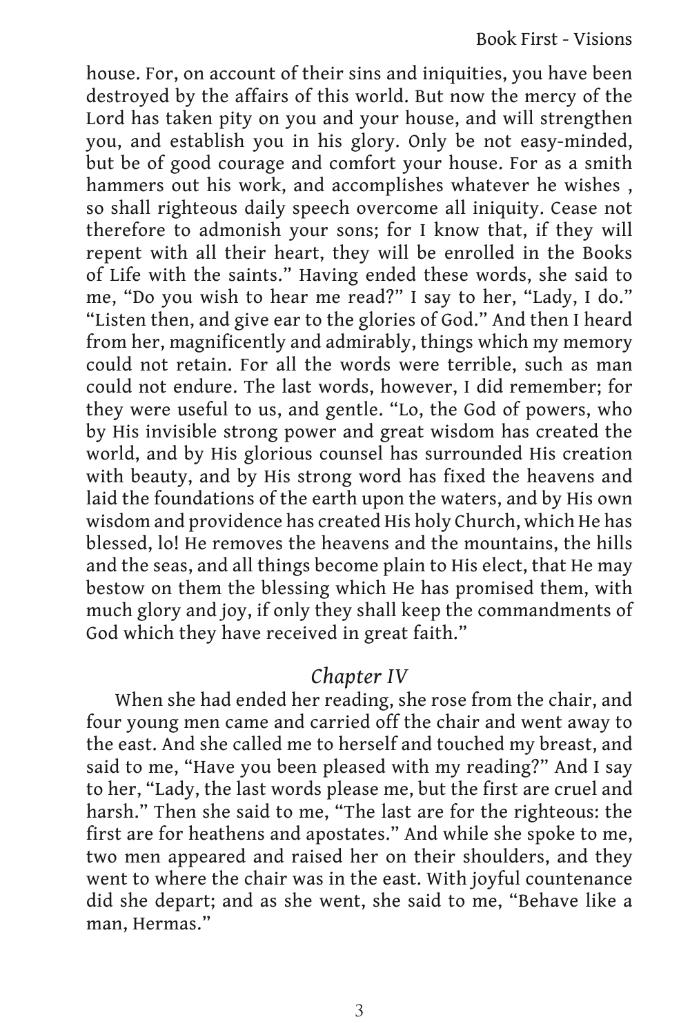house. For, on account of their sins and iniquities, you have been destroyed by the affairs of this world. But now the mercy of the Lord has taken pity on you and your house, and will strengthen you, and establish you in his glory. Only be not easy-minded, but be of good courage and comfort your house. For as a smith hammers out his work, and accomplishes whatever he wishes , so shall righteous daily speech overcome all iniquity. Cease not therefore to admonish your sons; for I know that, if they will repent with all their heart, they will be enrolled in the Books of Life with the saints." Having ended these words, she said to me, "Do you wish to hear me read?" I say to her, "Lady, I do." "Listen then, and give ear to the glories of God." And then I heard from her, magnificently and admirably, things which my memory could not retain. For all the words were terrible, such as man could not endure. The last words, however, I did remember; for they were useful to us, and gentle. "Lo, the God of powers, who by His invisible strong power and great wisdom has created the world, and by His glorious counsel has surrounded His creation with beauty, and by His strong word has fixed the heavens and laid the foundations of the earth upon the waters, and by His own wisdom and providence has created His holy Church, which He has blessed, lo! He removes the heavens and the mountains, the hills and the seas, and all things become plain to His elect, that He may bestow on them the blessing which He has promised them, with much glory and joy, if only they shall keep the commandments of God which they have received in great faith."

## *Chapter IV*

When she had ended her reading, she rose from the chair, and four young men came and carried off the chair and went away to the east. And she called me to herself and touched my breast, and said to me, "Have you been pleased with my reading?" And I say to her, "Lady, the last words please me, but the first are cruel and harsh." Then she said to me, "The last are for the righteous: the first are for heathens and apostates." And while she spoke to me, two men appeared and raised her on their shoulders, and they went to where the chair was in the east. With joyful countenance did she depart; and as she went, she said to me, "Behave like a man, Hermas."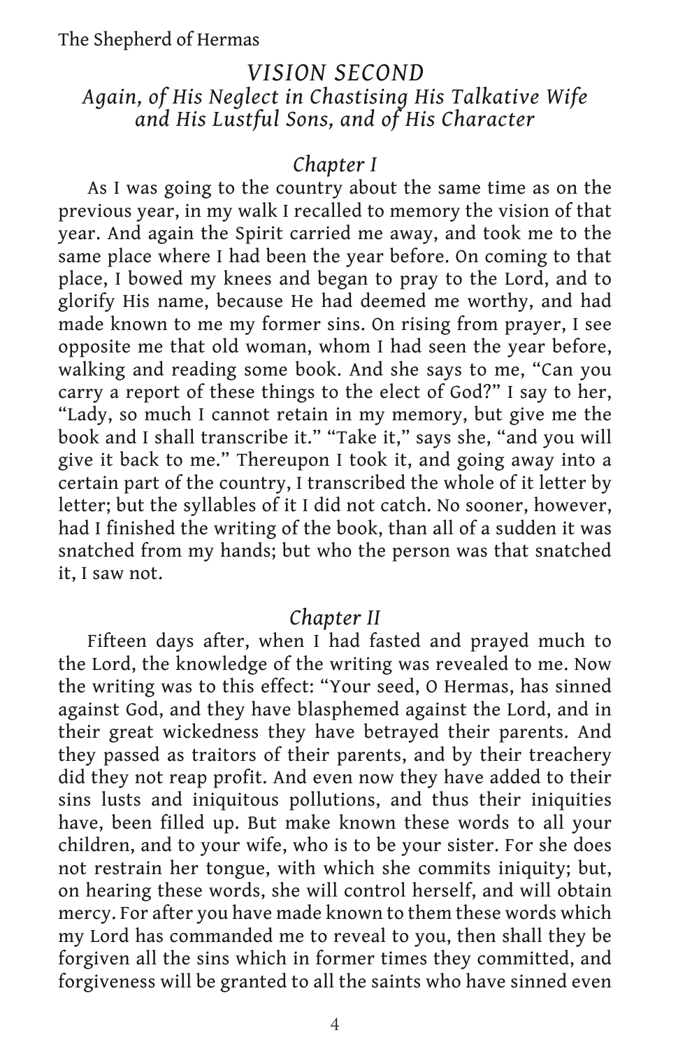## *VISION SECOND*

### *Again, of His Neglect in Chastising His Talkative Wife and His Lustful Sons, and of His Character*

### *Chapter I*

As I was going to the country about the same time as on the previous year, in my walk I recalled to memory the vision of that year. And again the Spirit carried me away, and took me to the same place where I had been the year before. On coming to that place, I bowed my knees and began to pray to the Lord, and to glorify His name, because He had deemed me worthy, and had made known to me my former sins. On rising from prayer, I see opposite me that old woman, whom I had seen the year before, walking and reading some book. And she says to me, "Can you carry a report of these things to the elect of God?" I say to her, "Lady, so much I cannot retain in my memory, but give me the book and I shall transcribe it." "Take it," says she, "and you will give it back to me." Thereupon I took it, and going away into a certain part of the country, I transcribed the whole of it letter by letter; but the syllables of it I did not catch. No sooner, however, had I finished the writing of the book, than all of a sudden it was snatched from my hands; but who the person was that snatched it, I saw not.

### *Chapter II*

Fifteen days after, when I had fasted and prayed much to the Lord, the knowledge of the writing was revealed to me. Now the writing was to this effect: "Your seed, O Hermas, has sinned against God, and they have blasphemed against the Lord, and in their great wickedness they have betrayed their parents. And they passed as traitors of their parents, and by their treachery did they not reap profit. And even now they have added to their sins lusts and iniquitous pollutions, and thus their iniquities have, been filled up. But make known these words to all your children, and to your wife, who is to be your sister. For she does not restrain her tongue, with which she commits iniquity; but, on hearing these words, she will control herself, and will obtain mercy. For after you have made known to them these words which my Lord has commanded me to reveal to you, then shall they be forgiven all the sins which in former times they committed, and forgiveness will be granted to all the saints who have sinned even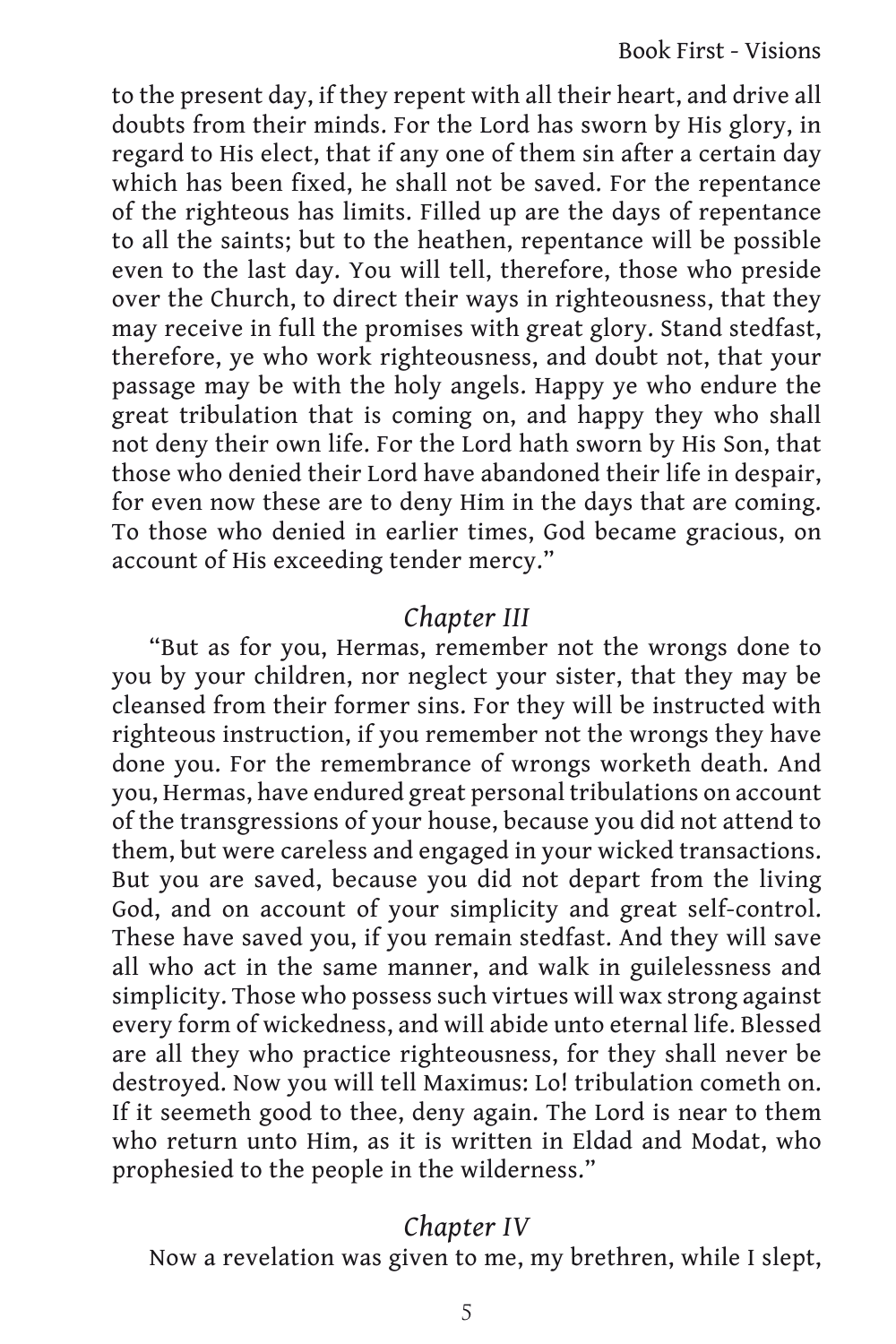to the present day, if they repent with all their heart, and drive all doubts from their minds. For the Lord has sworn by His glory, in regard to His elect, that if any one of them sin after a certain day which has been fixed, he shall not be saved. For the repentance of the righteous has limits. Filled up are the days of repentance to all the saints; but to the heathen, repentance will be possible even to the last day. You will tell, therefore, those who preside over the Church, to direct their ways in righteousness, that they may receive in full the promises with great glory. Stand stedfast, therefore, ye who work righteousness, and doubt not, that your passage may be with the holy angels. Happy ye who endure the great tribulation that is coming on, and happy they who shall not deny their own life. For the Lord hath sworn by His Son, that those who denied their Lord have abandoned their life in despair, for even now these are to deny Him in the days that are coming. To those who denied in earlier times, God became gracious, on account of His exceeding tender mercy."

## *Chapter III*

"But as for you, Hermas, remember not the wrongs done to you by your children, nor neglect your sister, that they may be cleansed from their former sins. For they will be instructed with righteous instruction, if you remember not the wrongs they have done you. For the remembrance of wrongs worketh death. And you, Hermas, have endured great personal tribulations on account of the transgressions of your house, because you did not attend to them, but were careless and engaged in your wicked transactions. But you are saved, because you did not depart from the living God, and on account of your simplicity and great self-control. These have saved you, if you remain stedfast. And they will save all who act in the same manner, and walk in guilelessness and simplicity. Those who possess such virtues will wax strong against every form of wickedness, and will abide unto eternal life. Blessed are all they who practice righteousness, for they shall never be destroyed. Now you will tell Maximus: Lo! tribulation cometh on. If it seemeth good to thee, deny again. The Lord is near to them who return unto Him, as it is written in Eldad and Modat, who prophesied to the people in the wilderness."

## *Chapter IV*

Now a revelation was given to me, my brethren, while I slept,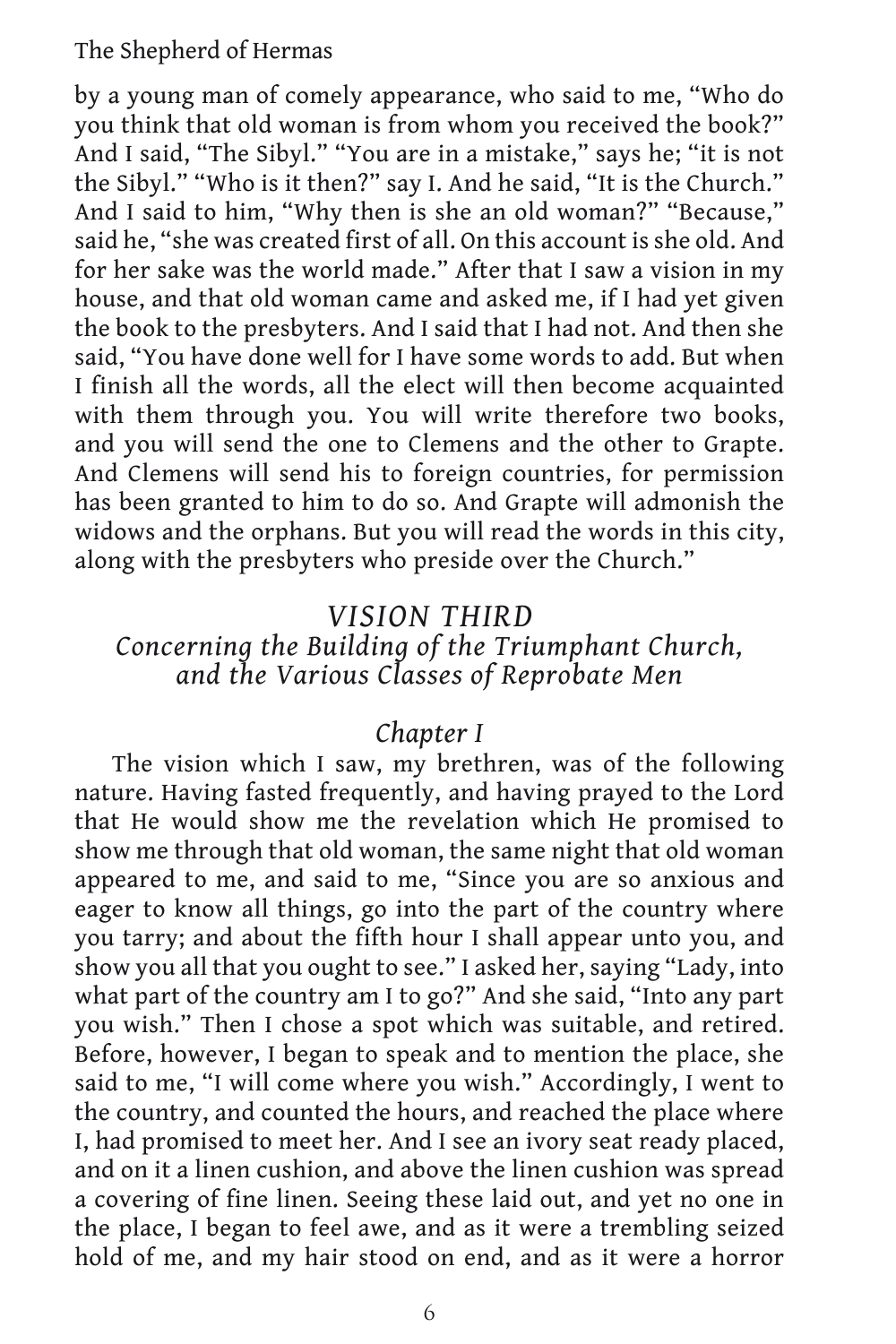by a young man of comely appearance, who said to me, "Who do you think that old woman is from whom you received the book?" And I said, "The Sibyl." "You are in a mistake," says he; "it is not the Sibyl." "Who is it then?" say I. And he said, "It is the Church." And I said to him, "Why then is she an old woman?" "Because," said he, "she was created first of all. On this account is she old. And for her sake was the world made." After that I saw a vision in my house, and that old woman came and asked me, if I had yet given the book to the presbyters. And I said that I had not. And then she said, "You have done well for I have some words to add. But when I finish all the words, all the elect will then become acquainted with them through you. You will write therefore two books, and you will send the one to Clemens and the other to Grapte. And Clemens will send his to foreign countries, for permission has been granted to him to do so. And Grapte will admonish the widows and the orphans. But you will read the words in this city, along with the presbyters who preside over the Church."

## *VISION THIRD*
### *Concerning the Building of the Triumphant Church, and the Various Classes of Reprobate Men*

### *Chapter I*

The vision which I saw, my brethren, was of the following nature. Having fasted frequently, and having prayed to the Lord that He would show me the revelation which He promised to show me through that old woman, the same night that old woman appeared to me, and said to me, "Since you are so anxious and eager to know all things, go into the part of the country where you tarry; and about the fifth hour I shall appear unto you, and show you all that you ought to see." I asked her, saying "Lady, into what part of the country am I to go?" And she said, "Into any part you wish." Then I chose a spot which was suitable, and retired. Before, however, I began to speak and to mention the place, she said to me, "I will come where you wish." Accordingly, I went to the country, and counted the hours, and reached the place where I, had promised to meet her. And I see an ivory seat ready placed, and on it a linen cushion, and above the linen cushion was spread a covering of fine linen. Seeing these laid out, and yet no one in the place, I began to feel awe, and as it were a trembling seized hold of me, and my hair stood on end, and as it were a horror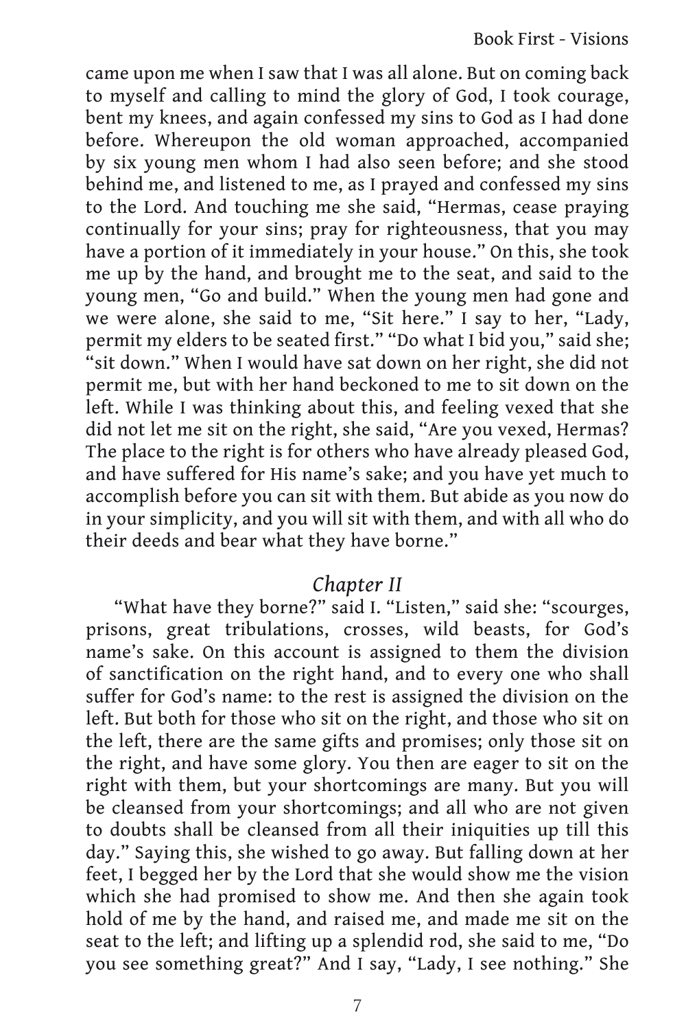came upon me when I saw that I was all alone. But on coming back to myself and calling to mind the glory of God, I took courage, bent my knees, and again confessed my sins to God as I had done before. Whereupon the old woman approached, accompanied by six young men whom I had also seen before; and she stood behind me, and listened to me, as I prayed and confessed my sins to the Lord. And touching me she said, “Hermas, cease praying continually for your sins; pray for righteousness, that you may have a portion of it immediately in your house.” On this, she took me up by the hand, and brought me to the seat, and said to the young men, “Go and build.” When the young men had gone and we were alone, she said to me, “Sit here.” I say to her, “Lady, permit my elders to be seated first.” “Do what I bid you,” said she; “sit down.” When I would have sat down on her right, she did not permit me, but with her hand beckoned to me to sit down on the left. While I was thinking about this, and feeling vexed that she did not let me sit on the right, she said, “Are you vexed, Hermas? The place to the right is for others who have already pleased God, and have suffered for His name’s sake; and you have yet much to accomplish before you can sit with them. But abide as you now do in your simplicity, and you will sit with them, and with all who do their deeds and bear what they have borne.”

## *Chapter II*

“What have they borne?” said I. “Listen,” said she: “scourges, prisons, great tribulations, crosses, wild beasts, for God’s name’s sake. On this account is assigned to them the division of sanctification on the right hand, and to every one who shall suffer for God’s name: to the rest is assigned the division on the left. But both for those who sit on the right, and those who sit on the left, there are the same gifts and promises; only those sit on the right, and have some glory. You then are eager to sit on the right with them, but your shortcomings are many. But you will be cleansed from your shortcomings; and all who are not given to doubts shall be cleansed from all their iniquities up till this day.” Saying this, she wished to go away. But falling down at her feet, I begged her by the Lord that she would show me the vision which she had promised to show me. And then she again took hold of me by the hand, and raised me, and made me sit on the seat to the left; and lifting up a splendid rod, she said to me, “Do you see something great?” And I say, “Lady, I see nothing.” She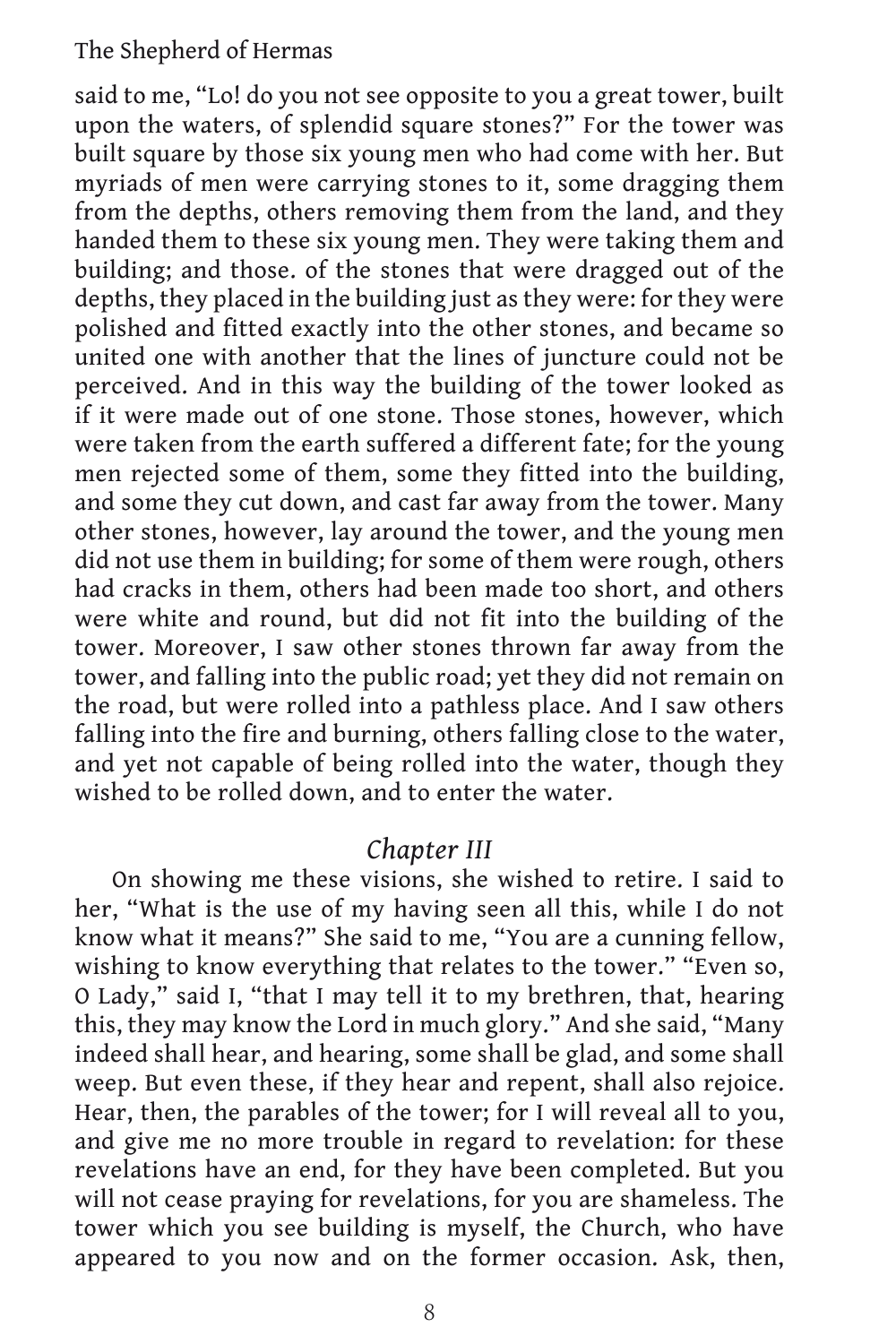said to me, "Lo! do you not see opposite to you a great tower, built upon the waters, of splendid square stones?" For the tower was built square by those six young men who had come with her. But myriads of men were carrying stones to it, some dragging them from the depths, others removing them from the land, and they handed them to these six young men. They were taking them and building; and those. of the stones that were dragged out of the depths, they placed in the building just as they were: for they were polished and fitted exactly into the other stones, and became so united one with another that the lines of juncture could not be perceived. And in this way the building of the tower looked as if it were made out of one stone. Those stones, however, which were taken from the earth suffered a different fate; for the young men rejected some of them, some they fitted into the building, and some they cut down, and cast far away from the tower. Many other stones, however, lay around the tower, and the young men did not use them in building; for some of them were rough, others had cracks in them, others had been made too short, and others were white and round, but did not fit into the building of the tower. Moreover, I saw other stones thrown far away from the tower, and falling into the public road; yet they did not remain on the road, but were rolled into a pathless place. And I saw others falling into the fire and burning, others falling close to the water, and yet not capable of being rolled into the water, though they wished to be rolled down, and to enter the water.

## *Chapter III*

On showing me these visions, she wished to retire. I said to her, "What is the use of my having seen all this, while I do not know what it means?" She said to me, "You are a cunning fellow, wishing to know everything that relates to the tower." "Even so, O Lady," said I, "that I may tell it to my brethren, that, hearing this, they may know the Lord in much glory." And she said, "Many indeed shall hear, and hearing, some shall be glad, and some shall weep. But even these, if they hear and repent, shall also rejoice. Hear, then, the parables of the tower; for I will reveal all to you, and give me no more trouble in regard to revelation: for these revelations have an end, for they have been completed. But you will not cease praying for revelations, for you are shameless. The tower which you see building is myself, the Church, who have appeared to you now and on the former occasion. Ask, then,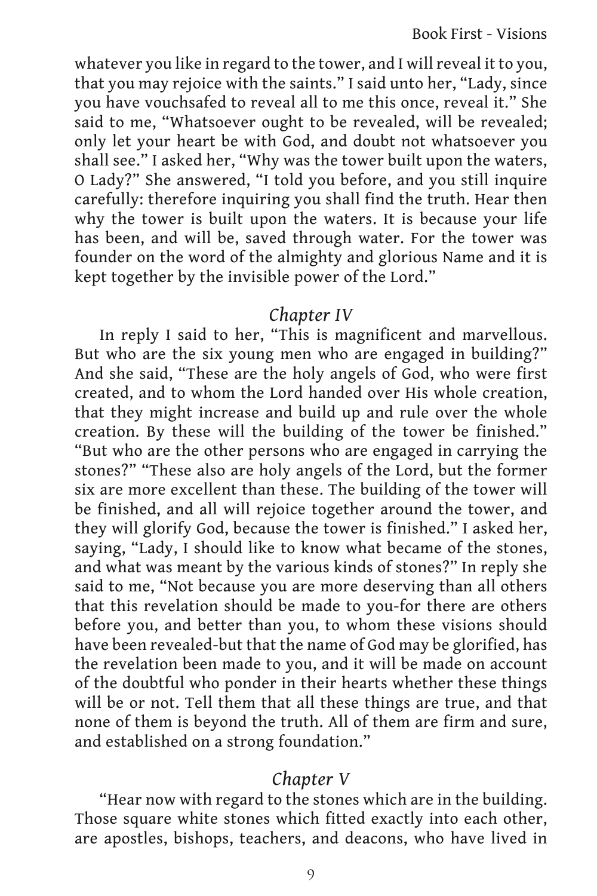whatever you like in regard to the tower, and I will reveal it to you, that you may rejoice with the saints." I said unto her, "Lady, since you have vouchsafed to reveal all to me this once, reveal it." She said to me, "Whatsoever ought to be revealed, will be revealed; only let your heart be with God, and doubt not whatsoever you shall see." I asked her, "Why was the tower built upon the waters, O Lady?" She answered, "I told you before, and you still inquire carefully: therefore inquiring you shall find the truth. Hear then why the tower is built upon the waters. It is because your life has been, and will be, saved through water. For the tower was founder on the word of the almighty and glorious Name and it is kept together by the invisible power of the Lord."

## *Chapter IV*

In reply I said to her, "This is magnificent and marvellous. But who are the six young men who are engaged in building?" And she said, "These are the holy angels of God, who were first created, and to whom the Lord handed over His whole creation, that they might increase and build up and rule over the whole creation. By these will the building of the tower be finished." "But who are the other persons who are engaged in carrying the stones?" "These also are holy angels of the Lord, but the former six are more excellent than these. The building of the tower will be finished, and all will rejoice together around the tower, and they will glorify God, because the tower is finished." I asked her, saying, "Lady, I should like to know what became of the stones, and what was meant by the various kinds of stones?" In reply she said to me, "Not because you are more deserving than all others that this revelation should be made to you-for there are others before you, and better than you, to whom these visions should have been revealed-but that the name of God may be glorified, has the revelation been made to you, and it will be made on account of the doubtful who ponder in their hearts whether these things will be or not. Tell them that all these things are true, and that none of them is beyond the truth. All of them are firm and sure, and established on a strong foundation."

## *Chapter V*

"Hear now with regard to the stones which are in the building. Those square white stones which fitted exactly into each other, are apostles, bishops, teachers, and deacons, who have lived in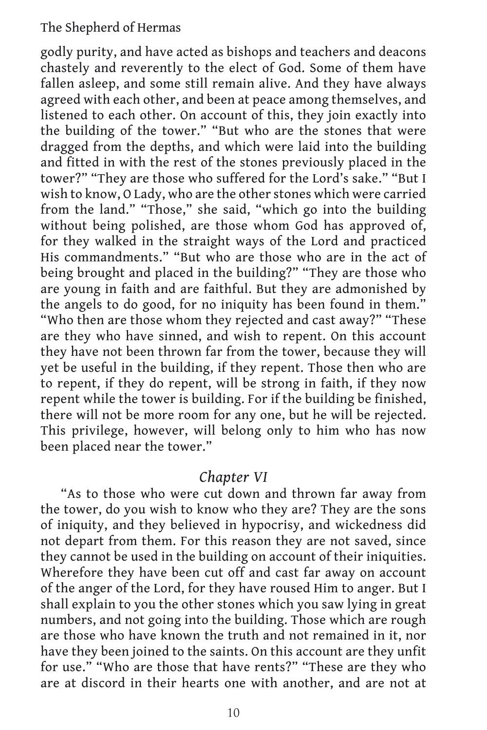godly purity, and have acted as bishops and teachers and deacons chastely and reverently to the elect of God. Some of them have fallen asleep, and some still remain alive. And they have always agreed with each other, and been at peace among themselves, and listened to each other. On account of this, they join exactly into the building of the tower." "But who are the stones that were dragged from the depths, and which were laid into the building and fitted in with the rest of the stones previously placed in the tower?" "They are those who suffered for the Lord's sake." "But I wish to know, O Lady, who are the other stones which were carried from the land." "Those," she said, "which go into the building without being polished, are those whom God has approved of, for they walked in the straight ways of the Lord and practiced His commandments." "But who are those who are in the act of being brought and placed in the building?" "They are those who are young in faith and are faithful. But they are admonished by the angels to do good, for no iniquity has been found in them." "Who then are those whom they rejected and cast away?" "These are they who have sinned, and wish to repent. On this account they have not been thrown far from the tower, because they will yet be useful in the building, if they repent. Those then who are to repent, if they do repent, will be strong in faith, if they now repent while the tower is building. For if the building be finished, there will not be more room for any one, but he will be rejected. This privilege, however, will belong only to him who has now been placed near the tower."

## *Chapter VI*

"As to those who were cut down and thrown far away from the tower, do you wish to know who they are? They are the sons of iniquity, and they believed in hypocrisy, and wickedness did not depart from them. For this reason they are not saved, since they cannot be used in the building on account of their iniquities. Wherefore they have been cut off and cast far away on account of the anger of the Lord, for they have roused Him to anger. But I shall explain to you the other stones which you saw lying in great numbers, and not going into the building. Those which are rough are those who have known the truth and not remained in it, nor have they been joined to the saints. On this account are they unfit for use." "Who are those that have rents?" "These are they who are at discord in their hearts one with another, and are not at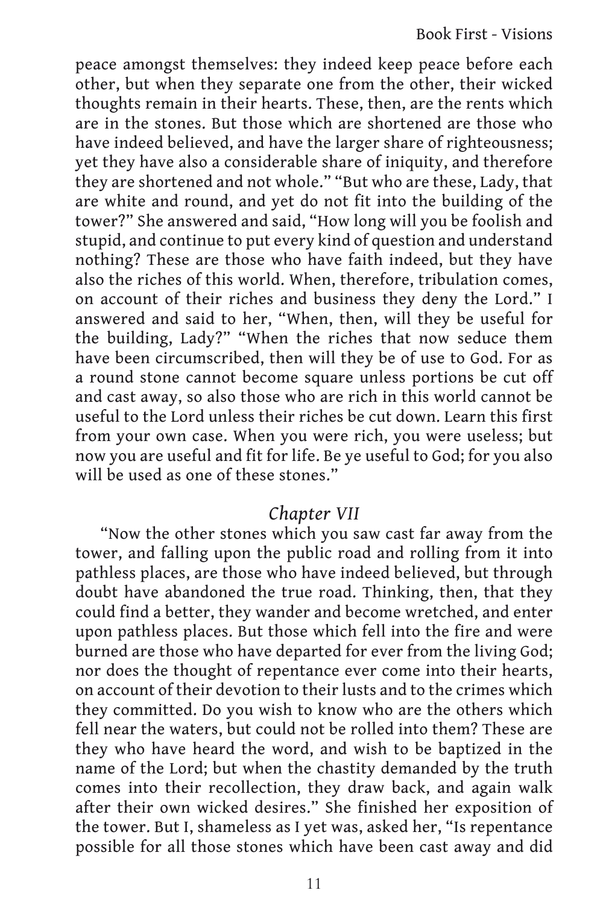peace amongst themselves: they indeed keep peace before each other, but when they separate one from the other, their wicked thoughts remain in their hearts. These, then, are the rents which are in the stones. But those which are shortened are those who have indeed believed, and have the larger share of righteousness; yet they have also a considerable share of iniquity, and therefore they are shortened and not whole." "But who are these, Lady, that are white and round, and yet do not fit into the building of the tower?" She answered and said, "How long will you be foolish and stupid, and continue to put every kind of question and understand nothing? These are those who have faith indeed, but they have also the riches of this world. When, therefore, tribulation comes, on account of their riches and business they deny the Lord." I answered and said to her, "When, then, will they be useful for the building, Lady?" "When the riches that now seduce them have been circumscribed, then will they be of use to God. For as a round stone cannot become square unless portions be cut off and cast away, so also those who are rich in this world cannot be useful to the Lord unless their riches be cut down. Learn this first from your own case. When you were rich, you were useless; but now you are useful and fit for life. Be ye useful to God; for you also will be used as one of these stones."

## *Chapter VII*

"Now the other stones which you saw cast far away from the tower, and falling upon the public road and rolling from it into pathless places, are those who have indeed believed, but through doubt have abandoned the true road. Thinking, then, that they could find a better, they wander and become wretched, and enter upon pathless places. But those which fell into the fire and were burned are those who have departed for ever from the living God; nor does the thought of repentance ever come into their hearts, on account of their devotion to their lusts and to the crimes which they committed. Do you wish to know who are the others which fell near the waters, but could not be rolled into them? These are they who have heard the word, and wish to be baptized in the name of the Lord; but when the chastity demanded by the truth comes into their recollection, they draw back, and again walk after their own wicked desires." She finished her exposition of the tower. But I, shameless as I yet was, asked her, "Is repentance possible for all those stones which have been cast away and did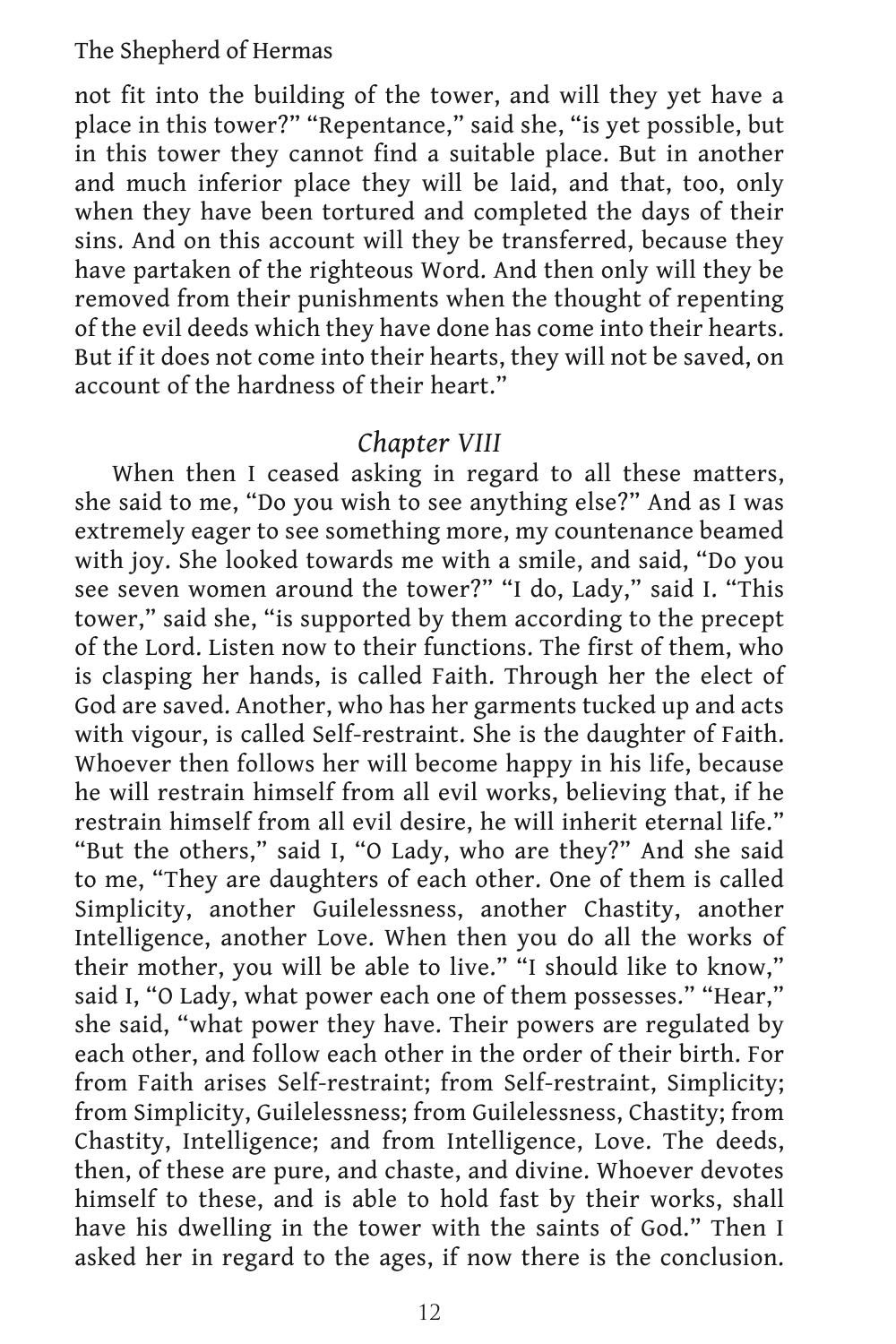not fit into the building of the tower, and will they yet have a place in this tower?" "Repentance," said she, "is yet possible, but in this tower they cannot find a suitable place. But in another and much inferior place they will be laid, and that, too, only when they have been tortured and completed the days of their sins. And on this account will they be transferred, because they have partaken of the righteous Word. And then only will they be removed from their punishments when the thought of repenting of the evil deeds which they have done has come into their hearts. But if it does not come into their hearts, they will not be saved, on account of the hardness of their heart."

## *Chapter VIII*

When then I ceased asking in regard to all these matters, she said to me, "Do you wish to see anything else?" And as I was extremely eager to see something more, my countenance beamed with joy. She looked towards me with a smile, and said, "Do you see seven women around the tower?" "I do, Lady," said I. "This tower," said she, "is supported by them according to the precept of the Lord. Listen now to their functions. The first of them, who is clasping her hands, is called Faith. Through her the elect of God are saved. Another, who has her garments tucked up and acts with vigour, is called Self-restraint. She is the daughter of Faith. Whoever then follows her will become happy in his life, because he will restrain himself from all evil works, believing that, if he restrain himself from all evil desire, he will inherit eternal life." "But the others," said I, "O Lady, who are they?" And she said to me, "They are daughters of each other. One of them is called Simplicity, another Guilelessness, another Chastity, another Intelligence, another Love. When then you do all the works of their mother, you will be able to live." "I should like to know," said I, "O Lady, what power each one of them possesses." "Hear," she said, "what power they have. Their powers are regulated by each other, and follow each other in the order of their birth. For from Faith arises Self-restraint; from Self-restraint, Simplicity; from Simplicity, Guilelessness; from Guilelessness, Chastity; from Chastity, Intelligence; and from Intelligence, Love. The deeds, then, of these are pure, and chaste, and divine. Whoever devotes himself to these, and is able to hold fast by their works, shall have his dwelling in the tower with the saints of God." Then I asked her in regard to the ages, if now there is the conclusion.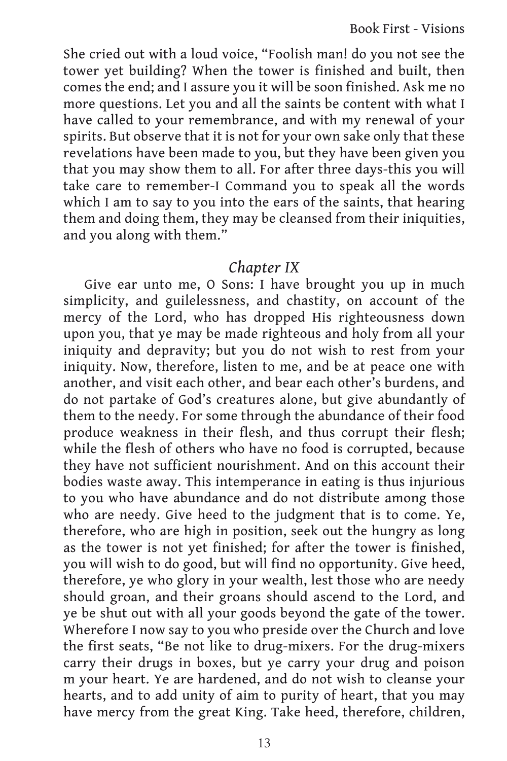She cried out with a loud voice, "Foolish man! do you not see the tower yet building? When the tower is finished and built, then comes the end; and I assure you it will be soon finished. Ask me no more questions. Let you and all the saints be content with what I have called to your remembrance, and with my renewal of your spirits. But observe that it is not for your own sake only that these revelations have been made to you, but they have been given you that you may show them to all. For after three days-this you will take care to remember-I Command you to speak all the words which I am to say to you into the ears of the saints, that hearing them and doing them, they may be cleansed from their iniquities, and you along with them."

## *Chapter IX*

Give ear unto me, O Sons: I have brought you up in much simplicity, and guilelessness, and chastity, on account of the mercy of the Lord, who has dropped His righteousness down upon you, that ye may be made righteous and holy from all your iniquity and depravity; but you do not wish to rest from your iniquity. Now, therefore, listen to me, and be at peace one with another, and visit each other, and bear each other's burdens, and do not partake of God's creatures alone, but give abundantly of them to the needy. For some through the abundance of their food produce weakness in their flesh, and thus corrupt their flesh; while the flesh of others who have no food is corrupted, because they have not sufficient nourishment. And on this account their bodies waste away. This intemperance in eating is thus injurious to you who have abundance and do not distribute among those who are needy. Give heed to the judgment that is to come. Ye, therefore, who are high in position, seek out the hungry as long as the tower is not yet finished; for after the tower is finished, you will wish to do good, but will find no opportunity. Give heed, therefore, ye who glory in your wealth, lest those who are needy should groan, and their groans should ascend to the Lord, and ye be shut out with all your goods beyond the gate of the tower. Wherefore I now say to you who preside over the Church and love the first seats, "Be not like to drug-mixers. For the drug-mixers carry their drugs in boxes, but ye carry your drug and poison m your heart. Ye are hardened, and do not wish to cleanse your hearts, and to add unity of aim to purity of heart, that you may have mercy from the great King. Take heed, therefore, children,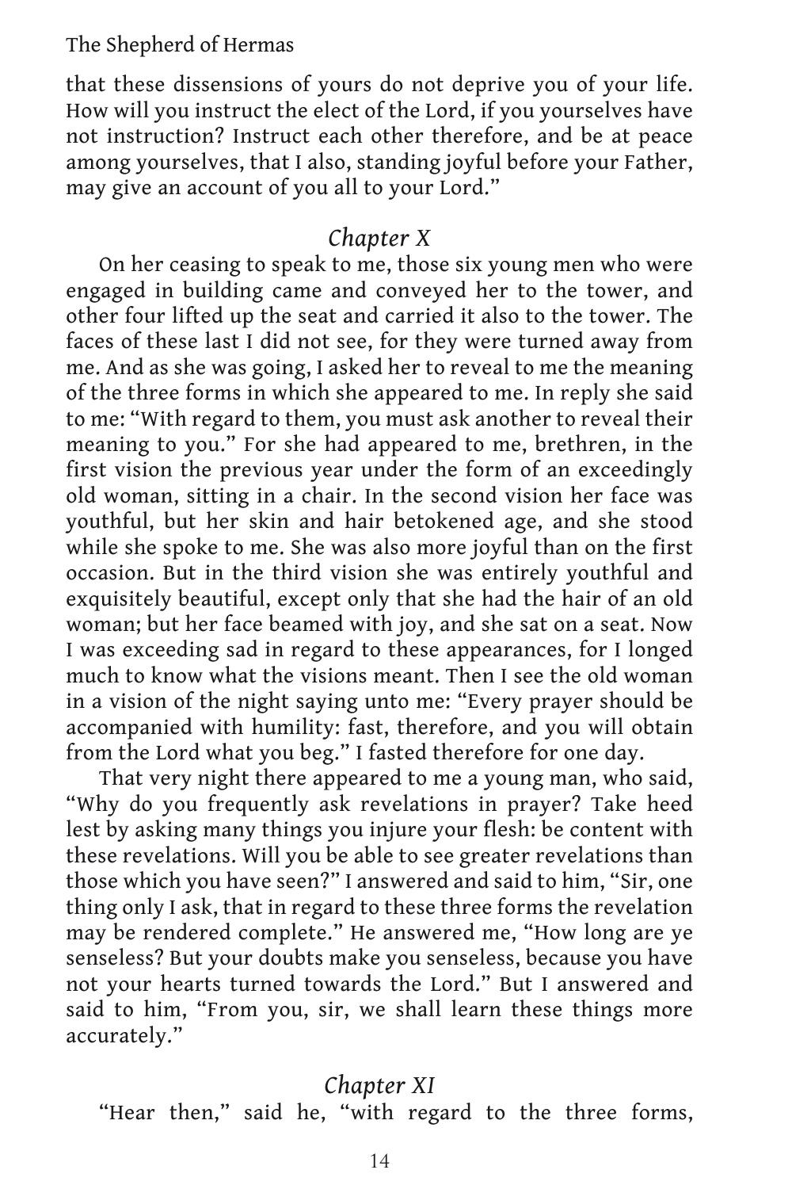that these dissensions of yours do not deprive you of your life. How will you instruct the elect of the Lord, if you yourselves have not instruction? Instruct each other therefore, and be at peace among yourselves, that I also, standing joyful before your Father, may give an account of you all to your Lord."

## *Chapter X*

On her ceasing to speak to me, those six young men who were engaged in building came and conveyed her to the tower, and other four lifted up the seat and carried it also to the tower. The faces of these last I did not see, for they were turned away from me. And as she was going, I asked her to reveal to me the meaning of the three forms in which she appeared to me. In reply she said to me: "With regard to them, you must ask another to reveal their meaning to you." For she had appeared to me, brethren, in the first vision the previous year under the form of an exceedingly old woman, sitting in a chair. In the second vision her face was youthful, but her skin and hair betokened age, and she stood while she spoke to me. She was also more joyful than on the first occasion. But in the third vision she was entirely youthful and exquisitely beautiful, except only that she had the hair of an old woman; but her face beamed with joy, and she sat on a seat. Now I was exceeding sad in regard to these appearances, for I longed much to know what the visions meant. Then I see the old woman in a vision of the night saying unto me: "Every prayer should be accompanied with humility: fast, therefore, and you will obtain from the Lord what you beg." I fasted therefore for one day.

That very night there appeared to me a young man, who said, "Why do you frequently ask revelations in prayer? Take heed lest by asking many things you injure your flesh: be content with these revelations. Will you be able to see greater revelations than those which you have seen?" I answered and said to him, "Sir, one thing only I ask, that in regard to these three forms the revelation may be rendered complete." He answered me, "How long are ye senseless? But your doubts make you senseless, because you have not your hearts turned towards the Lord." But I answered and said to him, "From you, sir, we shall learn these things more accurately."

## *Chapter XI*

"Hear then," said he, "with regard to the three forms,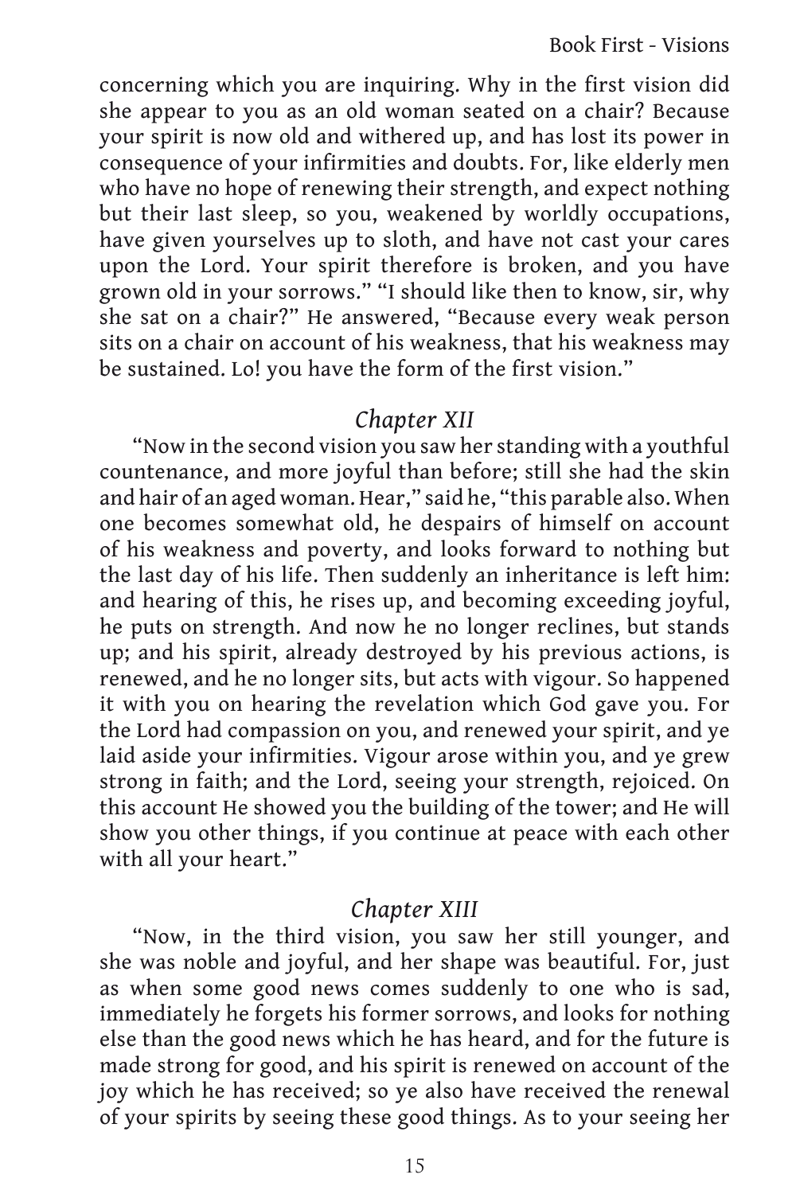concerning which you are inquiring. Why in the first vision did she appear to you as an old woman seated on a chair? Because your spirit is now old and withered up, and has lost its power in consequence of your infirmities and doubts. For, like elderly men who have no hope of renewing their strength, and expect nothing but their last sleep, so you, weakened by worldly occupations, have given yourselves up to sloth, and have not cast your cares upon the Lord. Your spirit therefore is broken, and you have grown old in your sorrows." "I should like then to know, sir, why she sat on a chair?" He answered, "Because every weak person sits on a chair on account of his weakness, that his weakness may be sustained. Lo! you have the form of the first vision."

### *Chapter XII*

"Now in the second vision you saw her standing with a youthful countenance, and more joyful than before; still she had the skin and hair of an aged woman. Hear," said he, "this parable also. When one becomes somewhat old, he despairs of himself on account of his weakness and poverty, and looks forward to nothing but the last day of his life. Then suddenly an inheritance is left him: and hearing of this, he rises up, and becoming exceeding joyful, he puts on strength. And now he no longer reclines, but stands up; and his spirit, already destroyed by his previous actions, is renewed, and he no longer sits, but acts with vigour. So happened it with you on hearing the revelation which God gave you. For the Lord had compassion on you, and renewed your spirit, and ye laid aside your infirmities. Vigour arose within you, and ye grew strong in faith; and the Lord, seeing your strength, rejoiced. On this account He showed you the building of the tower; and He will show you other things, if you continue at peace with each other with all your heart."

### *Chapter XIII*

"Now, in the third vision, you saw her still younger, and she was noble and joyful, and her shape was beautiful. For, just as when some good news comes suddenly to one who is sad, immediately he forgets his former sorrows, and looks for nothing else than the good news which he has heard, and for the future is made strong for good, and his spirit is renewed on account of the joy which he has received; so ye also have received the renewal of your spirits by seeing these good things. As to your seeing her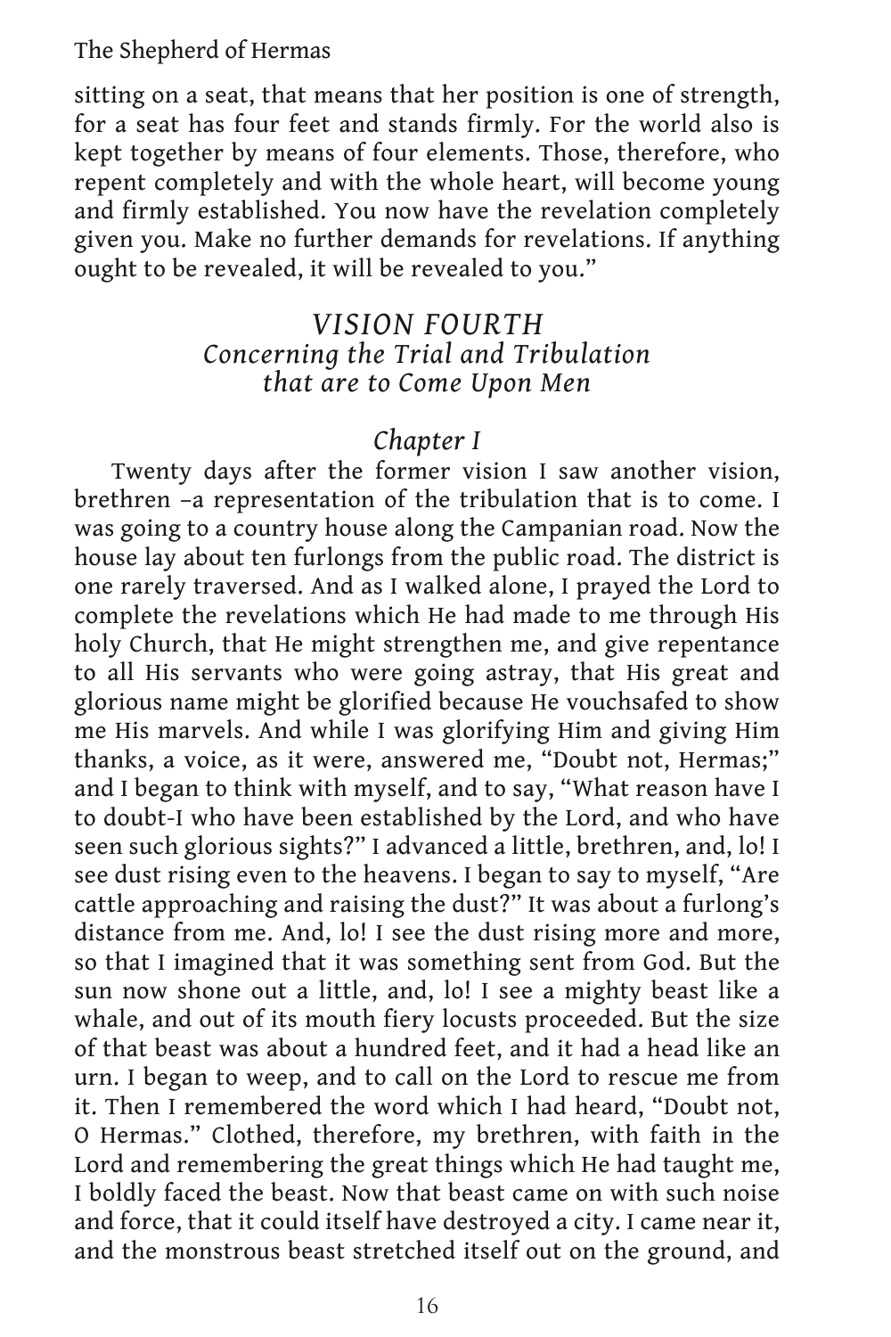sitting on a seat, that means that her position is one of strength, for a seat has four feet and stands firmly. For the world also is kept together by means of four elements. Those, therefore, who repent completely and with the whole heart, will become young and firmly established. You now have the revelation completely given you. Make no further demands for revelations. If anything ought to be revealed, it will be revealed to you."

## *VISION FOURTH*
### *Concerning the Trial and Tribulation that are to Come Upon Men*

### *Chapter I*

Twenty days after the former vision I saw another vision, brethren –a representation of the tribulation that is to come. I was going to a country house along the Campanian road. Now the house lay about ten furlongs from the public road. The district is one rarely traversed. And as I walked alone, I prayed the Lord to complete the revelations which He had made to me through His holy Church, that He might strengthen me, and give repentance to all His servants who were going astray, that His great and glorious name might be glorified because He vouchsafed to show me His marvels. And while I was glorifying Him and giving Him thanks, a voice, as it were, answered me, "Doubt not, Hermas;" and I began to think with myself, and to say, "What reason have I to doubt-I who have been established by the Lord, and who have seen such glorious sights?" I advanced a little, brethren, and, lo! I see dust rising even to the heavens. I began to say to myself, "Are cattle approaching and raising the dust?" It was about a furlong's distance from me. And, lo! I see the dust rising more and more, so that I imagined that it was something sent from God. But the sun now shone out a little, and, lo! I see a mighty beast like a whale, and out of its mouth fiery locusts proceeded. But the size of that beast was about a hundred feet, and it had a head like an urn. I began to weep, and to call on the Lord to rescue me from it. Then I remembered the word which I had heard, "Doubt not, O Hermas." Clothed, therefore, my brethren, with faith in the Lord and remembering the great things which He had taught me, I boldly faced the beast. Now that beast came on with such noise and force, that it could itself have destroyed a city. I came near it, and the monstrous beast stretched itself out on the ground, and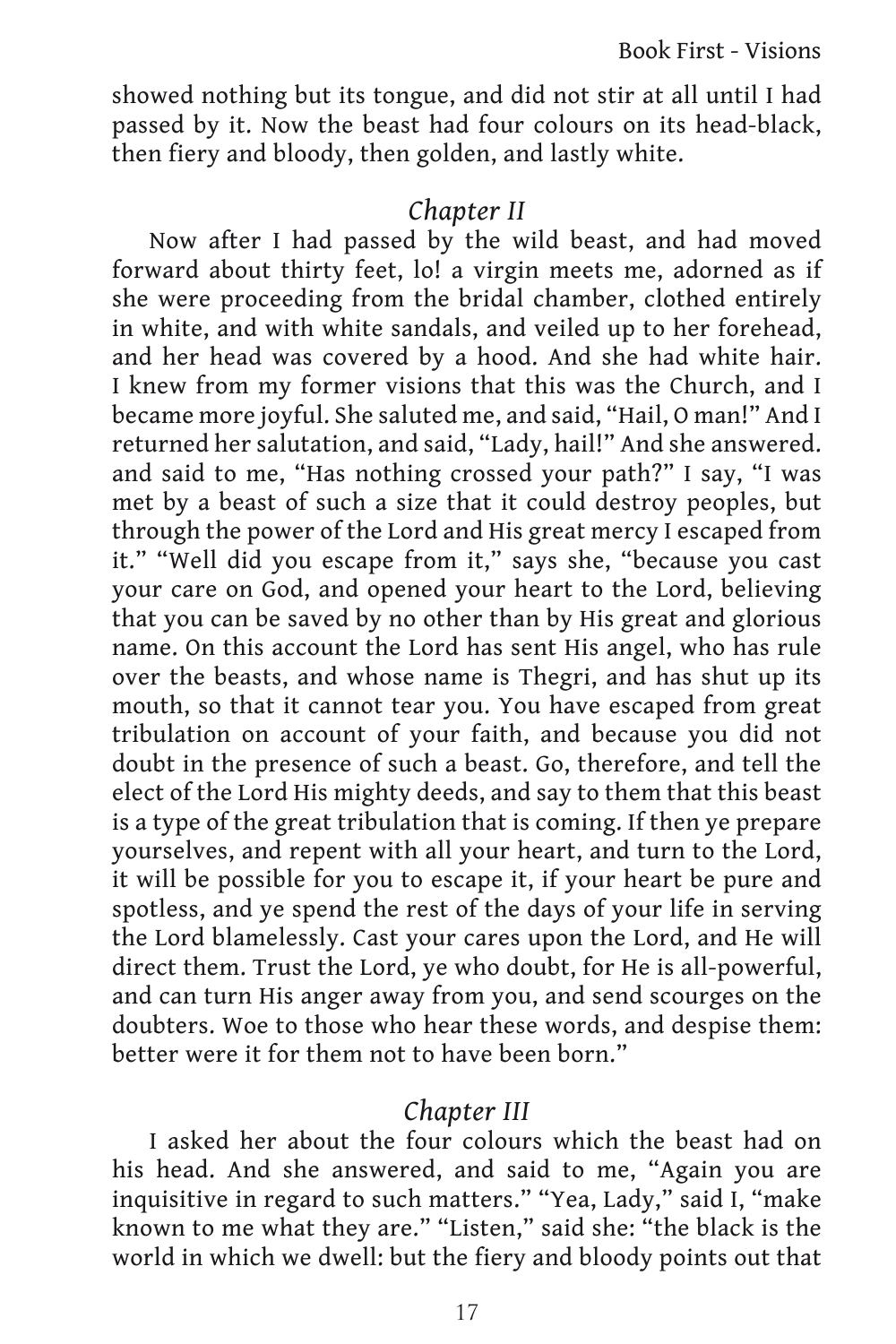showed nothing but its tongue, and did not stir at all until I had passed by it. Now the beast had four colours on its head-black, then fiery and bloody, then golden, and lastly white.

## *Chapter II*

Now after I had passed by the wild beast, and had moved forward about thirty feet, lo! a virgin meets me, adorned as if she were proceeding from the bridal chamber, clothed entirely in white, and with white sandals, and veiled up to her forehead, and her head was covered by a hood. And she had white hair. I knew from my former visions that this was the Church, and I became more joyful. She saluted me, and said, "Hail, O man!" And I returned her salutation, and said, "Lady, hail!" And she answered. and said to me, "Has nothing crossed your path?" I say, "I was met by a beast of such a size that it could destroy peoples, but through the power of the Lord and His great mercy I escaped from it." "Well did you escape from it," says she, "because you cast your care on God, and opened your heart to the Lord, believing that you can be saved by no other than by His great and glorious name. On this account the Lord has sent His angel, who has rule over the beasts, and whose name is Thegri, and has shut up its mouth, so that it cannot tear you. You have escaped from great tribulation on account of your faith, and because you did not doubt in the presence of such a beast. Go, therefore, and tell the elect of the Lord His mighty deeds, and say to them that this beast is a type of the great tribulation that is coming. If then ye prepare yourselves, and repent with all your heart, and turn to the Lord, it will be possible for you to escape it, if your heart be pure and spotless, and ye spend the rest of the days of your life in serving the Lord blamelessly. Cast your cares upon the Lord, and He will direct them. Trust the Lord, ye who doubt, for He is all-powerful, and can turn His anger away from you, and send scourges on the doubters. Woe to those who hear these words, and despise them: better were it for them not to have been born."

## *Chapter III*

I asked her about the four colours which the beast had on his head. And she answered, and said to me, "Again you are inquisitive in regard to such matters." "Yea, Lady," said I, "make known to me what they are." "Listen," said she: "the black is the world in which we dwell: but the fiery and bloody points out that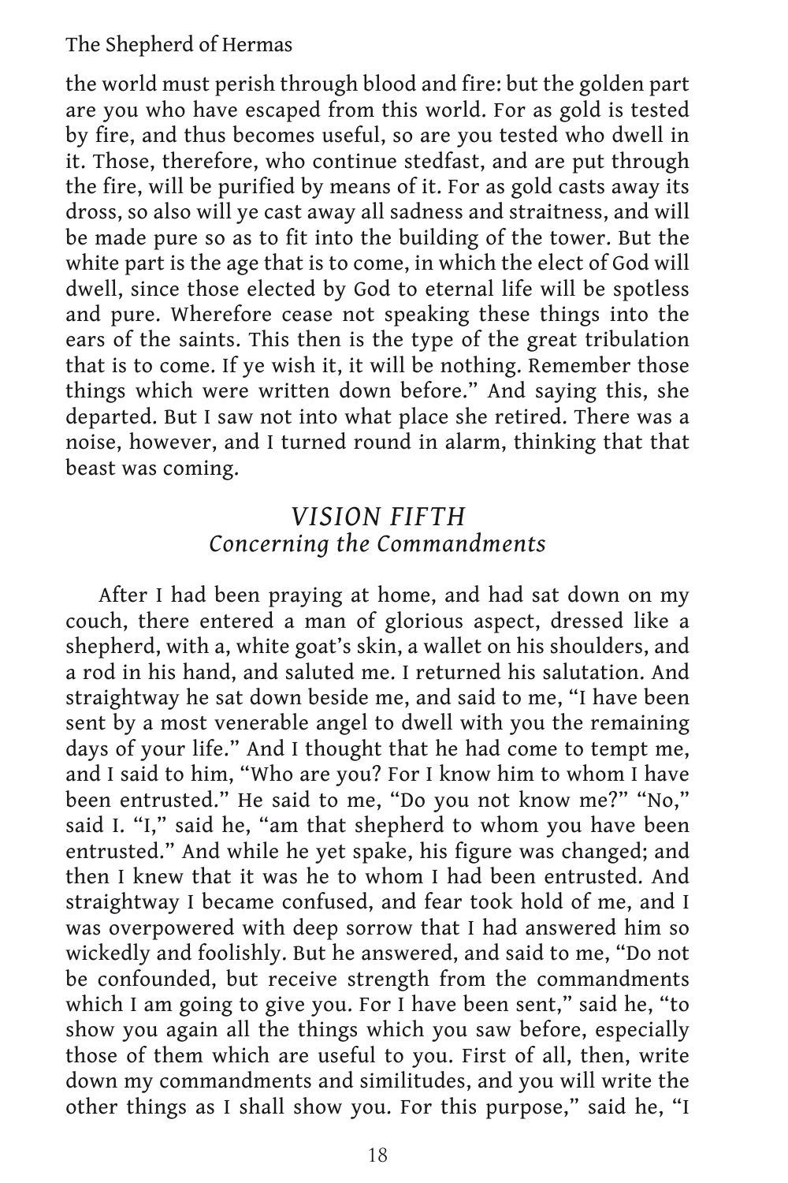the world must perish through blood and fire: but the golden part are you who have escaped from this world. For as gold is tested by fire, and thus becomes useful, so are you tested who dwell in it. Those, therefore, who continue stedfast, and are put through the fire, will be purified by means of it. For as gold casts away its dross, so also will ye cast away all sadness and straitness, and will be made pure so as to fit into the building of the tower. But the white part is the age that is to come, in which the elect of God will dwell, since those elected by God to eternal life will be spotless and pure. Wherefore cease not speaking these things into the ears of the saints. This then is the type of the great tribulation that is to come. If ye wish it, it will be nothing. Remember those things which were written down before." And saying this, she departed. But I saw not into what place she retired. There was a noise, however, and I turned round in alarm, thinking that that beast was coming.

## *VISION FIFTH*
### *Concerning the Commandments*

After I had been praying at home, and had sat down on my couch, there entered a man of glorious aspect, dressed like a shepherd, with a, white goat's skin, a wallet on his shoulders, and a rod in his hand, and saluted me. I returned his salutation. And straightway he sat down beside me, and said to me, "I have been sent by a most venerable angel to dwell with you the remaining days of your life." And I thought that he had come to tempt me, and I said to him, "Who are you? For I know him to whom I have been entrusted." He said to me, "Do you not know me?" "No," said I. "I," said he, "am that shepherd to whom you have been entrusted." And while he yet spake, his figure was changed; and then I knew that it was he to whom I had been entrusted. And straightway I became confused, and fear took hold of me, and I was overpowered with deep sorrow that I had answered him so wickedly and foolishly. But he answered, and said to me, "Do not be confounded, but receive strength from the commandments which I am going to give you. For I have been sent," said he, "to show you again all the things which you saw before, especially those of them which are useful to you. First of all, then, write down my commandments and similitudes, and you will write the other things as I shall show you. For this purpose," said he, "I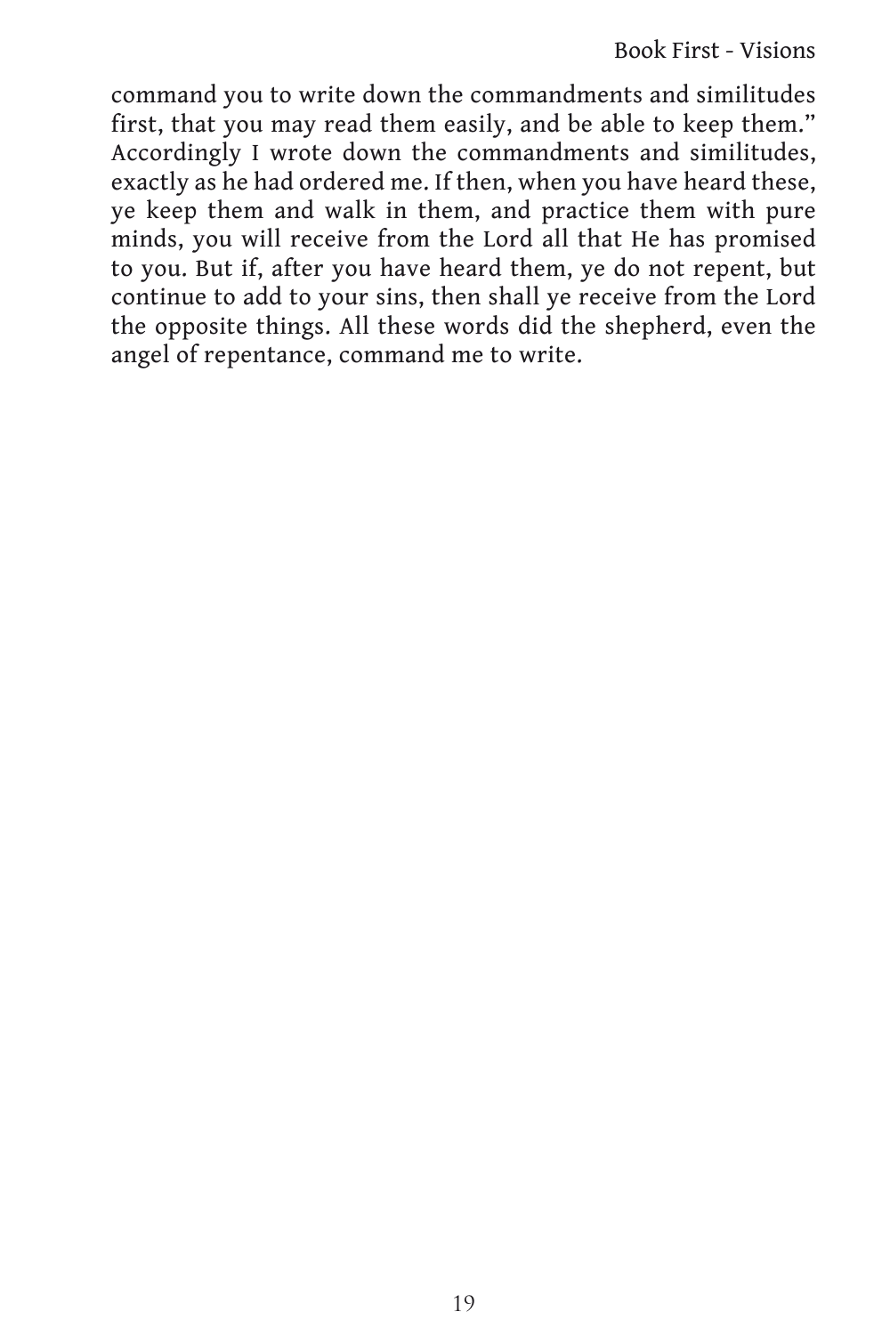command you to write down the commandments and similitudes first, that you may read them easily, and be able to keep them." Accordingly I wrote down the commandments and similitudes, exactly as he had ordered me. If then, when you have heard these, ye keep them and walk in them, and practice them with pure minds, you will receive from the Lord all that He has promised to you. But if, after you have heard them, ye do not repent, but continue to add to your sins, then shall ye receive from the Lord the opposite things. All these words did the shepherd, even the angel of repentance, command me to write.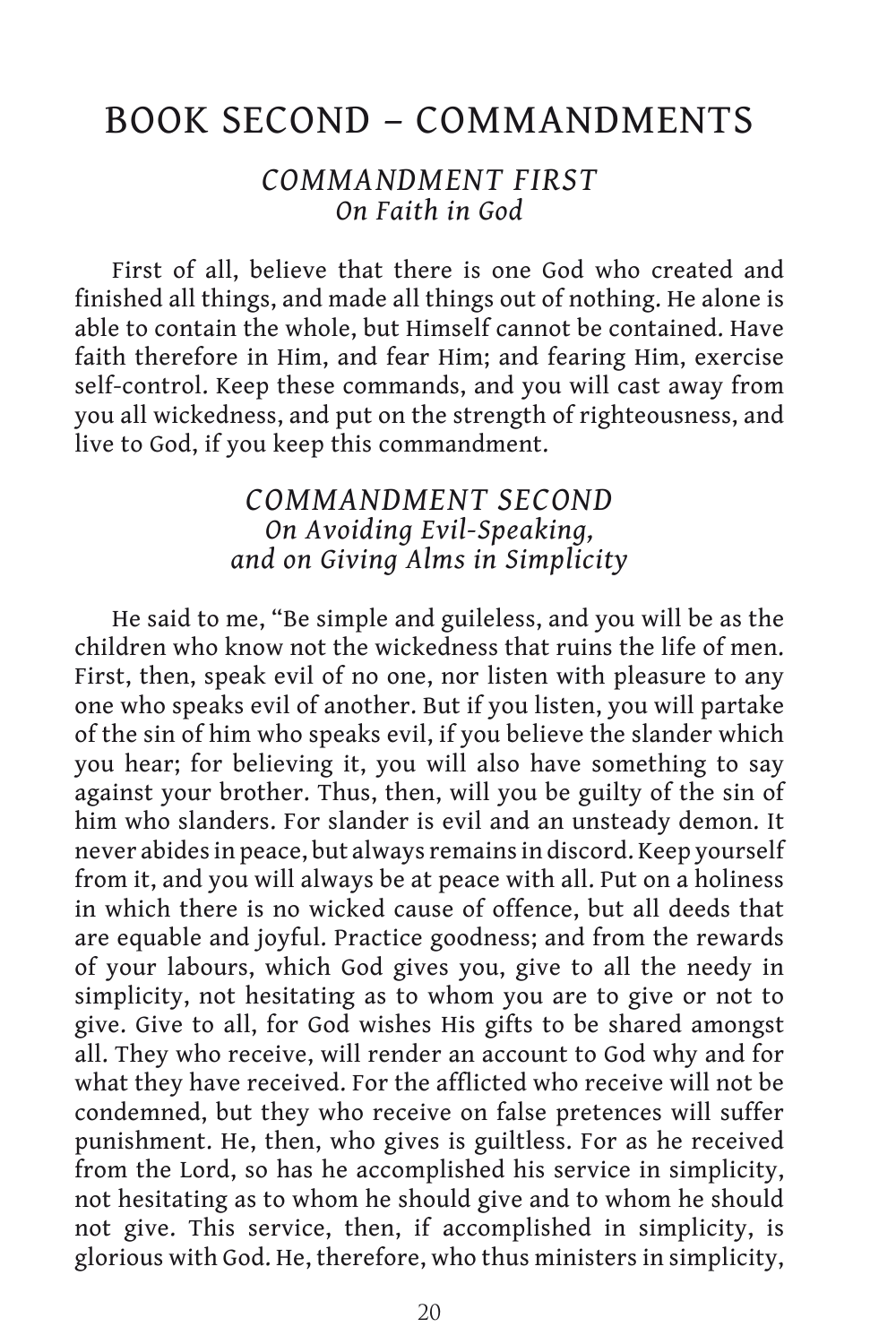# BOOK SECOND – COMMANDMENTS

## *COMMANDMENT FIRST*
### *On Faith in God*

First of all, believe that there is one God who created and finished all things, and made all things out of nothing. He alone is able to contain the whole, but Himself cannot be contained. Have faith therefore in Him, and fear Him; and fearing Him, exercise self-control. Keep these commands, and you will cast away from you all wickedness, and put on the strength of righteousness, and live to God, if you keep this commandment.

## *COMMANDMENT SECOND*
### *On Avoiding Evil-Speaking, and on Giving Alms in Simplicity*

He said to me, "Be simple and guileless, and you will be as the children who know not the wickedness that ruins the life of men. First, then, speak evil of no one, nor listen with pleasure to any one who speaks evil of another. But if you listen, you will partake of the sin of him who speaks evil, if you believe the slander which you hear; for believing it, you will also have something to say against your brother. Thus, then, will you be guilty of the sin of him who slanders. For slander is evil and an unsteady demon. It never abides in peace, but always remains in discord. Keep yourself from it, and you will always be at peace with all. Put on a holiness in which there is no wicked cause of offence, but all deeds that are equable and joyful. Practice goodness; and from the rewards of your labours, which God gives you, give to all the needy in simplicity, not hesitating as to whom you are to give or not to give. Give to all, for God wishes His gifts to be shared amongst all. They who receive, will render an account to God why and for what they have received. For the afflicted who receive will not be condemned, but they who receive on false pretences will suffer punishment. He, then, who gives is guiltless. For as he received from the Lord, so has he accomplished his service in simplicity, not hesitating as to whom he should give and to whom he should not give. This service, then, if accomplished in simplicity, is glorious with God. He, therefore, who thus ministers in simplicity,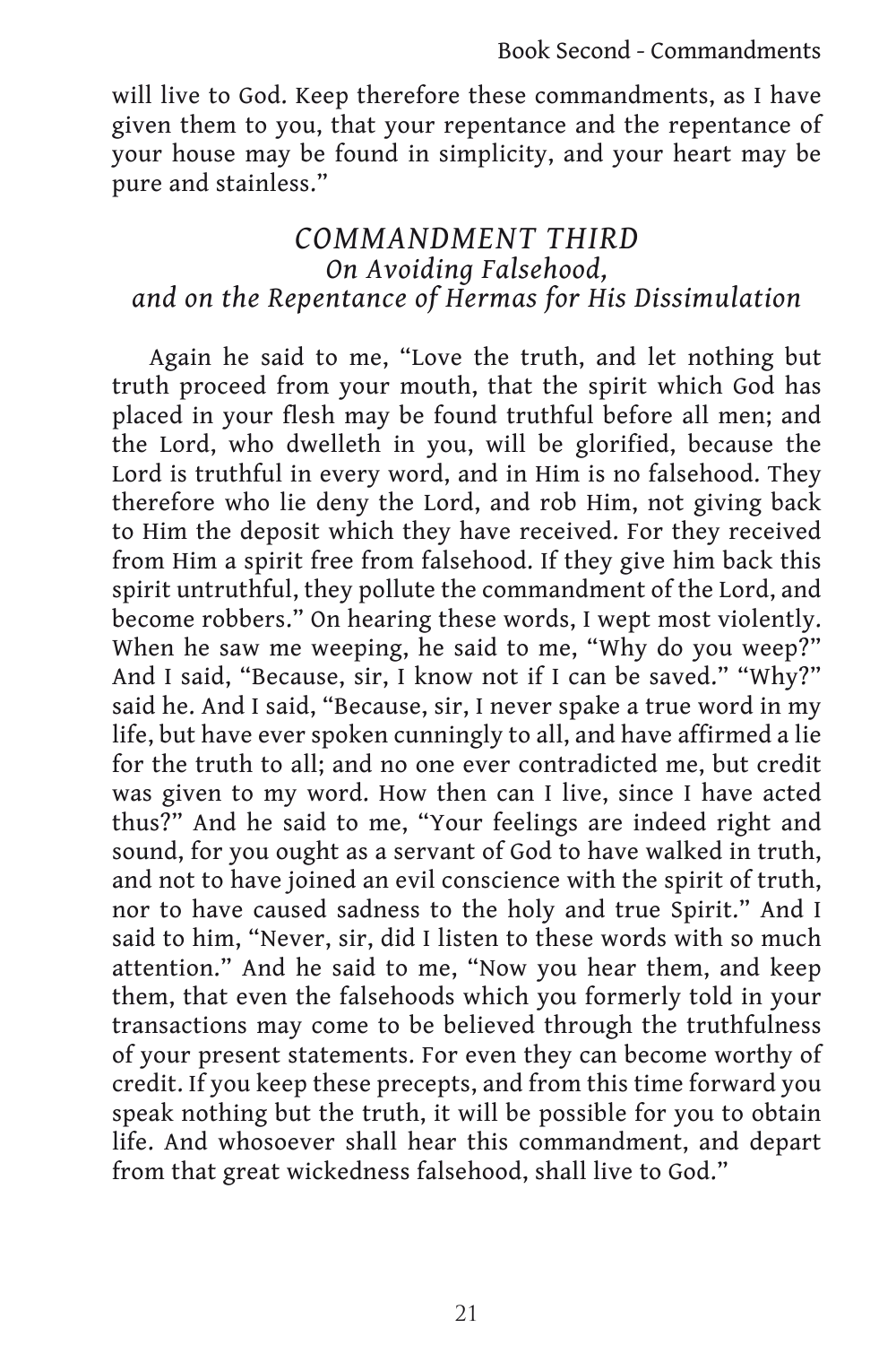will live to God. Keep therefore these commandments, as I have given them to you, that your repentance and the repentance of your house may be found in simplicity, and your heart may be pure and stainless."

## *COMMANDMENT THIRD*
### *On Avoiding Falsehood, and on the Repentance of Hermas for His Dissimulation*

Again he said to me, "Love the truth, and let nothing but truth proceed from your mouth, that the spirit which God has placed in your flesh may be found truthful before all men; and the Lord, who dwelleth in you, will be glorified, because the Lord is truthful in every word, and in Him is no falsehood. They therefore who lie deny the Lord, and rob Him, not giving back to Him the deposit which they have received. For they received from Him a spirit free from falsehood. If they give him back this spirit untruthful, they pollute the commandment of the Lord, and become robbers." On hearing these words, I wept most violently. When he saw me weeping, he said to me, "Why do you weep?" And I said, "Because, sir, I know not if I can be saved." "Why?" said he. And I said, "Because, sir, I never spake a true word in my life, but have ever spoken cunningly to all, and have affirmed a lie for the truth to all; and no one ever contradicted me, but credit was given to my word. How then can I live, since I have acted thus?" And he said to me, "Your feelings are indeed right and sound, for you ought as a servant of God to have walked in truth, and not to have joined an evil conscience with the spirit of truth, nor to have caused sadness to the holy and true Spirit." And I said to him, "Never, sir, did I listen to these words with so much attention." And he said to me, "Now you hear them, and keep them, that even the falsehoods which you formerly told in your transactions may come to be believed through the truthfulness of your present statements. For even they can become worthy of credit. If you keep these precepts, and from this time forward you speak nothing but the truth, it will be possible for you to obtain life. And whosoever shall hear this commandment, and depart from that great wickedness falsehood, shall live to God."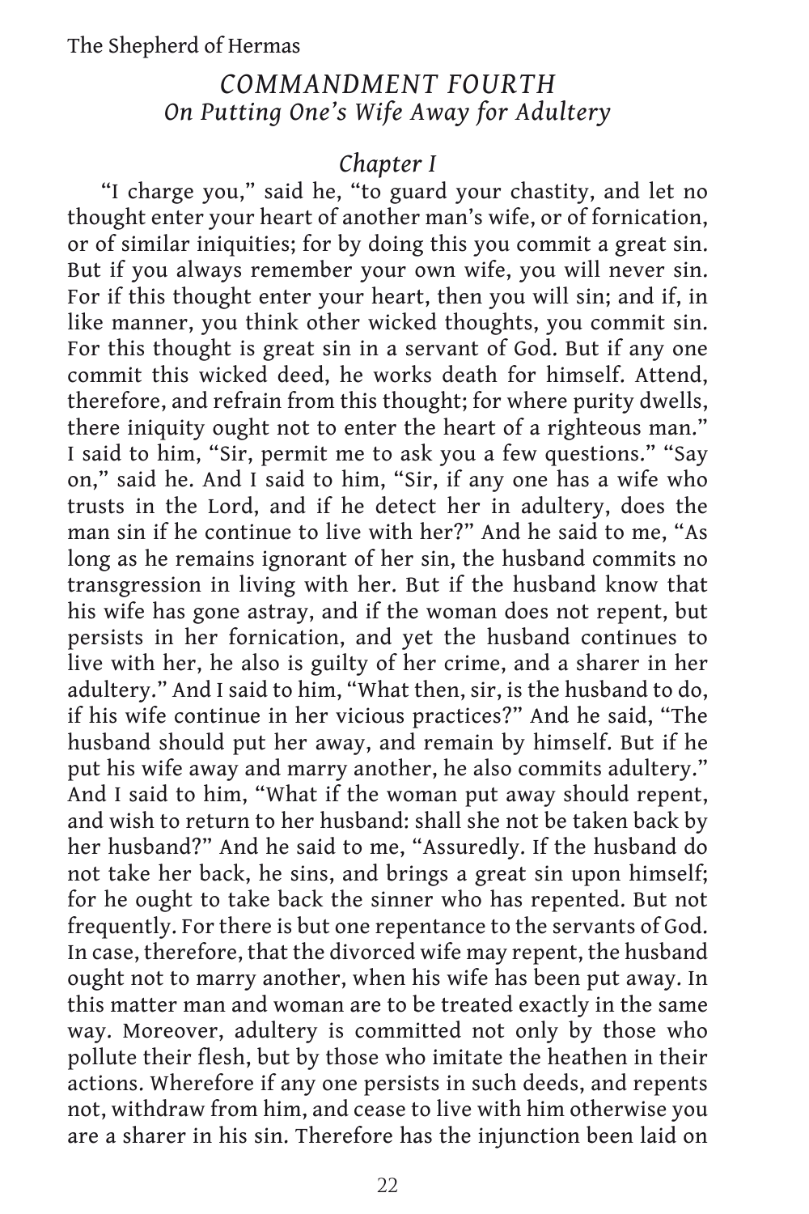## *COMMANDMENT FOURTH*
### *On Putting One's Wife Away for Adultery*

#### *Chapter I*

"I charge you," said he, "to guard your chastity, and let no thought enter your heart of another man's wife, or of fornication, or of similar iniquities; for by doing this you commit a great sin. But if you always remember your own wife, you will never sin. For if this thought enter your heart, then you will sin; and if, in like manner, you think other wicked thoughts, you commit sin. For this thought is great sin in a servant of God. But if any one commit this wicked deed, he works death for himself. Attend, therefore, and refrain from this thought; for where purity dwells, there iniquity ought not to enter the heart of a righteous man." I said to him, "Sir, permit me to ask you a few questions." "Say on," said he. And I said to him, "Sir, if any one has a wife who trusts in the Lord, and if he detect her in adultery, does the man sin if he continue to live with her?" And he said to me, "As long as he remains ignorant of her sin, the husband commits no transgression in living with her. But if the husband know that his wife has gone astray, and if the woman does not repent, but persists in her fornication, and yet the husband continues to live with her, he also is guilty of her crime, and a sharer in her adultery." And I said to him, "What then, sir, is the husband to do, if his wife continue in her vicious practices?" And he said, "The husband should put her away, and remain by himself. But if he put his wife away and marry another, he also commits adultery." And I said to him, "What if the woman put away should repent, and wish to return to her husband: shall she not be taken back by her husband?" And he said to me, "Assuredly. If the husband do not take her back, he sins, and brings a great sin upon himself; for he ought to take back the sinner who has repented. But not frequently. For there is but one repentance to the servants of God. In case, therefore, that the divorced wife may repent, the husband ought not to marry another, when his wife has been put away. In this matter man and woman are to be treated exactly in the same way. Moreover, adultery is committed not only by those who pollute their flesh, but by those who imitate the heathen in their actions. Wherefore if any one persists in such deeds, and repents not, withdraw from him, and cease to live with him otherwise you are a sharer in his sin. Therefore has the injunction been laid on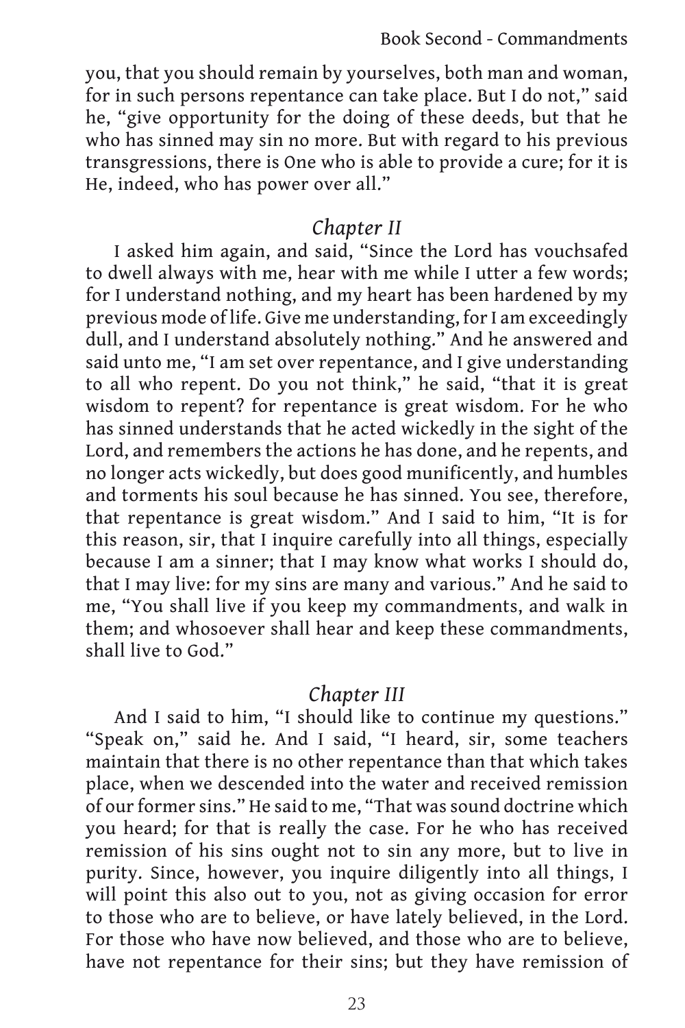you, that you should remain by yourselves, both man and woman, for in such persons repentance can take place. But I do not," said he, "give opportunity for the doing of these deeds, but that he who has sinned may sin no more. But with regard to his previous transgressions, there is One who is able to provide a cure; for it is He, indeed, who has power over all."

## *Chapter II*

I asked him again, and said, "Since the Lord has vouchsafed to dwell always with me, hear with me while I utter a few words; for I understand nothing, and my heart has been hardened by my previous mode of life. Give me understanding, for I am exceedingly dull, and I understand absolutely nothing." And he answered and said unto me, "I am set over repentance, and I give understanding to all who repent. Do you not think," he said, "that it is great wisdom to repent? for repentance is great wisdom. For he who has sinned understands that he acted wickedly in the sight of the Lord, and remembers the actions he has done, and he repents, and no longer acts wickedly, but does good munificently, and humbles and torments his soul because he has sinned. You see, therefore, that repentance is great wisdom." And I said to him, "It is for this reason, sir, that I inquire carefully into all things, especially because I am a sinner; that I may know what works I should do, that I may live: for my sins are many and various." And he said to me, "You shall live if you keep my commandments, and walk in them; and whosoever shall hear and keep these commandments, shall live to God."

## *Chapter III*

And I said to him, "I should like to continue my questions." "Speak on," said he. And I said, "I heard, sir, some teachers maintain that there is no other repentance than that which takes place, when we descended into the water and received remission of our former sins." He said to me, "That was sound doctrine which you heard; for that is really the case. For he who has received remission of his sins ought not to sin any more, but to live in purity. Since, however, you inquire diligently into all things, I will point this also out to you, not as giving occasion for error to those who are to believe, or have lately believed, in the Lord. For those who have now believed, and those who are to believe, have not repentance for their sins; but they have remission of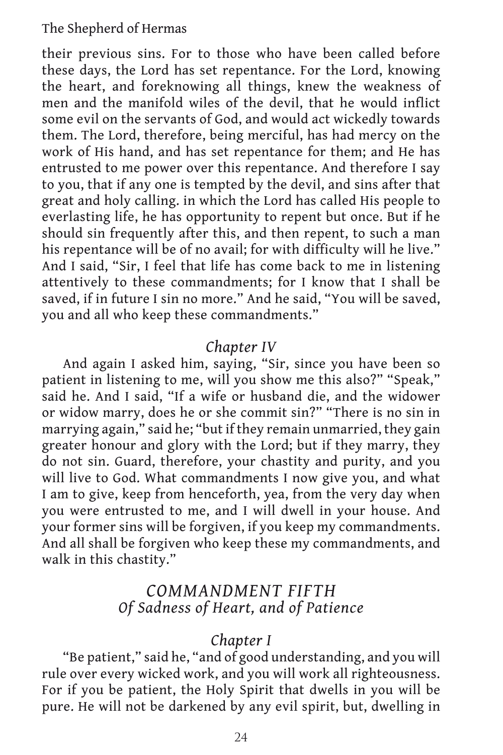their previous sins. For to those who have been called before these days, the Lord has set repentance. For the Lord, knowing the heart, and foreknowing all things, knew the weakness of men and the manifold wiles of the devil, that he would inflict some evil on the servants of God, and would act wickedly towards them. The Lord, therefore, being merciful, has had mercy on the work of His hand, and has set repentance for them; and He has entrusted to me power over this repentance. And therefore I say to you, that if any one is tempted by the devil, and sins after that great and holy calling. in which the Lord has called His people to everlasting life, he has opportunity to repent but once. But if he should sin frequently after this, and then repent, to such a man his repentance will be of no avail; for with difficulty will he live." And I said, "Sir, I feel that life has come back to me in listening attentively to these commandments; for I know that I shall be saved, if in future I sin no more." And he said, "You will be saved, you and all who keep these commandments."

### *Chapter IV*

And again I asked him, saying, "Sir, since you have been so patient in listening to me, will you show me this also?" "Speak," said he. And I said, "If a wife or husband die, and the widower or widow marry, does he or she commit sin?" "There is no sin in marrying again," said he; "but if they remain unmarried, they gain greater honour and glory with the Lord; but if they marry, they do not sin. Guard, therefore, your chastity and purity, and you will live to God. What commandments I now give you, and what I am to give, keep from henceforth, yea, from the very day when you were entrusted to me, and I will dwell in your house. And your former sins will be forgiven, if you keep my commandments. And all shall be forgiven who keep these my commandments, and walk in this chastity."

## *COMMANDMENT FIFTH*
## *Of Sadness of Heart, and of Patience*

### *Chapter I*

"Be patient," said he, "and of good understanding, and you will rule over every wicked work, and you will work all righteousness. For if you be patient, the Holy Spirit that dwells in you will be pure. He will not be darkened by any evil spirit, but, dwelling in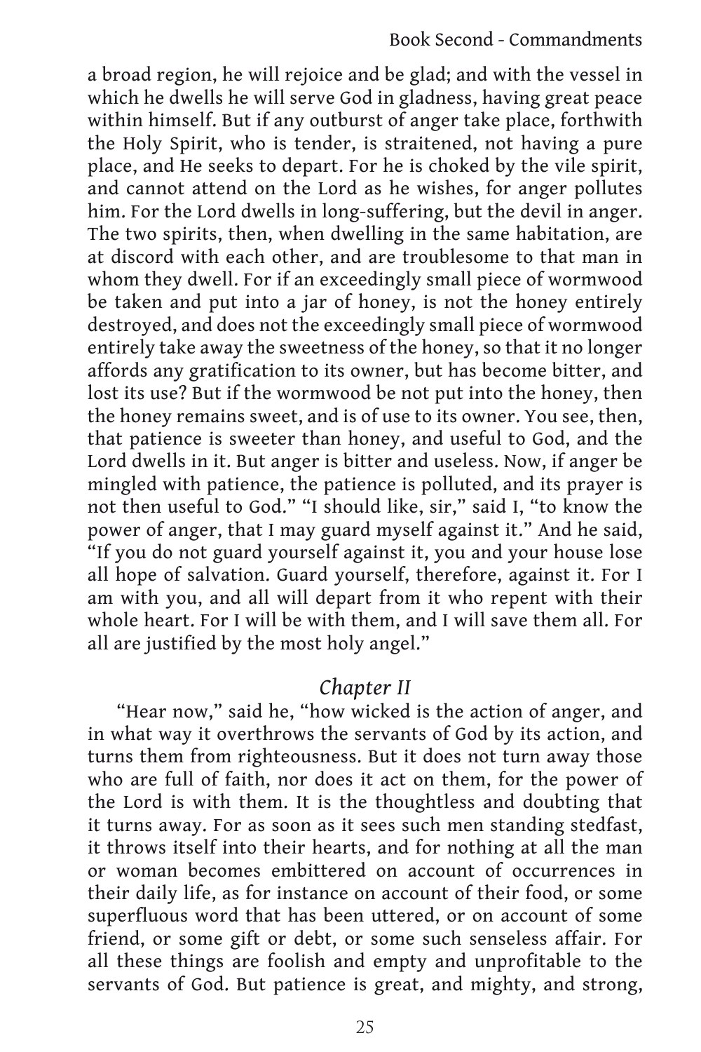a broad region, he will rejoice and be glad; and with the vessel in which he dwells he will serve God in gladness, having great peace within himself. But if any outburst of anger take place, forthwith the Holy Spirit, who is tender, is straitened, not having a pure place, and He seeks to depart. For he is choked by the vile spirit, and cannot attend on the Lord as he wishes, for anger pollutes him. For the Lord dwells in long-suffering, but the devil in anger. The two spirits, then, when dwelling in the same habitation, are at discord with each other, and are troublesome to that man in whom they dwell. For if an exceedingly small piece of wormwood be taken and put into a jar of honey, is not the honey entirely destroyed, and does not the exceedingly small piece of wormwood entirely take away the sweetness of the honey, so that it no longer affords any gratification to its owner, but has become bitter, and lost its use? But if the wormwood be not put into the honey, then the honey remains sweet, and is of use to its owner. You see, then, that patience is sweeter than honey, and useful to God, and the Lord dwells in it. But anger is bitter and useless. Now, if anger be mingled with patience, the patience is polluted, and its prayer is not then useful to God." "I should like, sir," said I, "to know the power of anger, that I may guard myself against it." And he said, "If you do not guard yourself against it, you and your house lose all hope of salvation. Guard yourself, therefore, against it. For I am with you, and all will depart from it who repent with their whole heart. For I will be with them, and I will save them all. For all are justified by the most holy angel."

## *Chapter II*

"Hear now," said he, "how wicked is the action of anger, and in what way it overthrows the servants of God by its action, and turns them from righteousness. But it does not turn away those who are full of faith, nor does it act on them, for the power of the Lord is with them. It is the thoughtless and doubting that it turns away. For as soon as it sees such men standing stedfast, it throws itself into their hearts, and for nothing at all the man or woman becomes embittered on account of occurrences in their daily life, as for instance on account of their food, or some superfluous word that has been uttered, or on account of some friend, or some gift or debt, or some such senseless affair. For all these things are foolish and empty and unprofitable to the servants of God. But patience is great, and mighty, and strong,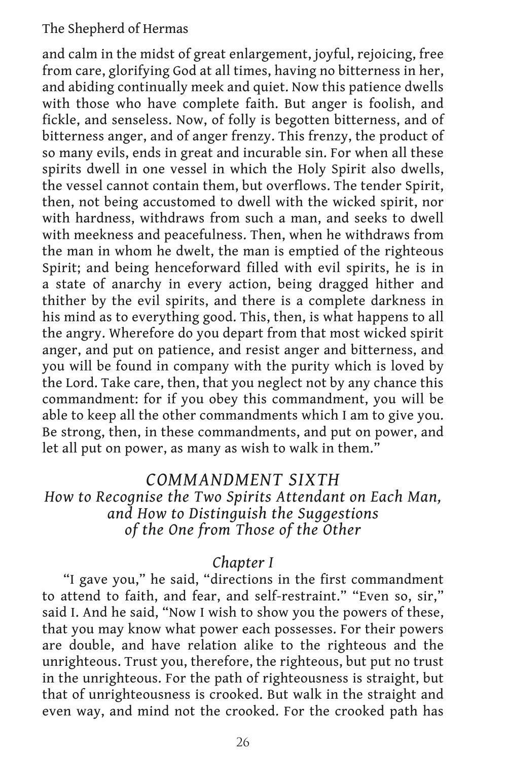and calm in the midst of great enlargement, joyful, rejoicing, free from care, glorifying God at all times, having no bitterness in her, and abiding continually meek and quiet. Now this patience dwells with those who have complete faith. But anger is foolish, and fickle, and senseless. Now, of folly is begotten bitterness, and of bitterness anger, and of anger frenzy. This frenzy, the product of so many evils, ends in great and incurable sin. For when all these spirits dwell in one vessel in which the Holy Spirit also dwells, the vessel cannot contain them, but overflows. The tender Spirit, then, not being accustomed to dwell with the wicked spirit, nor with hardness, withdraws from such a man, and seeks to dwell with meekness and peacefulness. Then, when he withdraws from the man in whom he dwelt, the man is emptied of the righteous Spirit; and being henceforward filled with evil spirits, he is in a state of anarchy in every action, being dragged hither and thither by the evil spirits, and there is a complete darkness in his mind as to everything good. This, then, is what happens to all the angry. Wherefore do you depart from that most wicked spirit anger, and put on patience, and resist anger and bitterness, and you will be found in company with the purity which is loved by the Lord. Take care, then, that you neglect not by any chance this commandment: for if you obey this commandment, you will be able to keep all the other commandments which I am to give you. Be strong, then, in these commandments, and put on power, and let all put on power, as many as wish to walk in them."

## *COMMANDMENT SIXTH*

### *How to Recognise the Two Spirits Attendant on Each Man, and How to Distinguish the Suggestions of the One from Those of the Other*

#### *Chapter I*

"I gave you," he said, "directions in the first commandment to attend to faith, and fear, and self-restraint." "Even so, sir," said I. And he said, "Now I wish to show you the powers of these, that you may know what power each possesses. For their powers are double, and have relation alike to the righteous and the unrighteous. Trust you, therefore, the righteous, but put no trust in the unrighteous. For the path of righteousness is straight, but that of unrighteousness is crooked. But walk in the straight and even way, and mind not the crooked. For the crooked path has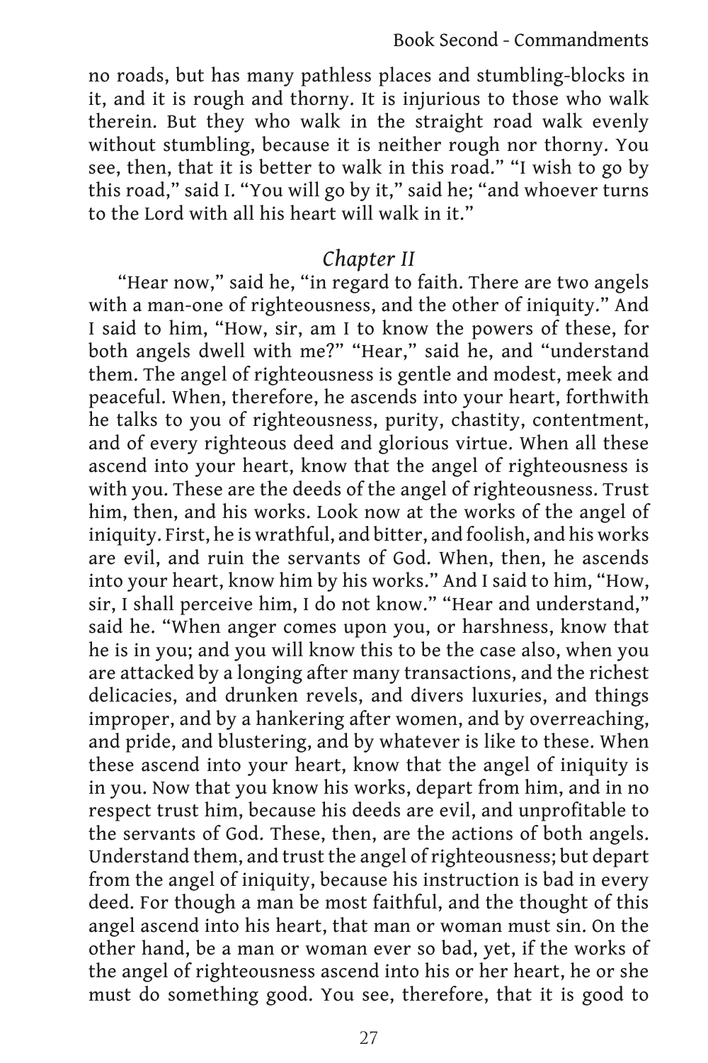no roads, but has many pathless places and stumbling-blocks in it, and it is rough and thorny. It is injurious to those who walk therein. But they who walk in the straight road walk evenly without stumbling, because it is neither rough nor thorny. You see, then, that it is better to walk in this road." "I wish to go by this road," said I. "You will go by it," said he; "and whoever turns to the Lord with all his heart will walk in it."

## *Chapter II*

"Hear now," said he, "in regard to faith. There are two angels with a man-one of righteousness, and the other of iniquity." And I said to him, "How, sir, am I to know the powers of these, for both angels dwell with me?" "Hear," said he, and "understand them. The angel of righteousness is gentle and modest, meek and peaceful. When, therefore, he ascends into your heart, forthwith he talks to you of righteousness, purity, chastity, contentment, and of every righteous deed and glorious virtue. When all these ascend into your heart, know that the angel of righteousness is with you. These are the deeds of the angel of righteousness. Trust him, then, and his works. Look now at the works of the angel of iniquity. First, he is wrathful, and bitter, and foolish, and his works are evil, and ruin the servants of God. When, then, he ascends into your heart, know him by his works." And I said to him, "How, sir, I shall perceive him, I do not know." "Hear and understand," said he. "When anger comes upon you, or harshness, know that he is in you; and you will know this to be the case also, when you are attacked by a longing after many transactions, and the richest delicacies, and drunken revels, and divers luxuries, and things improper, and by a hankering after women, and by overreaching, and pride, and blustering, and by whatever is like to these. When these ascend into your heart, know that the angel of iniquity is in you. Now that you know his works, depart from him, and in no respect trust him, because his deeds are evil, and unprofitable to the servants of God. These, then, are the actions of both angels. Understand them, and trust the angel of righteousness; but depart from the angel of iniquity, because his instruction is bad in every deed. For though a man be most faithful, and the thought of this angel ascend into his heart, that man or woman must sin. On the other hand, be a man or woman ever so bad, yet, if the works of the angel of righteousness ascend into his or her heart, he or she must do something good. You see, therefore, that it is good to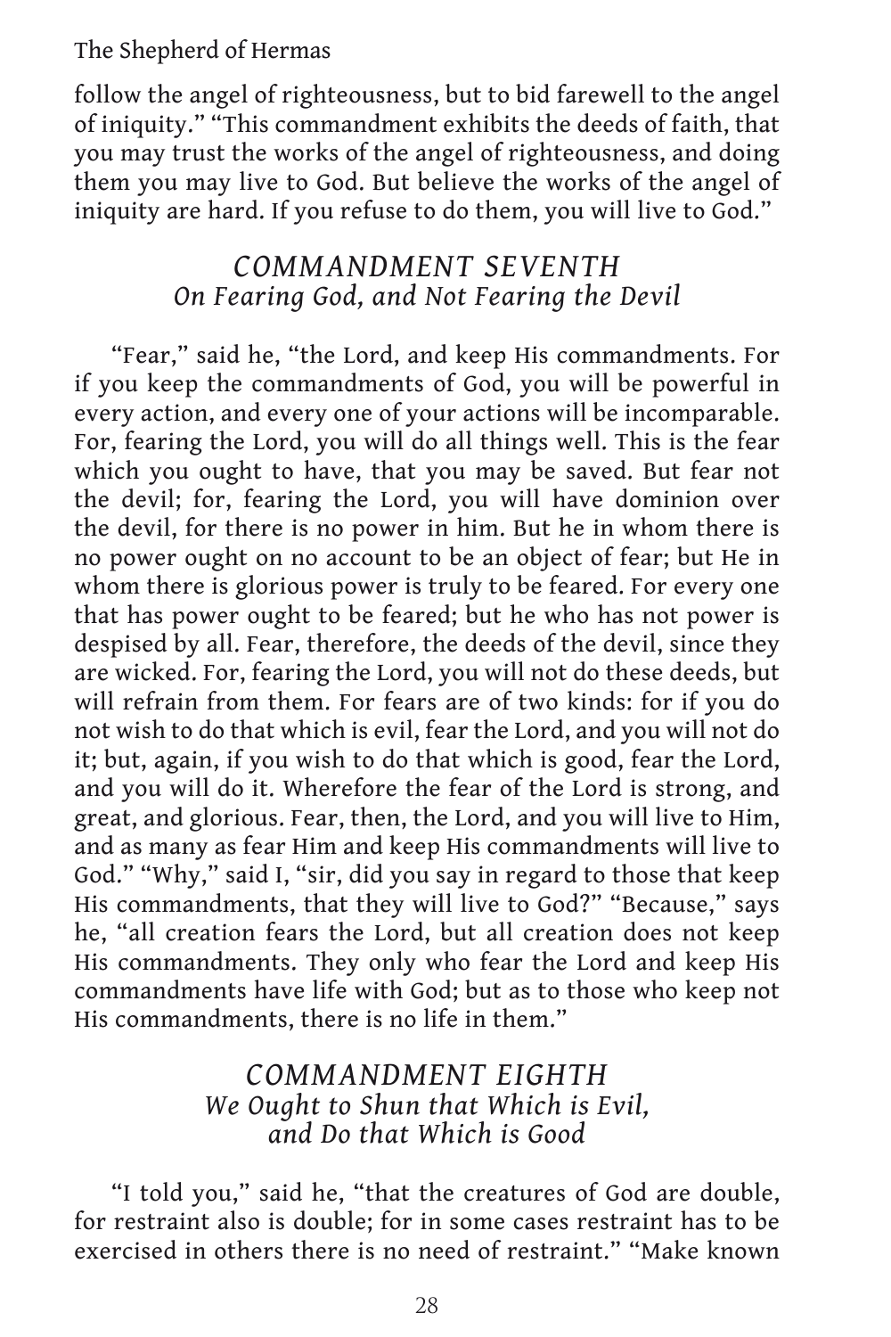follow the angel of righteousness, but to bid farewell to the angel of iniquity." "This commandment exhibits the deeds of faith, that you may trust the works of the angel of righteousness, and doing them you may live to God. But believe the works of the angel of iniquity are hard. If you refuse to do them, you will live to God."

## *COMMANDMENT SEVENTH*
### *On Fearing God, and Not Fearing the Devil*

"Fear," said he, "the Lord, and keep His commandments. For if you keep the commandments of God, you will be powerful in every action, and every one of your actions will be incomparable. For, fearing the Lord, you will do all things well. This is the fear which you ought to have, that you may be saved. But fear not the devil; for, fearing the Lord, you will have dominion over the devil, for there is no power in him. But he in whom there is no power ought on no account to be an object of fear; but He in whom there is glorious power is truly to be feared. For every one that has power ought to be feared; but he who has not power is despised by all. Fear, therefore, the deeds of the devil, since they are wicked. For, fearing the Lord, you will not do these deeds, but will refrain from them. For fears are of two kinds: for if you do not wish to do that which is evil, fear the Lord, and you will not do it; but, again, if you wish to do that which is good, fear the Lord, and you will do it. Wherefore the fear of the Lord is strong, and great, and glorious. Fear, then, the Lord, and you will live to Him, and as many as fear Him and keep His commandments will live to God." "Why," said I, "sir, did you say in regard to those that keep His commandments, that they will live to God?" "Because," says he, "all creation fears the Lord, but all creation does not keep His commandments. They only who fear the Lord and keep His commandments have life with God; but as to those who keep not His commandments, there is no life in them."

## *COMMANDMENT EIGHTH*
### *We Ought to Shun that Which is Evil, and Do that Which is Good*

"I told you," said he, "that the creatures of God are double, for restraint also is double; for in some cases restraint has to be exercised in others there is no need of restraint." "Make known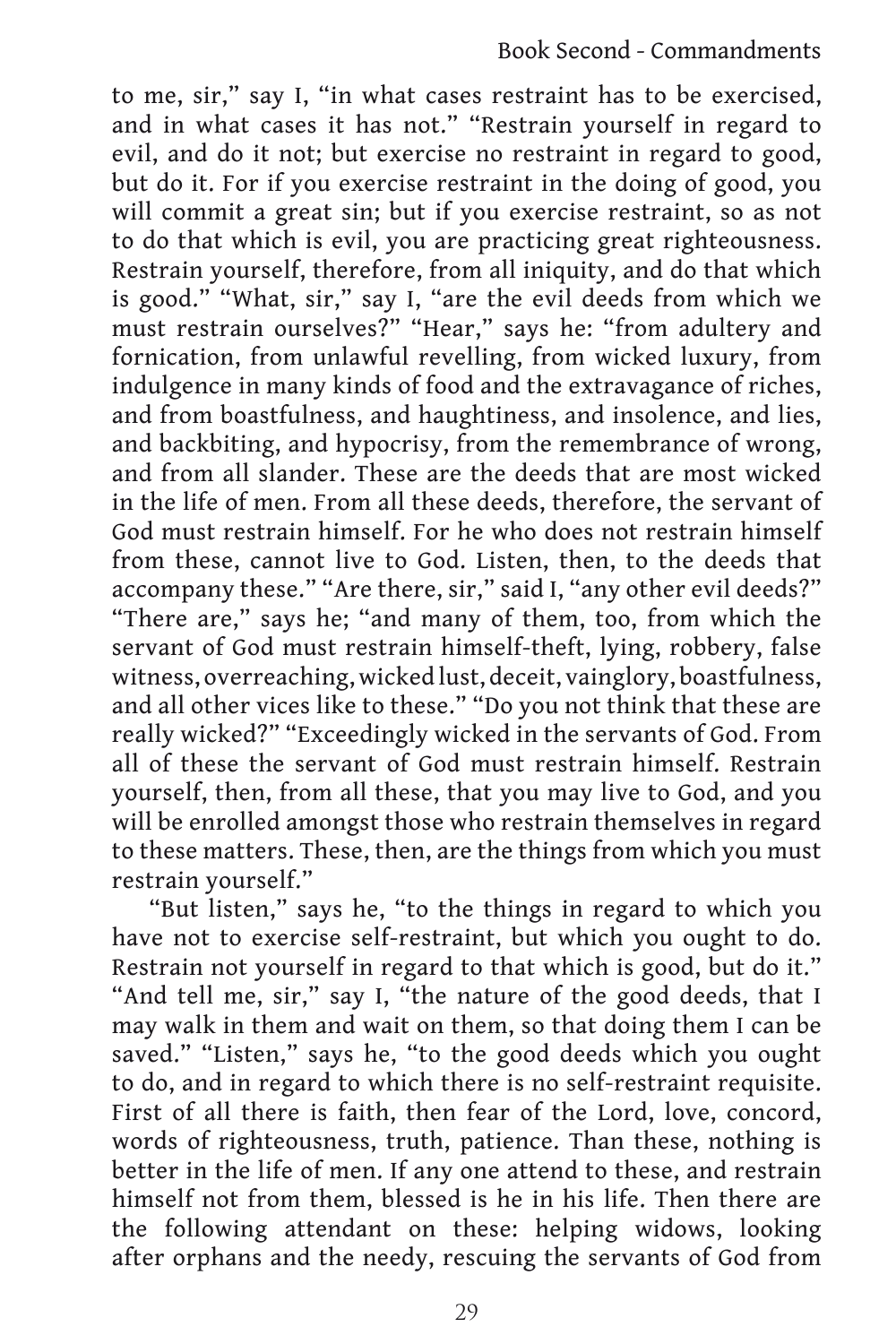to me, sir," say I, "in what cases restraint has to be exercised, and in what cases it has not." "Restrain yourself in regard to evil, and do it not; but exercise no restraint in regard to good, but do it. For if you exercise restraint in the doing of good, you will commit a great sin; but if you exercise restraint, so as not to do that which is evil, you are practicing great righteousness. Restrain yourself, therefore, from all iniquity, and do that which is good." "What, sir," say I, "are the evil deeds from which we must restrain ourselves?" "Hear," says he: "from adultery and fornication, from unlawful revelling, from wicked luxury, from indulgence in many kinds of food and the extravagance of riches, and from boastfulness, and haughtiness, and insolence, and lies, and backbiting, and hypocrisy, from the remembrance of wrong, and from all slander. These are the deeds that are most wicked in the life of men. From all these deeds, therefore, the servant of God must restrain himself. For he who does not restrain himself from these, cannot live to God. Listen, then, to the deeds that accompany these." "Are there, sir," said I, "any other evil deeds?" "There are," says he; "and many of them, too, from which the servant of God must restrain himself-theft, lying, robbery, false witness, overreaching, wicked lust, deceit, vainglory, boastfulness, and all other vices like to these." "Do you not think that these are really wicked?" "Exceedingly wicked in the servants of God. From all of these the servant of God must restrain himself. Restrain yourself, then, from all these, that you may live to God, and you will be enrolled amongst those who restrain themselves in regard to these matters. These, then, are the things from which you must restrain yourself."

"But listen," says he, "to the things in regard to which you have not to exercise self-restraint, but which you ought to do. Restrain not yourself in regard to that which is good, but do it." "And tell me, sir," say I, "the nature of the good deeds, that I may walk in them and wait on them, so that doing them I can be saved." "Listen," says he, "to the good deeds which you ought to do, and in regard to which there is no self-restraint requisite. First of all there is faith, then fear of the Lord, love, concord, words of righteousness, truth, patience. Than these, nothing is better in the life of men. If any one attend to these, and restrain himself not from them, blessed is he in his life. Then there are the following attendant on these: helping widows, looking after orphans and the needy, rescuing the servants of God from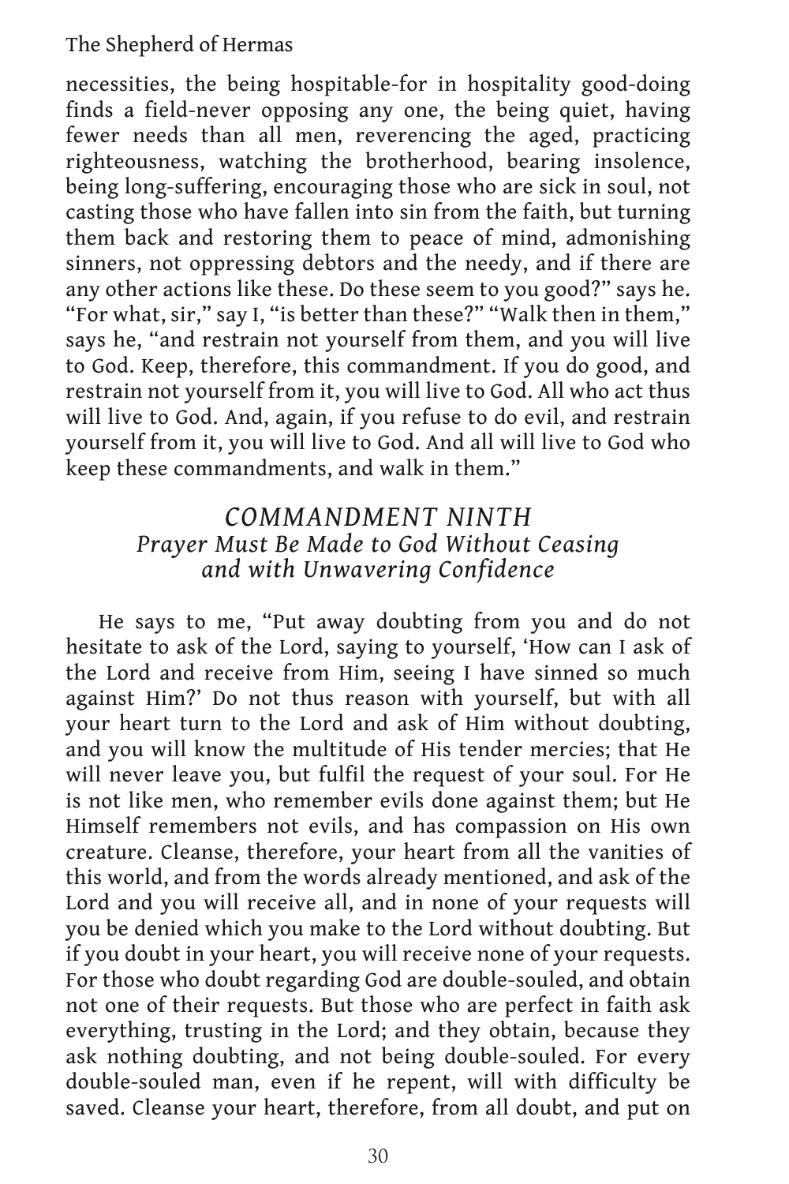necessities, the being hospitable-for in hospitality good-doing finds a field-never opposing any one, the being quiet, having fewer needs than all men, reverencing the aged, practicing righteousness, watching the brotherhood, bearing insolence, being long-suffering, encouraging those who are sick in soul, not casting those who have fallen into sin from the faith, but turning them back and restoring them to peace of mind, admonishing sinners, not oppressing debtors and the needy, and if there are any other actions like these. Do these seem to you good?" says he. "For what, sir," say I, "is better than these?" "Walk then in them," says he, "and restrain not yourself from them, and you will live to God. Keep, therefore, this commandment. If you do good, and restrain not yourself from it, you will live to God. All who act thus will live to God. And, again, if you refuse to do evil, and restrain yourself from it, you will live to God. And all will live to God who keep these commandments, and walk in them."

## *COMMANDMENT NINTH*
### *Prayer Must Be Made to God Without Ceasing and with Unwavering Confidence*

He says to me, "Put away doubting from you and do not hesitate to ask of the Lord, saying to yourself, 'How can I ask of the Lord and receive from Him, seeing I have sinned so much against Him?' Do not thus reason with yourself, but with all your heart turn to the Lord and ask of Him without doubting, and you will know the multitude of His tender mercies; that He will never leave you, but fulfil the request of your soul. For He is not like men, who remember evils done against them; but He Himself remembers not evils, and has compassion on His own creature. Cleanse, therefore, your heart from all the vanities of this world, and from the words already mentioned, and ask of the Lord and you will receive all, and in none of your requests will you be denied which you make to the Lord without doubting. But if you doubt in your heart, you will receive none of your requests. For those who doubt regarding God are double-souled, and obtain not one of their requests. But those who are perfect in faith ask everything, trusting in the Lord; and they obtain, because they ask nothing doubting, and not being double-souled. For every double-souled man, even if he repent, will with difficulty be saved. Cleanse your heart, therefore, from all doubt, and put on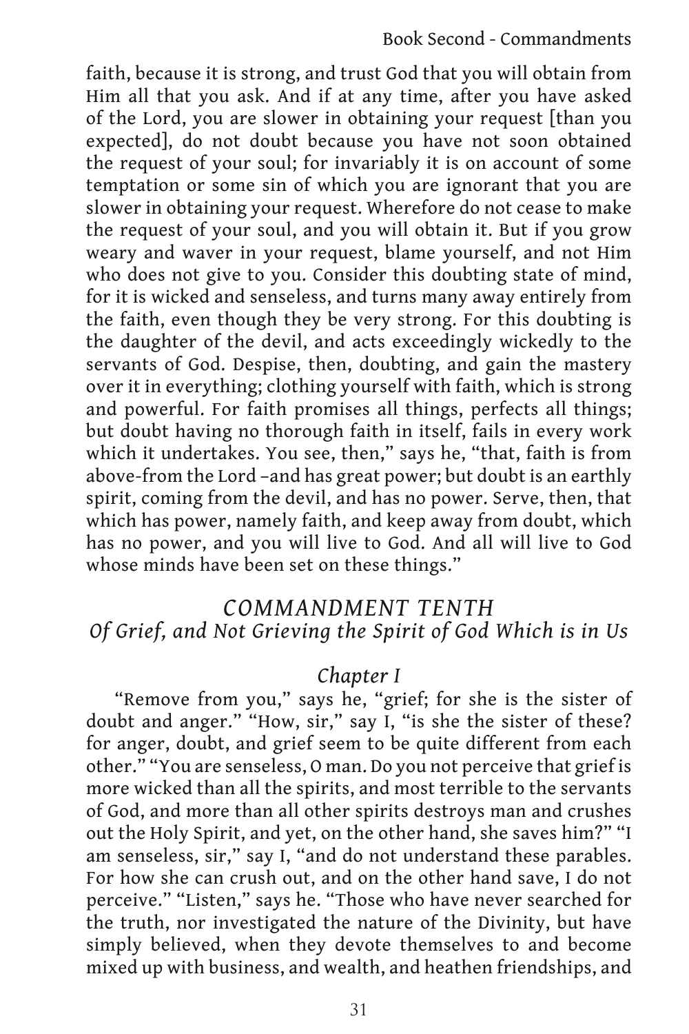faith, because it is strong, and trust God that you will obtain from Him all that you ask. And if at any time, after you have asked of the Lord, you are slower in obtaining your request [than you expected], do not doubt because you have not soon obtained the request of your soul; for invariably it is on account of some temptation or some sin of which you are ignorant that you are slower in obtaining your request. Wherefore do not cease to make the request of your soul, and you will obtain it. But if you grow weary and waver in your request, blame yourself, and not Him who does not give to you. Consider this doubting state of mind, for it is wicked and senseless, and turns many away entirely from the faith, even though they be very strong. For this doubting is the daughter of the devil, and acts exceedingly wickedly to the servants of God. Despise, then, doubting, and gain the mastery over it in everything; clothing yourself with faith, which is strong and powerful. For faith promises all things, perfects all things; but doubt having no thorough faith in itself, fails in every work which it undertakes. You see, then," says he, "that, faith is from above-from the Lord –and has great power; but doubt is an earthly spirit, coming from the devil, and has no power. Serve, then, that which has power, namely faith, and keep away from doubt, which has no power, and you will live to God. And all will live to God whose minds have been set on these things."

## *COMMANDMENT TENTH*
## *Of Grief, and Not Grieving the Spirit of God Which is in Us*

### *Chapter I*

"Remove from you," says he, "grief; for she is the sister of doubt and anger." "How, sir," say I, "is she the sister of these? for anger, doubt, and grief seem to be quite different from each other." "You are senseless, O man. Do you not perceive that grief is more wicked than all the spirits, and most terrible to the servants of God, and more than all other spirits destroys man and crushes out the Holy Spirit, and yet, on the other hand, she saves him?" "I am senseless, sir," say I, "and do not understand these parables. For how she can crush out, and on the other hand save, I do not perceive." "Listen," says he. "Those who have never searched for the truth, nor investigated the nature of the Divinity, but have simply believed, when they devote themselves to and become mixed up with business, and wealth, and heathen friendships, and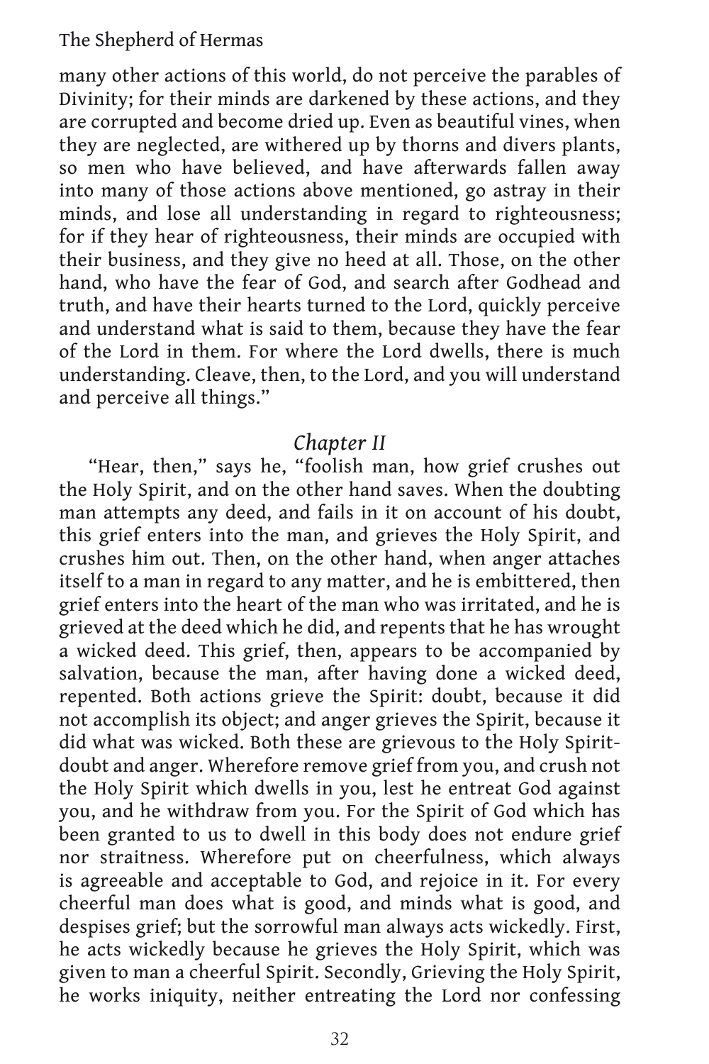many other actions of this world, do not perceive the parables of Divinity; for their minds are darkened by these actions, and they are corrupted and become dried up. Even as beautiful vines, when they are neglected, are withered up by thorns and divers plants, so men who have believed, and have afterwards fallen away into many of those actions above mentioned, go astray in their minds, and lose all understanding in regard to righteousness; for if they hear of righteousness, their minds are occupied with their business, and they give no heed at all. Those, on the other hand, who have the fear of God, and search after Godhead and truth, and have their hearts turned to the Lord, quickly perceive and understand what is said to them, because they have the fear of the Lord in them. For where the Lord dwells, there is much understanding. Cleave, then, to the Lord, and you will understand and perceive all things."

### *Chapter II*

"Hear, then," says he, "foolish man, how grief crushes out the Holy Spirit, and on the other hand saves. When the doubting man attempts any deed, and fails in it on account of his doubt, this grief enters into the man, and grieves the Holy Spirit, and crushes him out. Then, on the other hand, when anger attaches itself to a man in regard to any matter, and he is embittered, then grief enters into the heart of the man who was irritated, and he is grieved at the deed which he did, and repents that he has wrought a wicked deed. This grief, then, appears to be accompanied by salvation, because the man, after having done a wicked deed, repented. Both actions grieve the Spirit: doubt, because it did not accomplish its object; and anger grieves the Spirit, because it did what was wicked. Both these are grievous to the Holy Spirit-doubt and anger. Wherefore remove grief from you, and crush not the Holy Spirit which dwells in you, lest he entreat God against you, and he withdraw from you. For the Spirit of God which has been granted to us to dwell in this body does not endure grief nor straitness. Wherefore put on cheerfulness, which always is agreeable and acceptable to God, and rejoice in it. For every cheerful man does what is good, and minds what is good, and despises grief; but the sorrowful man always acts wickedly. First, he acts wickedly because he grieves the Holy Spirit, which was given to man a cheerful Spirit. Secondly, Grieving the Holy Spirit, he works iniquity, neither entreating the Lord nor confessing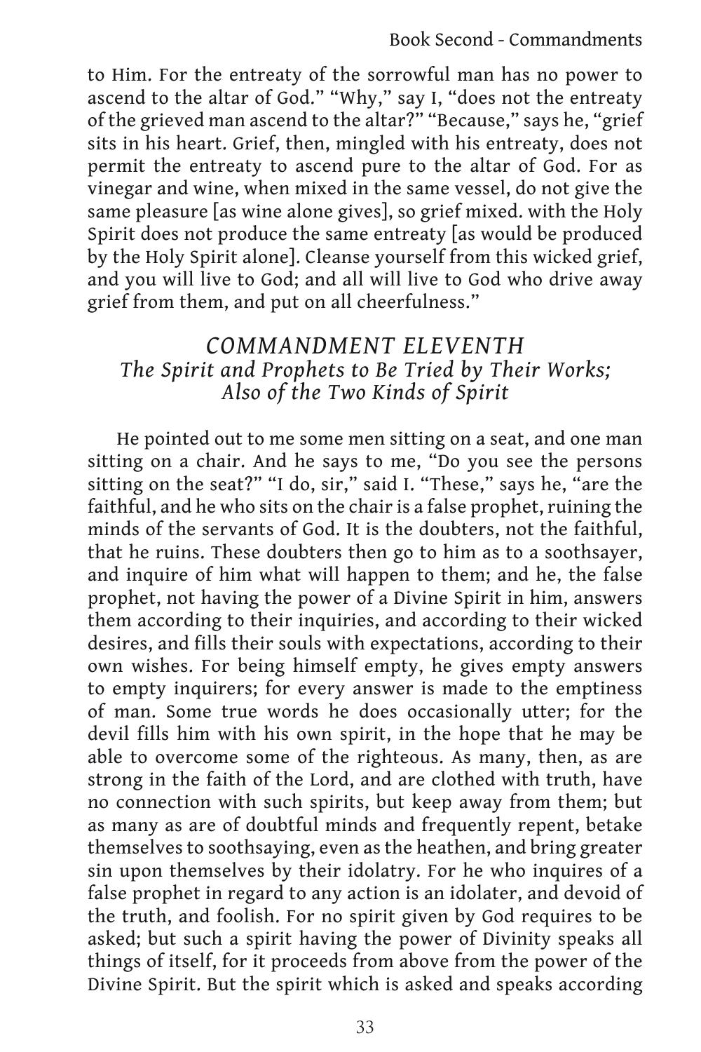to Him. For the entreaty of the sorrowful man has no power to ascend to the altar of God." "Why," say I, "does not the entreaty of the grieved man ascend to the altar?" "Because," says he, "grief sits in his heart. Grief, then, mingled with his entreaty, does not permit the entreaty to ascend pure to the altar of God. For as vinegar and wine, when mixed in the same vessel, do not give the same pleasure [as wine alone gives], so grief mixed. with the Holy Spirit does not produce the same entreaty [as would be produced by the Holy Spirit alone]. Cleanse yourself from this wicked grief, and you will live to God; and all will live to God who drive away grief from them, and put on all cheerfulness."

## *COMMANDMENT ELEVENTH*
### *The Spirit and Prophets to Be Tried by Their Works; Also of the Two Kinds of Spirit*

He pointed out to me some men sitting on a seat, and one man sitting on a chair. And he says to me, "Do you see the persons sitting on the seat?" "I do, sir," said I. "These," says he, "are the faithful, and he who sits on the chair is a false prophet, ruining the minds of the servants of God. It is the doubters, not the faithful, that he ruins. These doubters then go to him as to a soothsayer, and inquire of him what will happen to them; and he, the false prophet, not having the power of a Divine Spirit in him, answers them according to their inquiries, and according to their wicked desires, and fills their souls with expectations, according to their own wishes. For being himself empty, he gives empty answers to empty inquirers; for every answer is made to the emptiness of man. Some true words he does occasionally utter; for the devil fills him with his own spirit, in the hope that he may be able to overcome some of the righteous. As many, then, as are strong in the faith of the Lord, and are clothed with truth, have no connection with such spirits, but keep away from them; but as many as are of doubtful minds and frequently repent, betake themselves to soothsaying, even as the heathen, and bring greater sin upon themselves by their idolatry. For he who inquires of a false prophet in regard to any action is an idolater, and devoid of the truth, and foolish. For no spirit given by God requires to be asked; but such a spirit having the power of Divinity speaks all things of itself, for it proceeds from above from the power of the Divine Spirit. But the spirit which is asked and speaks according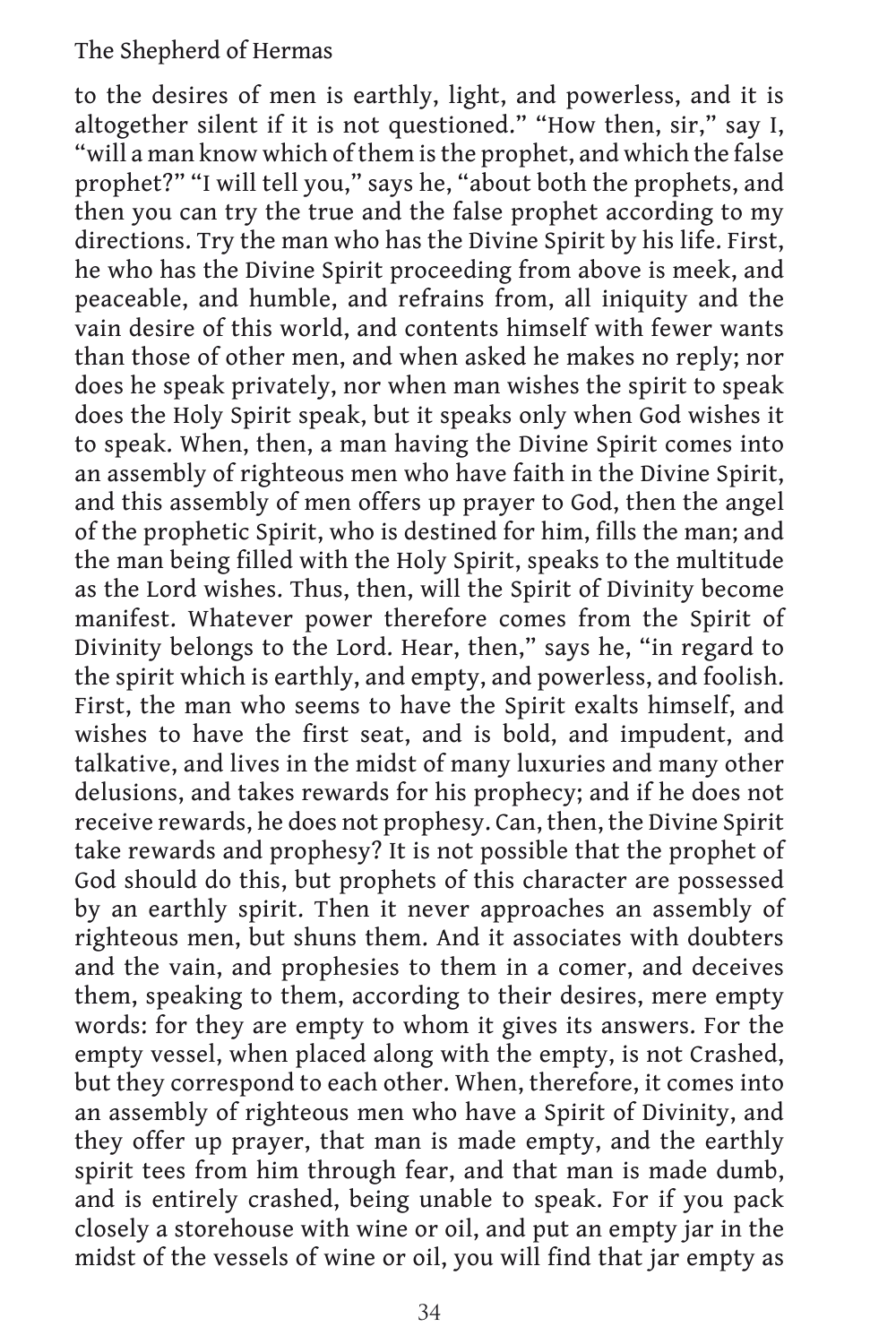to the desires of men is earthly, light, and powerless, and it is altogether silent if it is not questioned." "How then, sir," say I, "will a man know which of them is the prophet, and which the false prophet?" "I will tell you," says he, "about both the prophets, and then you can try the true and the false prophet according to my directions. Try the man who has the Divine Spirit by his life. First, he who has the Divine Spirit proceeding from above is meek, and peaceable, and humble, and refrains from, all iniquity and the vain desire of this world, and contents himself with fewer wants than those of other men, and when asked he makes no reply; nor does he speak privately, nor when man wishes the spirit to speak does the Holy Spirit speak, but it speaks only when God wishes it to speak. When, then, a man having the Divine Spirit comes into an assembly of righteous men who have faith in the Divine Spirit, and this assembly of men offers up prayer to God, then the angel of the prophetic Spirit, who is destined for him, fills the man; and the man being filled with the Holy Spirit, speaks to the multitude as the Lord wishes. Thus, then, will the Spirit of Divinity become manifest. Whatever power therefore comes from the Spirit of Divinity belongs to the Lord. Hear, then," says he, "in regard to the spirit which is earthly, and empty, and powerless, and foolish. First, the man who seems to have the Spirit exalts himself, and wishes to have the first seat, and is bold, and impudent, and talkative, and lives in the midst of many luxuries and many other delusions, and takes rewards for his prophecy; and if he does not receive rewards, he does not prophesy. Can, then, the Divine Spirit take rewards and prophesy? It is not possible that the prophet of God should do this, but prophets of this character are possessed by an earthly spirit. Then it never approaches an assembly of righteous men, but shuns them. And it associates with doubters and the vain, and prophesies to them in a comer, and deceives them, speaking to them, according to their desires, mere empty words: for they are empty to whom it gives its answers. For the empty vessel, when placed along with the empty, is not Crashed, but they correspond to each other. When, therefore, it comes into an assembly of righteous men who have a Spirit of Divinity, and they offer up prayer, that man is made empty, and the earthly spirit tees from him through fear, and that man is made dumb, and is entirely crashed, being unable to speak. For if you pack closely a storehouse with wine or oil, and put an empty jar in the midst of the vessels of wine or oil, you will find that jar empty as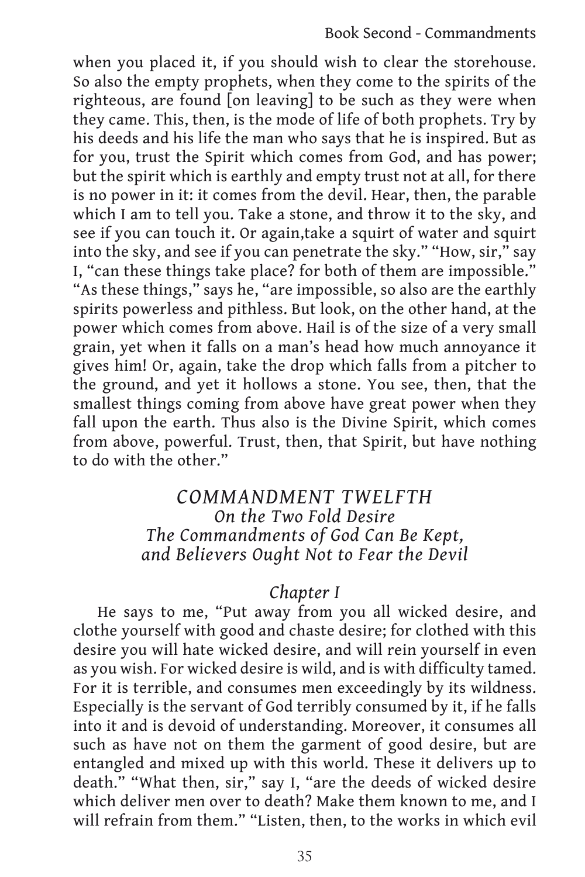when you placed it, if you should wish to clear the storehouse. So also the empty prophets, when they come to the spirits of the righteous, are found [on leaving] to be such as they were when they came. This, then, is the mode of life of both prophets. Try by his deeds and his life the man who says that he is inspired. But as for you, trust the Spirit which comes from God, and has power; but the spirit which is earthly and empty trust not at all, for there is no power in it: it comes from the devil. Hear, then, the parable which I am to tell you. Take a stone, and throw it to the sky, and see if you can touch it. Or again,take a squirt of water and squirt into the sky, and see if you can penetrate the sky." "How, sir," say I, "can these things take place? for both of them are impossible." "As these things," says he, "are impossible, so also are the earthly spirits powerless and pithless. But look, on the other hand, at the power which comes from above. Hail is of the size of a very small grain, yet when it falls on a man's head how much annoyance it gives him! Or, again, take the drop which falls from a pitcher to the ground, and yet it hollows a stone. You see, then, that the smallest things coming from above have great power when they fall upon the earth. Thus also is the Divine Spirit, which comes from above, powerful. Trust, then, that Spirit, but have nothing to do with the other."

## *COMMANDMENT TWELFTH*
### *On the Two Fold Desire*
### *The Commandments of God Can Be Kept, and Believers Ought Not to Fear the Devil*

#### *Chapter I*

He says to me, "Put away from you all wicked desire, and clothe yourself with good and chaste desire; for clothed with this desire you will hate wicked desire, and will rein yourself in even as you wish. For wicked desire is wild, and is with difficulty tamed. For it is terrible, and consumes men exceedingly by its wildness. Especially is the servant of God terribly consumed by it, if he falls into it and is devoid of understanding. Moreover, it consumes all such as have not on them the garment of good desire, but are entangled and mixed up with this world. These it delivers up to death." "What then, sir," say I, "are the deeds of wicked desire which deliver men over to death? Make them known to me, and I will refrain from them." "Listen, then, to the works in which evil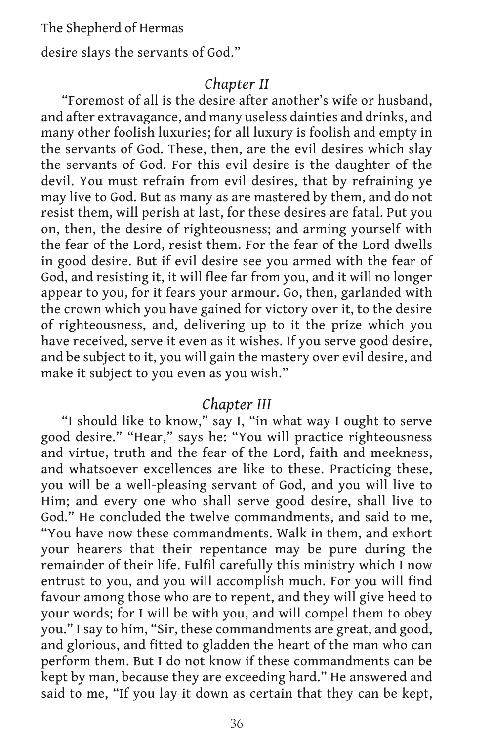desire slays the servants of God."

## *Chapter II*

"Foremost of all is the desire after another's wife or husband, and after extravagance, and many useless dainties and drinks, and many other foolish luxuries; for all luxury is foolish and empty in the servants of God. These, then, are the evil desires which slay the servants of God. For this evil desire is the daughter of the devil. You must refrain from evil desires, that by refraining ye may live to God. But as many as are mastered by them, and do not resist them, will perish at last, for these desires are fatal. Put you on, then, the desire of righteousness; and arming yourself with the fear of the Lord, resist them. For the fear of the Lord dwells in good desire. But if evil desire see you armed with the fear of God, and resisting it, it will flee far from you, and it will no longer appear to you, for it fears your armour. Go, then, garlanded with the crown which you have gained for victory over it, to the desire of righteousness, and, delivering up to it the prize which you have received, serve it even as it wishes. If you serve good desire, and be subject to it, you will gain the mastery over evil desire, and make it subject to you even as you wish."

## *Chapter III*

"I should like to know," say I, "in what way I ought to serve good desire." "Hear," says he: "You will practice righteousness and virtue, truth and the fear of the Lord, faith and meekness, and whatsoever excellences are like to these. Practicing these, you will be a well-pleasing servant of God, and you will live to Him; and every one who shall serve good desire, shall live to God." He concluded the twelve commandments, and said to me, "You have now these commandments. Walk in them, and exhort your hearers that their repentance may be pure during the remainder of their life. Fulfil carefully this ministry which I now entrust to you, and you will accomplish much. For you will find favour among those who are to repent, and they will give heed to your words; for I will be with you, and will compel them to obey you." I say to him, "Sir, these commandments are great, and good, and glorious, and fitted to gladden the heart of the man who can perform them. But I do not know if these commandments can be kept by man, because they are exceeding hard." He answered and said to me, "If you lay it down as certain that they can be kept,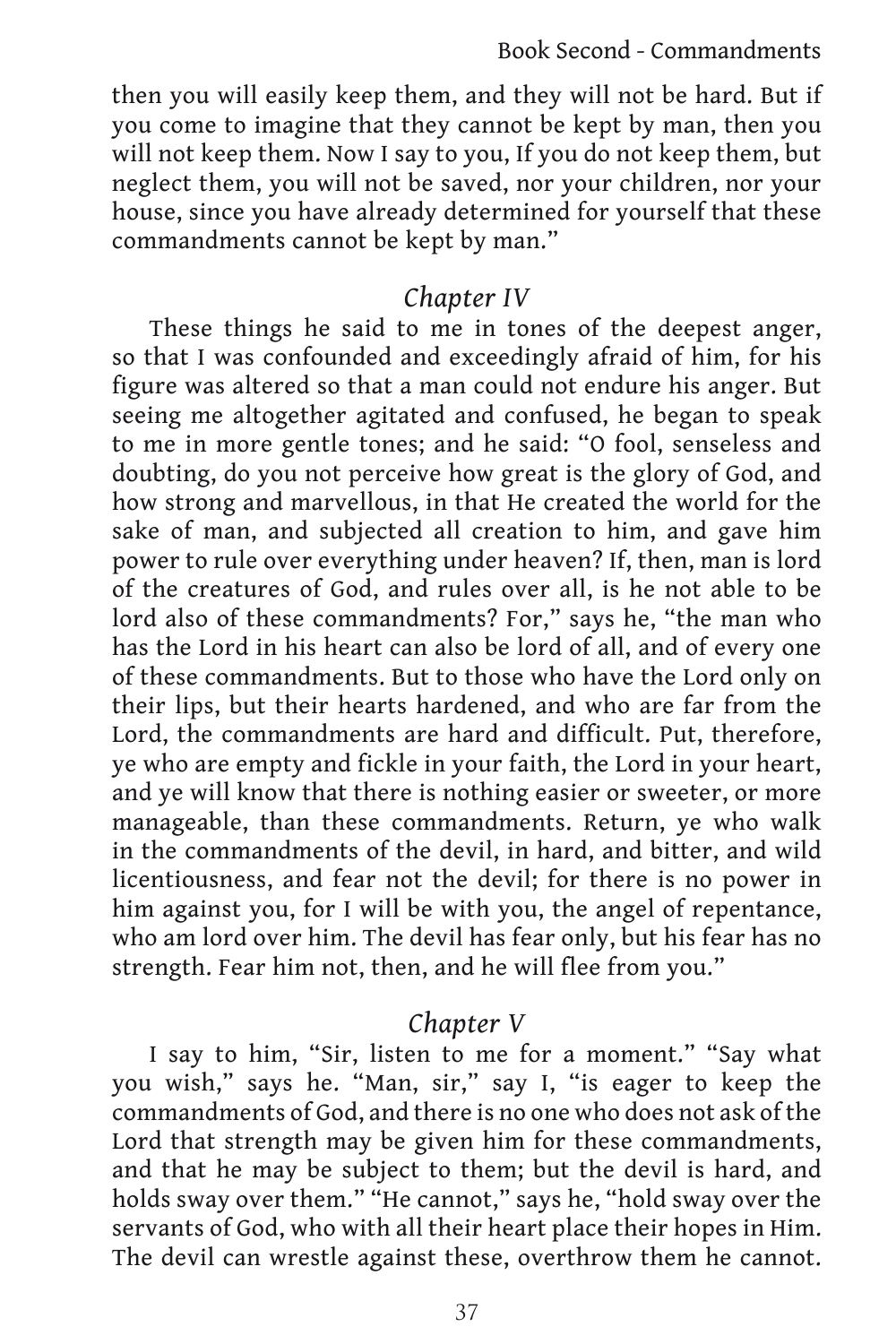then you will easily keep them, and they will not be hard. But if you come to imagine that they cannot be kept by man, then you will not keep them. Now I say to you, If you do not keep them, but neglect them, you will not be saved, nor your children, nor your house, since you have already determined for yourself that these commandments cannot be kept by man."

## *Chapter IV*

These things he said to me in tones of the deepest anger, so that I was confounded and exceedingly afraid of him, for his figure was altered so that a man could not endure his anger. But seeing me altogether agitated and confused, he began to speak to me in more gentle tones; and he said: "O fool, senseless and doubting, do you not perceive how great is the glory of God, and how strong and marvellous, in that He created the world for the sake of man, and subjected all creation to him, and gave him power to rule over everything under heaven? If, then, man is lord of the creatures of God, and rules over all, is he not able to be lord also of these commandments? For," says he, "the man who has the Lord in his heart can also be lord of all, and of every one of these commandments. But to those who have the Lord only on their lips, but their hearts hardened, and who are far from the Lord, the commandments are hard and difficult. Put, therefore, ye who are empty and fickle in your faith, the Lord in your heart, and ye will know that there is nothing easier or sweeter, or more manageable, than these commandments. Return, ye who walk in the commandments of the devil, in hard, and bitter, and wild licentiousness, and fear not the devil; for there is no power in him against you, for I will be with you, the angel of repentance, who am lord over him. The devil has fear only, but his fear has no strength. Fear him not, then, and he will flee from you."

## *Chapter V*

I say to him, "Sir, listen to me for a moment." "Say what you wish," says he. "Man, sir," say I, "is eager to keep the commandments of God, and there is no one who does not ask of the Lord that strength may be given him for these commandments, and that he may be subject to them; but the devil is hard, and holds sway over them." "He cannot," says he, "hold sway over the servants of God, who with all their heart place their hopes in Him. The devil can wrestle against these, overthrow them he cannot.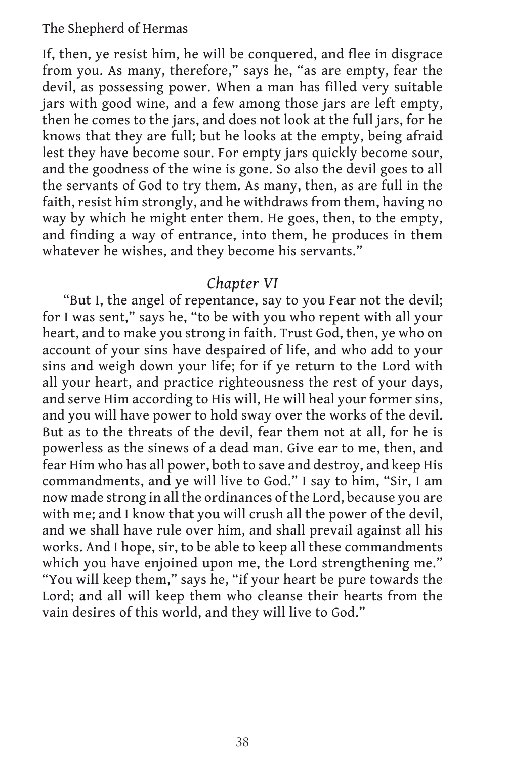If, then, ye resist him, he will be conquered, and flee in disgrace from you. As many, therefore," says he, "as are empty, fear the devil, as possessing power. When a man has filled very suitable jars with good wine, and a few among those jars are left empty, then he comes to the jars, and does not look at the full jars, for he knows that they are full; but he looks at the empty, being afraid lest they have become sour. For empty jars quickly become sour, and the goodness of the wine is gone. So also the devil goes to all the servants of God to try them. As many, then, as are full in the faith, resist him strongly, and he withdraws from them, having no way by which he might enter them. He goes, then, to the empty, and finding a way of entrance, into them, he produces in them whatever he wishes, and they become his servants."

## *Chapter VI*

"But I, the angel of repentance, say to you Fear not the devil; for I was sent," says he, "to be with you who repent with all your heart, and to make you strong in faith. Trust God, then, ye who on account of your sins have despaired of life, and who add to your sins and weigh down your life; for if ye return to the Lord with all your heart, and practice righteousness the rest of your days, and serve Him according to His will, He will heal your former sins, and you will have power to hold sway over the works of the devil. But as to the threats of the devil, fear them not at all, for he is powerless as the sinews of a dead man. Give ear to me, then, and fear Him who has all power, both to save and destroy, and keep His commandments, and ye will live to God." I say to him, "Sir, I am now made strong in all the ordinances of the Lord, because you are with me; and I know that you will crush all the power of the devil, and we shall have rule over him, and shall prevail against all his works. And I hope, sir, to be able to keep all these commandments which you have enjoined upon me, the Lord strengthening me." "You will keep them," says he, "if your heart be pure towards the Lord; and all will keep them who cleanse their hearts from the vain desires of this world, and they will live to God."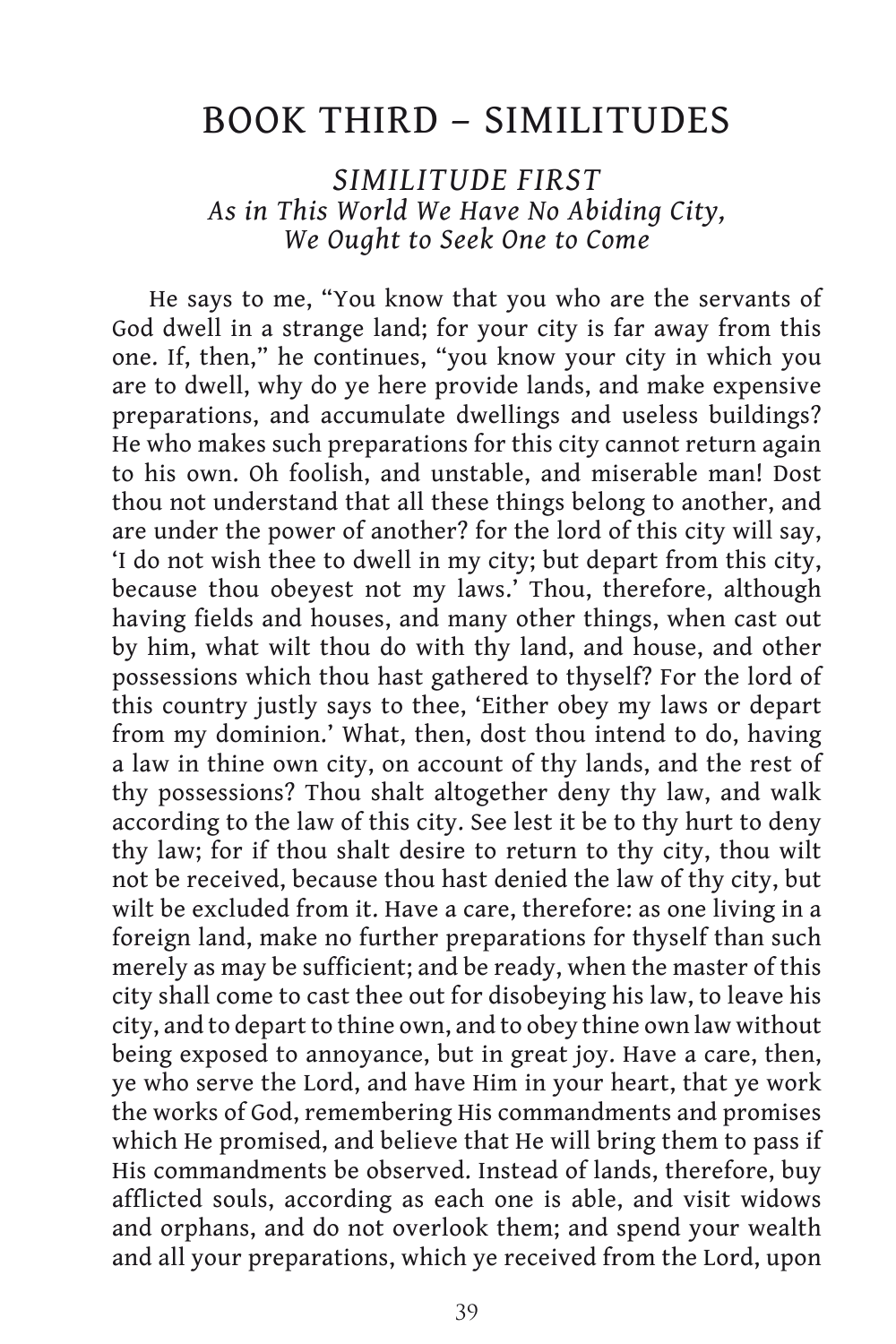# BOOK THIRD – SIMILITUDES

## *SIMILITUDE FIRST*
### *As in This World We Have No Abiding City, We Ought to Seek One to Come*

He says to me, "You know that you who are the servants of God dwell in a strange land; for your city is far away from this one. If, then," he continues, "you know your city in which you are to dwell, why do ye here provide lands, and make expensive preparations, and accumulate dwellings and useless buildings? He who makes such preparations for this city cannot return again to his own. Oh foolish, and unstable, and miserable man! Dost thou not understand that all these things belong to another, and are under the power of another? for the lord of this city will say, 'I do not wish thee to dwell in my city; but depart from this city, because thou obeyest not my laws.' Thou, therefore, although having fields and houses, and many other things, when cast out by him, what wilt thou do with thy land, and house, and other possessions which thou hast gathered to thyself? For the lord of this country justly says to thee, 'Either obey my laws or depart from my dominion.' What, then, dost thou intend to do, having a law in thine own city, on account of thy lands, and the rest of thy possessions? Thou shalt altogether deny thy law, and walk according to the law of this city. See lest it be to thy hurt to deny thy law; for if thou shalt desire to return to thy city, thou wilt not be received, because thou hast denied the law of thy city, but wilt be excluded from it. Have a care, therefore: as one living in a foreign land, make no further preparations for thyself than such merely as may be sufficient; and be ready, when the master of this city shall come to cast thee out for disobeying his law, to leave his city, and to depart to thine own, and to obey thine own law without being exposed to annoyance, but in great joy. Have a care, then, ye who serve the Lord, and have Him in your heart, that ye work the works of God, remembering His commandments and promises which He promised, and believe that He will bring them to pass if His commandments be observed. Instead of lands, therefore, buy afflicted souls, according as each one is able, and visit widows and orphans, and do not overlook them; and spend your wealth and all your preparations, which ye received from the Lord, upon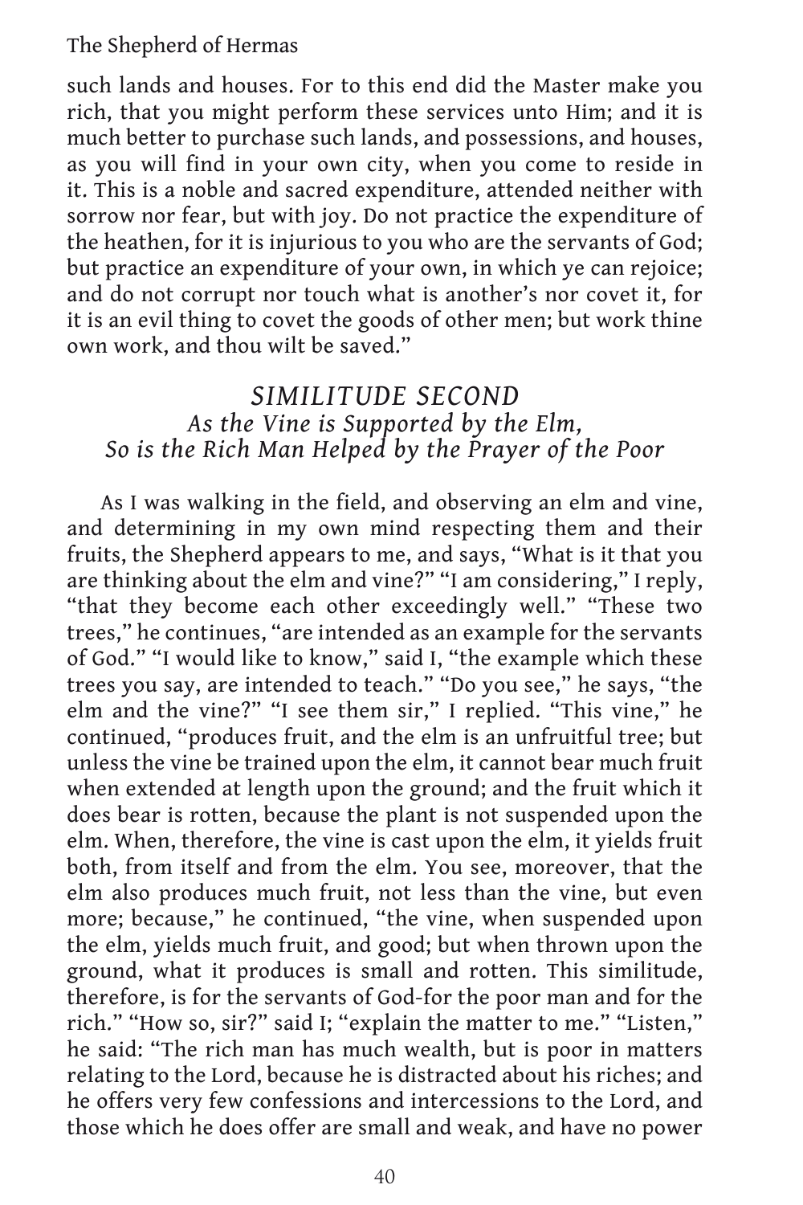such lands and houses. For to this end did the Master make you rich, that you might perform these services unto Him; and it is much better to purchase such lands, and possessions, and houses, as you will find in your own city, when you come to reside in it. This is a noble and sacred expenditure, attended neither with sorrow nor fear, but with joy. Do not practice the expenditure of the heathen, for it is injurious to you who are the servants of God; but practice an expenditure of your own, in which ye can rejoice; and do not corrupt nor touch what is another's nor covet it, for it is an evil thing to covet the goods of other men; but work thine own work, and thou wilt be saved."

## *SIMILITUDE SECOND*
### *As the Vine is Supported by the Elm, So is the Rich Man Helped by the Prayer of the Poor*

As I was walking in the field, and observing an elm and vine, and determining in my own mind respecting them and their fruits, the Shepherd appears to me, and says, "What is it that you are thinking about the elm and vine?" "I am considering," I reply, "that they become each other exceedingly well." "These two trees," he continues, "are intended as an example for the servants of God." "I would like to know," said I, "the example which these trees you say, are intended to teach." "Do you see," he says, "the elm and the vine?" "I see them sir," I replied. "This vine," he continued, "produces fruit, and the elm is an unfruitful tree; but unless the vine be trained upon the elm, it cannot bear much fruit when extended at length upon the ground; and the fruit which it does bear is rotten, because the plant is not suspended upon the elm. When, therefore, the vine is cast upon the elm, it yields fruit both, from itself and from the elm. You see, moreover, that the elm also produces much fruit, not less than the vine, but even more; because," he continued, "the vine, when suspended upon the elm, yields much fruit, and good; but when thrown upon the ground, what it produces is small and rotten. This similitude, therefore, is for the servants of God-for the poor man and for the rich." "How so, sir?" said I; "explain the matter to me." "Listen," he said: "The rich man has much wealth, but is poor in matters relating to the Lord, because he is distracted about his riches; and he offers very few confessions and intercessions to the Lord, and those which he does offer are small and weak, and have no power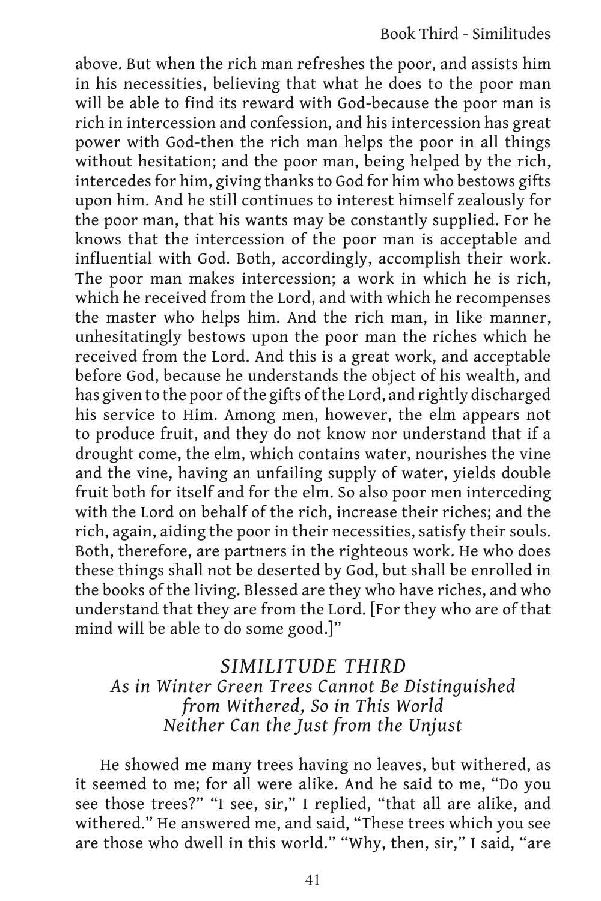above. But when the rich man refreshes the poor, and assists him in his necessities, believing that what he does to the poor man will be able to find its reward with God-because the poor man is rich in intercession and confession, and his intercession has great power with God-then the rich man helps the poor in all things without hesitation; and the poor man, being helped by the rich, intercedes for him, giving thanks to God for him who bestows gifts upon him. And he still continues to interest himself zealously for the poor man, that his wants may be constantly supplied. For he knows that the intercession of the poor man is acceptable and influential with God. Both, accordingly, accomplish their work. The poor man makes intercession; a work in which he is rich, which he received from the Lord, and with which he recompenses the master who helps him. And the rich man, in like manner, unhesitatingly bestows upon the poor man the riches which he received from the Lord. And this is a great work, and acceptable before God, because he understands the object of his wealth, and has given to the poor of the gifts of the Lord, and rightly discharged his service to Him. Among men, however, the elm appears not to produce fruit, and they do not know nor understand that if a drought come, the elm, which contains water, nourishes the vine and the vine, having an unfailing supply of water, yields double fruit both for itself and for the elm. So also poor men interceding with the Lord on behalf of the rich, increase their riches; and the rich, again, aiding the poor in their necessities, satisfy their souls. Both, therefore, are partners in the righteous work. He who does these things shall not be deserted by God, but shall be enrolled in the books of the living. Blessed are they who have riches, and who understand that they are from the Lord. [For they who are of that mind will be able to do some good.]"

## *SIMILITUDE THIRD*
### *As in Winter Green Trees Cannot Be Distinguished from Withered, So in This World Neither Can the Just from the Unjust*

He showed me many trees having no leaves, but withered, as it seemed to me; for all were alike. And he said to me, "Do you see those trees?" "I see, sir," I replied, "that all are alike, and withered." He answered me, and said, "These trees which you see are those who dwell in this world." "Why, then, sir," I said, "are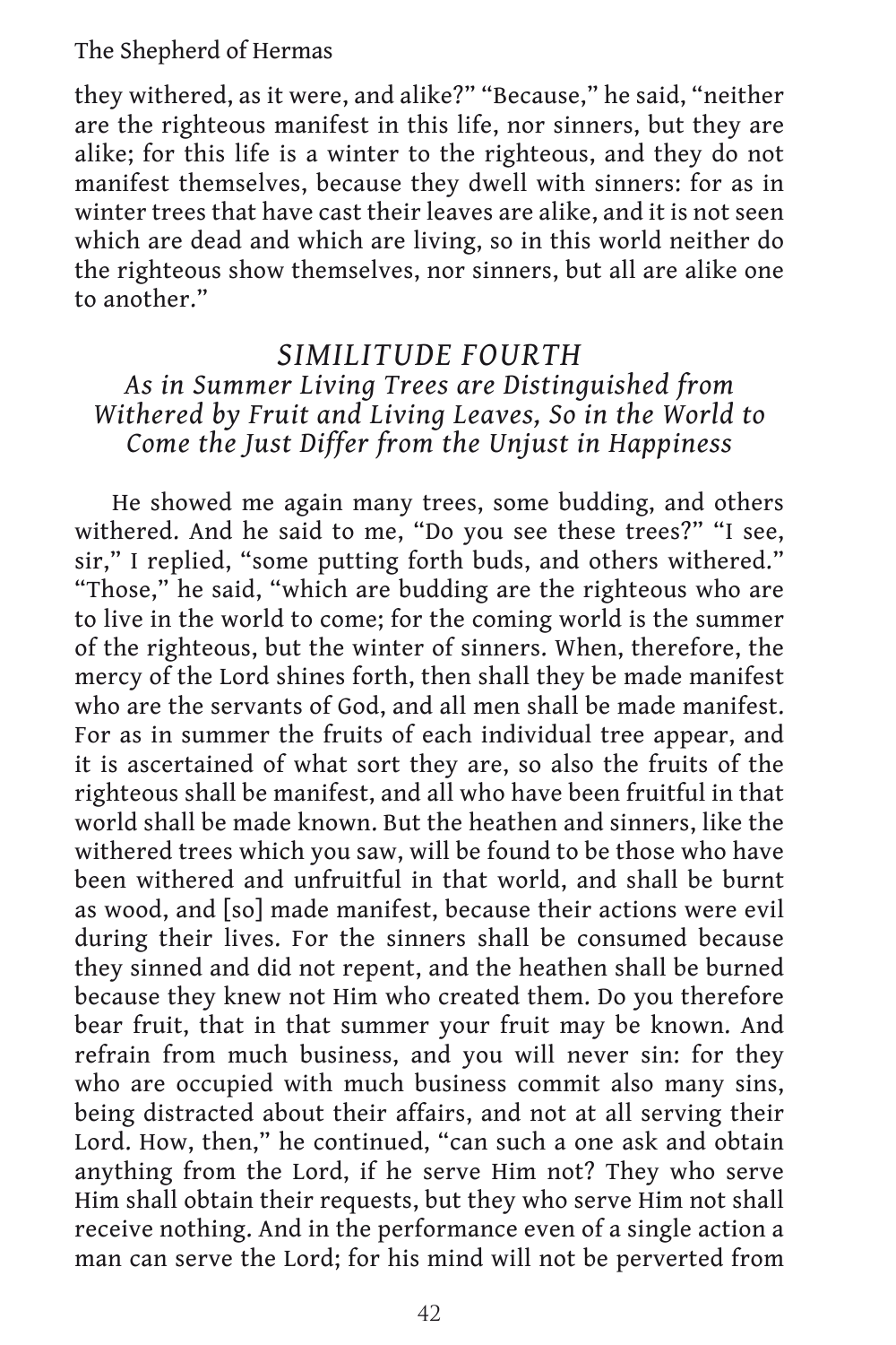they withered, as it were, and alike?" "Because," he said, "neither are the righteous manifest in this life, nor sinners, but they are alike; for this life is a winter to the righteous, and they do not manifest themselves, because they dwell with sinners: for as in winter trees that have cast their leaves are alike, and it is not seen which are dead and which are living, so in this world neither do the righteous show themselves, nor sinners, but all are alike one to another."

## *SIMILITUDE FOURTH*

### *As in Summer Living Trees are Distinguished from Withered by Fruit and Living Leaves, So in the World to Come the Just Differ from the Unjust in Happiness*

He showed me again many trees, some budding, and others withered. And he said to me, "Do you see these trees?" "I see, sir," I replied, "some putting forth buds, and others withered." "Those," he said, "which are budding are the righteous who are to live in the world to come; for the coming world is the summer of the righteous, but the winter of sinners. When, therefore, the mercy of the Lord shines forth, then shall they be made manifest who are the servants of God, and all men shall be made manifest. For as in summer the fruits of each individual tree appear, and it is ascertained of what sort they are, so also the fruits of the righteous shall be manifest, and all who have been fruitful in that world shall be made known. But the heathen and sinners, like the withered trees which you saw, will be found to be those who have been withered and unfruitful in that world, and shall be burnt as wood, and [so] made manifest, because their actions were evil during their lives. For the sinners shall be consumed because they sinned and did not repent, and the heathen shall be burned because they knew not Him who created them. Do you therefore bear fruit, that in that summer your fruit may be known. And refrain from much business, and you will never sin: for they who are occupied with much business commit also many sins, being distracted about their affairs, and not at all serving their Lord. How, then," he continued, "can such a one ask and obtain anything from the Lord, if he serve Him not? They who serve Him shall obtain their requests, but they who serve Him not shall receive nothing. And in the performance even of a single action a man can serve the Lord; for his mind will not be perverted from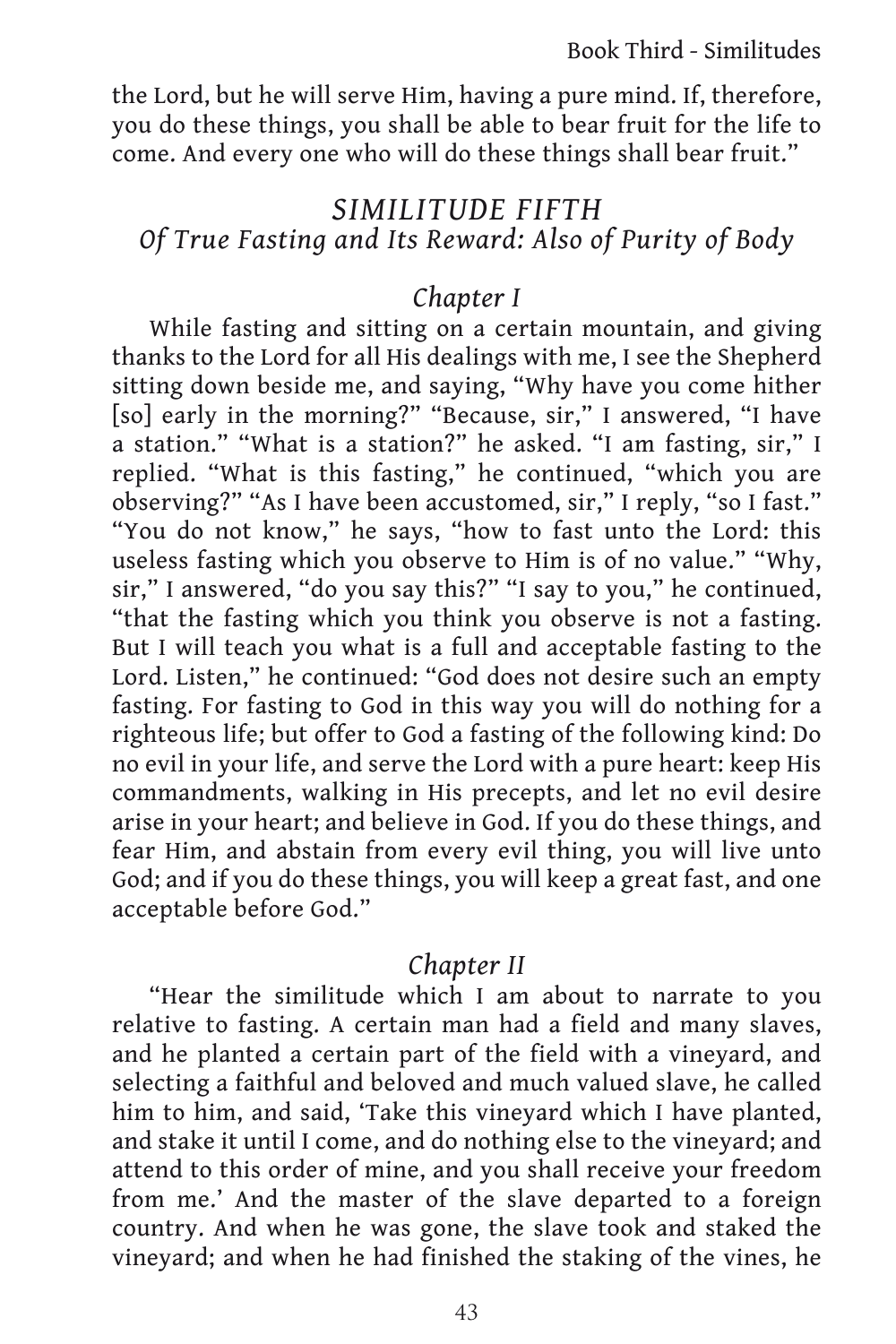the Lord, but he will serve Him, having a pure mind. If, therefore, you do these things, you shall be able to bear fruit for the life to come. And every one who will do these things shall bear fruit."

## *SIMILITUDE FIFTH*

### *Of True Fasting and Its Reward: Also of Purity of Body*

### *Chapter I*

While fasting and sitting on a certain mountain, and giving thanks to the Lord for all His dealings with me, I see the Shepherd sitting down beside me, and saying, "Why have you come hither [so] early in the morning?" "Because, sir," I answered, "I have a station." "What is a station?" he asked. "I am fasting, sir," I replied. "What is this fasting," he continued, "which you are observing?" "As I have been accustomed, sir," I reply, "so I fast." "You do not know," he says, "how to fast unto the Lord: this useless fasting which you observe to Him is of no value." "Why, sir," I answered, "do you say this?" "I say to you," he continued, "that the fasting which you think you observe is not a fasting. But I will teach you what is a full and acceptable fasting to the Lord. Listen," he continued: "God does not desire such an empty fasting. For fasting to God in this way you will do nothing for a righteous life; but offer to God a fasting of the following kind: Do no evil in your life, and serve the Lord with a pure heart: keep His commandments, walking in His precepts, and let no evil desire arise in your heart; and believe in God. If you do these things, and fear Him, and abstain from every evil thing, you will live unto God; and if you do these things, you will keep a great fast, and one acceptable before God."

### *Chapter II*

"Hear the similitude which I am about to narrate to you relative to fasting. A certain man had a field and many slaves, and he planted a certain part of the field with a vineyard, and selecting a faithful and beloved and much valued slave, he called him to him, and said, 'Take this vineyard which I have planted, and stake it until I come, and do nothing else to the vineyard; and attend to this order of mine, and you shall receive your freedom from me.' And the master of the slave departed to a foreign country. And when he was gone, the slave took and staked the vineyard; and when he had finished the staking of the vines, he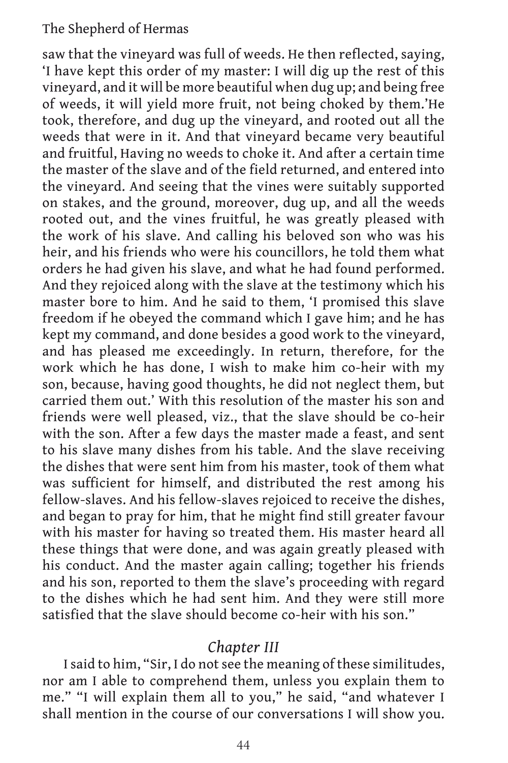saw that the vineyard was full of weeds. He then reflected, saying, 'I have kept this order of my master: I will dig up the rest of this vineyard, and it will be more beautiful when dug up; and being free of weeds, it will yield more fruit, not being choked by them.'He took, therefore, and dug up the vineyard, and rooted out all the weeds that were in it. And that vineyard became very beautiful and fruitful, Having no weeds to choke it. And after a certain time the master of the slave and of the field returned, and entered into the vineyard. And seeing that the vines were suitably supported on stakes, and the ground, moreover, dug up, and all the weeds rooted out, and the vines fruitful, he was greatly pleased with the work of his slave. And calling his beloved son who was his heir, and his friends who were his councillors, he told them what orders he had given his slave, and what he had found performed. And they rejoiced along with the slave at the testimony which his master bore to him. And he said to them, 'I promised this slave freedom if he obeyed the command which I gave him; and he has kept my command, and done besides a good work to the vineyard, and has pleased me exceedingly. In return, therefore, for the work which he has done, I wish to make him co-heir with my son, because, having good thoughts, he did not neglect them, but carried them out.' With this resolution of the master his son and friends were well pleased, viz., that the slave should be co-heir with the son. After a few days the master made a feast, and sent to his slave many dishes from his table. And the slave receiving the dishes that were sent him from his master, took of them what was sufficient for himself, and distributed the rest among his fellow-slaves. And his fellow-slaves rejoiced to receive the dishes, and began to pray for him, that he might find still greater favour with his master for having so treated them. His master heard all these things that were done, and was again greatly pleased with his conduct. And the master again calling; together his friends and his son, reported to them the slave's proceeding with regard to the dishes which he had sent him. And they were still more satisfied that the slave should become co-heir with his son."

## *Chapter III*

I said to him, "Sir, I do not see the meaning of these similitudes, nor am I able to comprehend them, unless you explain them to me." "I will explain them all to you," he said, "and whatever I shall mention in the course of our conversations I will show you.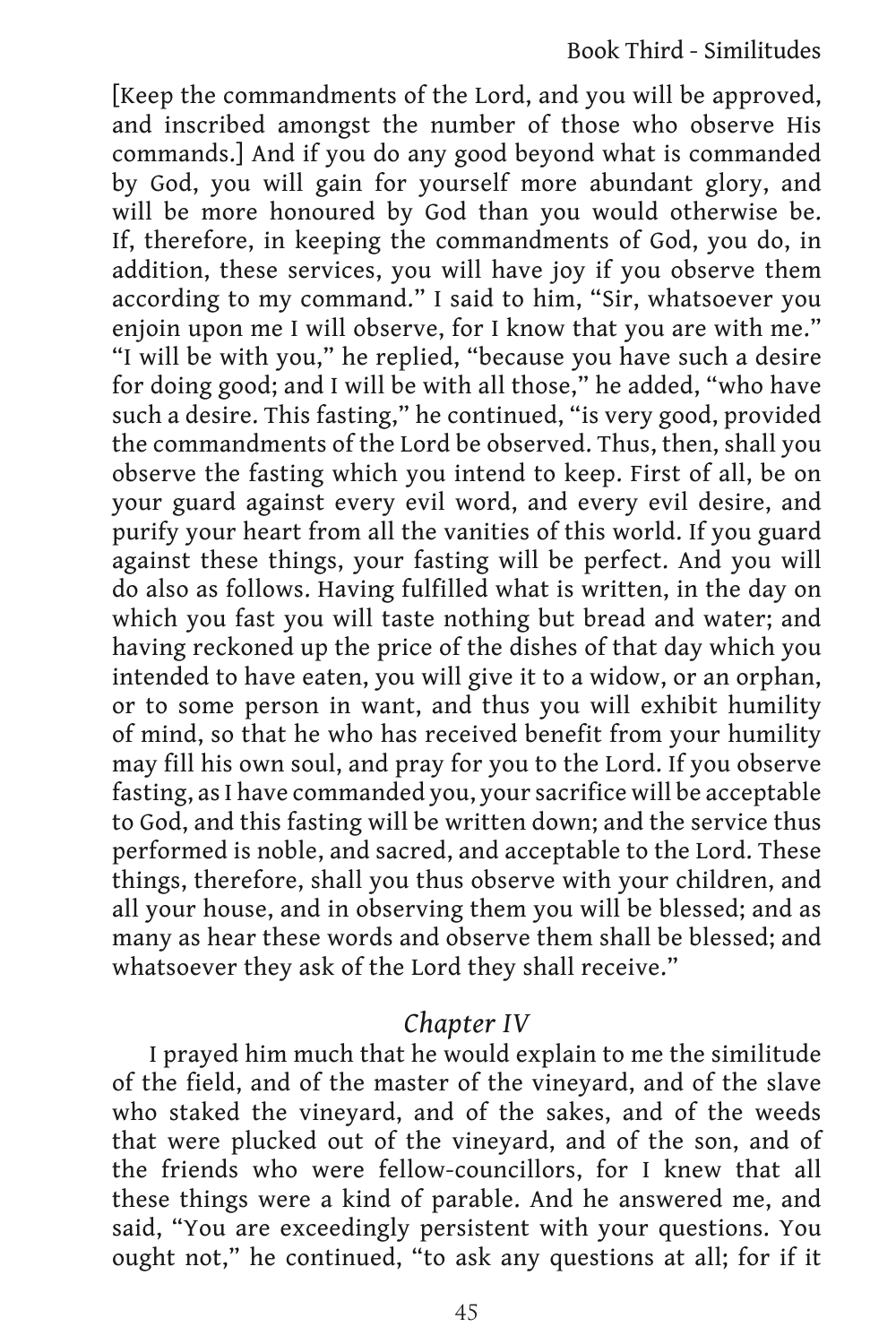[Keep the commandments of the Lord, and you will be approved, and inscribed amongst the number of those who observe His commands.] And if you do any good beyond what is commanded by God, you will gain for yourself more abundant glory, and will be more honoured by God than you would otherwise be. If, therefore, in keeping the commandments of God, you do, in addition, these services, you will have joy if you observe them according to my command." I said to him, "Sir, whatsoever you enjoin upon me I will observe, for I know that you are with me." "I will be with you," he replied, "because you have such a desire for doing good; and I will be with all those," he added, "who have such a desire. This fasting," he continued, "is very good, provided the commandments of the Lord be observed. Thus, then, shall you observe the fasting which you intend to keep. First of all, be on your guard against every evil word, and every evil desire, and purify your heart from all the vanities of this world. If you guard against these things, your fasting will be perfect. And you will do also as follows. Having fulfilled what is written, in the day on which you fast you will taste nothing but bread and water; and having reckoned up the price of the dishes of that day which you intended to have eaten, you will give it to a widow, or an orphan, or to some person in want, and thus you will exhibit humility of mind, so that he who has received benefit from your humility may fill his own soul, and pray for you to the Lord. If you observe fasting, as I have commanded you, your sacrifice will be acceptable to God, and this fasting will be written down; and the service thus performed is noble, and sacred, and acceptable to the Lord. These things, therefore, shall you thus observe with your children, and all your house, and in observing them you will be blessed; and as many as hear these words and observe them shall be blessed; and whatsoever they ask of the Lord they shall receive."

## *Chapter IV*

I prayed him much that he would explain to me the similitude of the field, and of the master of the vineyard, and of the slave who staked the vineyard, and of the sakes, and of the weeds that were plucked out of the vineyard, and of the son, and of the friends who were fellow-councillors, for I knew that all these things were a kind of parable. And he answered me, and said, "You are exceedingly persistent with your questions. You ought not," he continued, "to ask any questions at all; for if it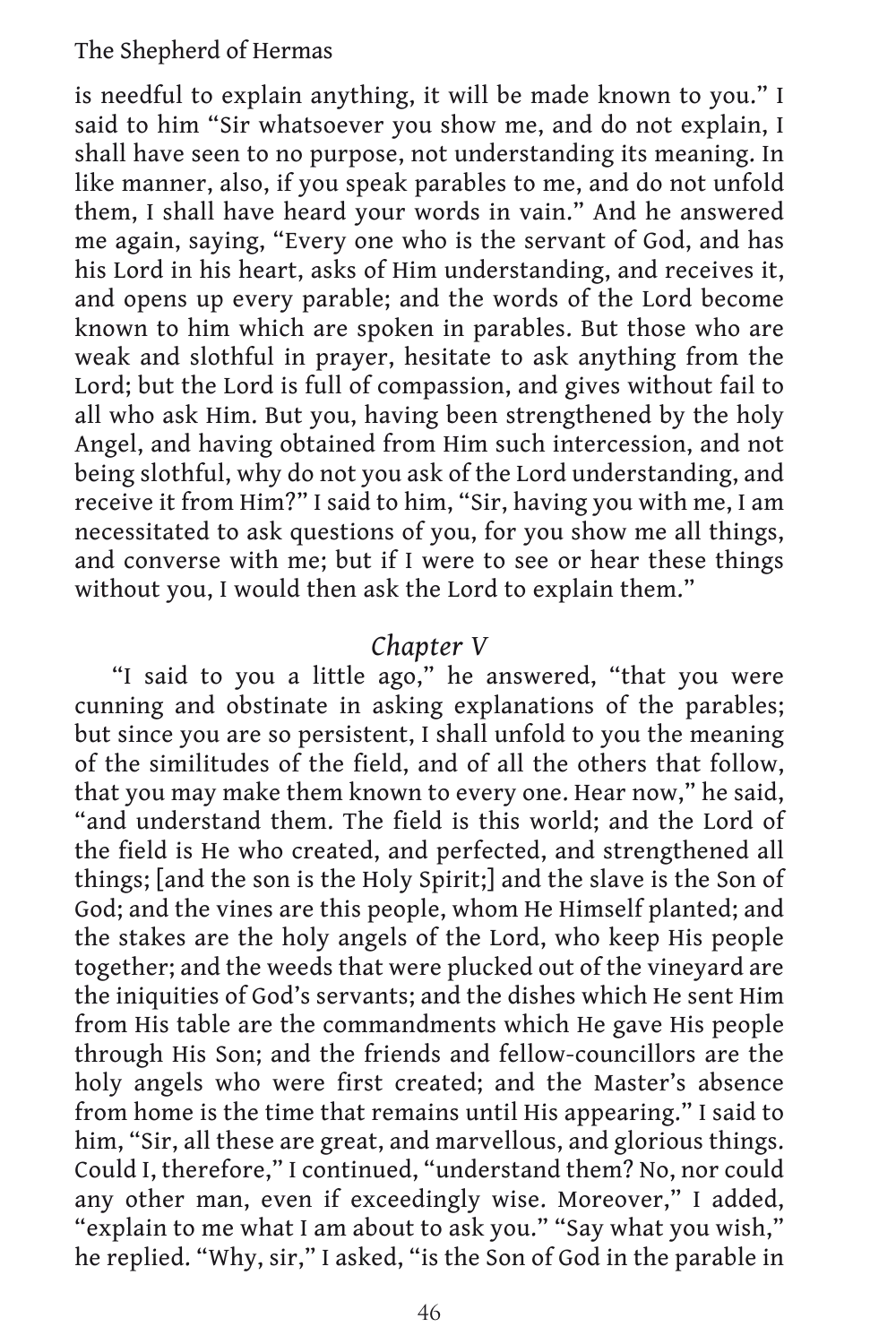is needful to explain anything, it will be made known to you." I said to him "Sir whatsoever you show me, and do not explain, I shall have seen to no purpose, not understanding its meaning. In like manner, also, if you speak parables to me, and do not unfold them, I shall have heard your words in vain." And he answered me again, saying, "Every one who is the servant of God, and has his Lord in his heart, asks of Him understanding, and receives it, and opens up every parable; and the words of the Lord become known to him which are spoken in parables. But those who are weak and slothful in prayer, hesitate to ask anything from the Lord; but the Lord is full of compassion, and gives without fail to all who ask Him. But you, having been strengthened by the holy Angel, and having obtained from Him such intercession, and not being slothful, why do not you ask of the Lord understanding, and receive it from Him?" I said to him, "Sir, having you with me, I am necessitated to ask questions of you, for you show me all things, and converse with me; but if I were to see or hear these things without you, I would then ask the Lord to explain them."

## *Chapter V*

"I said to you a little ago," he answered, "that you were cunning and obstinate in asking explanations of the parables; but since you are so persistent, I shall unfold to you the meaning of the similitudes of the field, and of all the others that follow, that you may make them known to every one. Hear now," he said, "and understand them. The field is this world; and the Lord of the field is He who created, and perfected, and strengthened all things; [and the son is the Holy Spirit;] and the slave is the Son of God; and the vines are this people, whom He Himself planted; and the stakes are the holy angels of the Lord, who keep His people together; and the weeds that were plucked out of the vineyard are the iniquities of God's servants; and the dishes which He sent Him from His table are the commandments which He gave His people through His Son; and the friends and fellow-councillors are the holy angels who were first created; and the Master's absence from home is the time that remains until His appearing." I said to him, "Sir, all these are great, and marvellous, and glorious things. Could I, therefore," I continued, "understand them? No, nor could any other man, even if exceedingly wise. Moreover," I added, "explain to me what I am about to ask you." "Say what you wish," he replied. "Why, sir," I asked, "is the Son of God in the parable in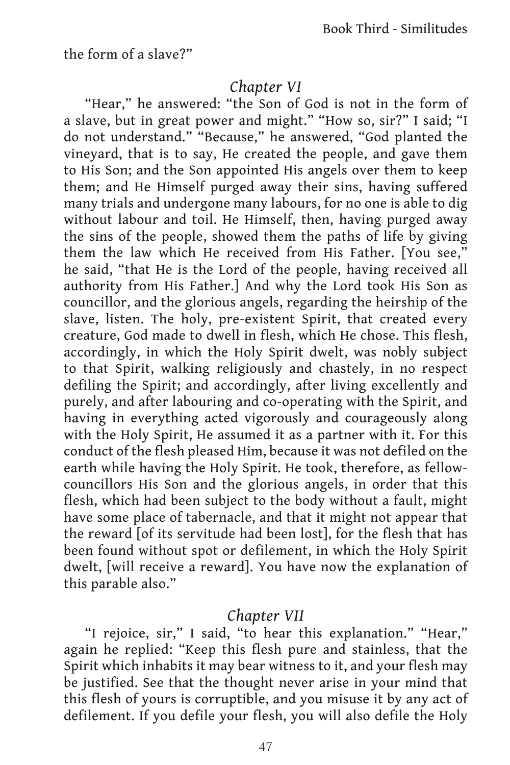the form of a slave?"

## *Chapter VI*

"Hear," he answered: "the Son of God is not in the form of a slave, but in great power and might." "How so, sir?" I said; "I do not understand." "Because," he answered, "God planted the vineyard, that is to say, He created the people, and gave them to His Son; and the Son appointed His angels over them to keep them; and He Himself purged away their sins, having suffered many trials and undergone many labours, for no one is able to dig without labour and toil. He Himself, then, having purged away the sins of the people, showed them the paths of life by giving them the law which He received from His Father. [You see," he said, "that He is the Lord of the people, having received all authority from His Father.] And why the Lord took His Son as councillor, and the glorious angels, regarding the heirship of the slave, listen. The holy, pre-existent Spirit, that created every creature, God made to dwell in flesh, which He chose. This flesh, accordingly, in which the Holy Spirit dwelt, was nobly subject to that Spirit, walking religiously and chastely, in no respect defiling the Spirit; and accordingly, after living excellently and purely, and after labouring and co-operating with the Spirit, and having in everything acted vigorously and courageously along with the Holy Spirit, He assumed it as a partner with it. For this conduct of the flesh pleased Him, because it was not defiled on the earth while having the Holy Spirit. He took, therefore, as fellow-councillors His Son and the glorious angels, in order that this flesh, which had been subject to the body without a fault, might have some place of tabernacle, and that it might not appear that the reward [of its servitude had been lost], for the flesh that has been found without spot or defilement, in which the Holy Spirit dwelt, [will receive a reward]. You have now the explanation of this parable also."

## *Chapter VII*

"I rejoice, sir," I said, "to hear this explanation." "Hear," again he replied: "Keep this flesh pure and stainless, that the Spirit which inhabits it may bear witness to it, and your flesh may be justified. See that the thought never arise in your mind that this flesh of yours is corruptible, and you misuse it by any act of defilement. If you defile your flesh, you will also defile the Holy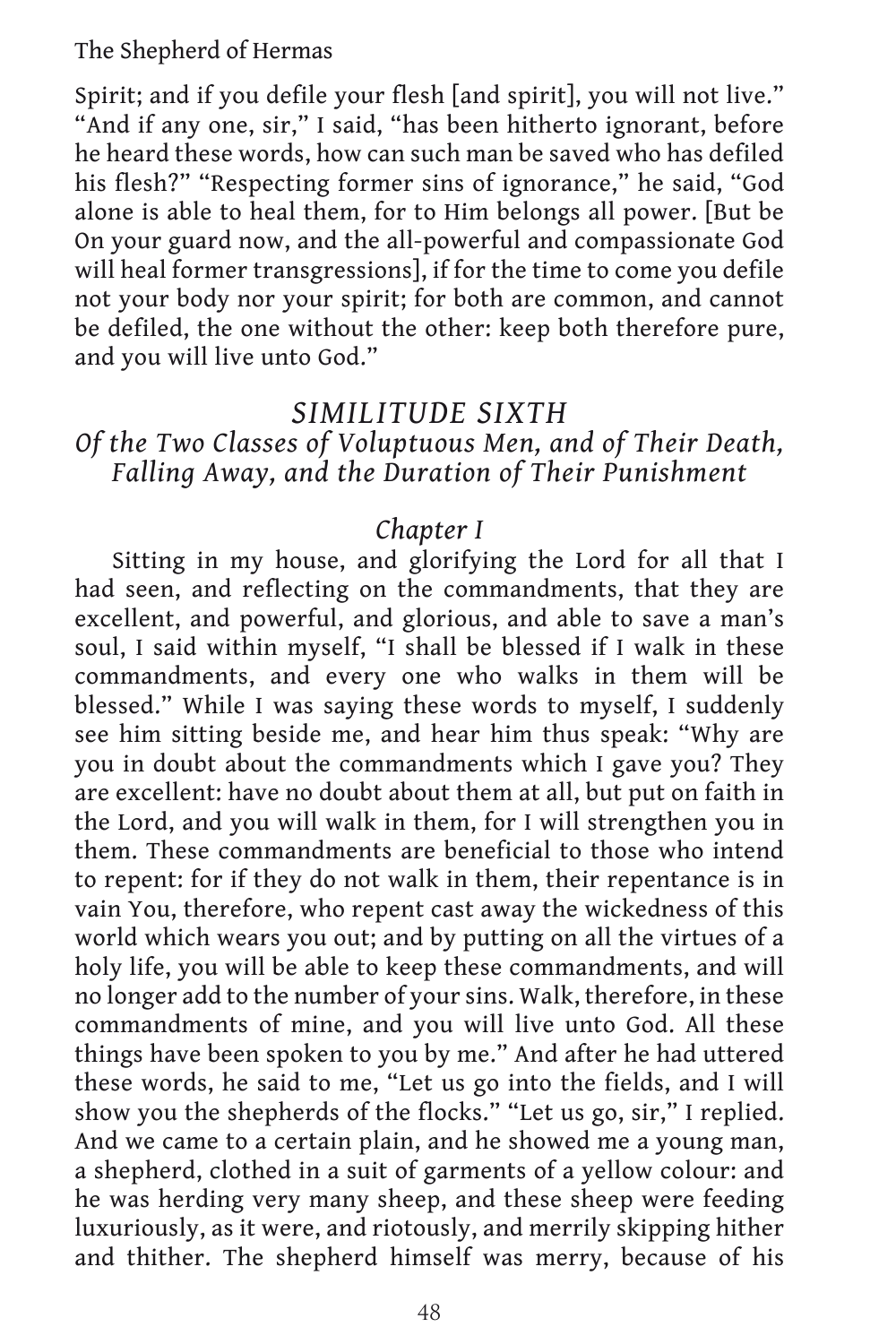Spirit; and if you defile your flesh [and spirit], you will not live." "And if any one, sir," I said, "has been hitherto ignorant, before he heard these words, how can such man be saved who has defiled his flesh?" "Respecting former sins of ignorance," he said, "God alone is able to heal them, for to Him belongs all power. [But be On your guard now, and the all-powerful and compassionate God will heal former transgressions], if for the time to come you defile not your body nor your spirit; for both are common, and cannot be defiled, the one without the other: keep both therefore pure, and you will live unto God."

## *SIMILITUDE SIXTH*
### *Of the Two Classes of Voluptuous Men, and of Their Death, Falling Away, and the Duration of Their Punishment*

#### *Chapter I*

Sitting in my house, and glorifying the Lord for all that I had seen, and reflecting on the commandments, that they are excellent, and powerful, and glorious, and able to save a man's soul, I said within myself, "I shall be blessed if I walk in these commandments, and every one who walks in them will be blessed." While I was saying these words to myself, I suddenly see him sitting beside me, and hear him thus speak: "Why are you in doubt about the commandments which I gave you? They are excellent: have no doubt about them at all, but put on faith in the Lord, and you will walk in them, for I will strengthen you in them. These commandments are beneficial to those who intend to repent: for if they do not walk in them, their repentance is in vain You, therefore, who repent cast away the wickedness of this world which wears you out; and by putting on all the virtues of a holy life, you will be able to keep these commandments, and will no longer add to the number of your sins. Walk, therefore, in these commandments of mine, and you will live unto God. All these things have been spoken to you by me." And after he had uttered these words, he said to me, "Let us go into the fields, and I will show you the shepherds of the flocks." "Let us go, sir," I replied. And we came to a certain plain, and he showed me a young man, a shepherd, clothed in a suit of garments of a yellow colour: and he was herding very many sheep, and these sheep were feeding luxuriously, as it were, and riotously, and merrily skipping hither and thither. The shepherd himself was merry, because of his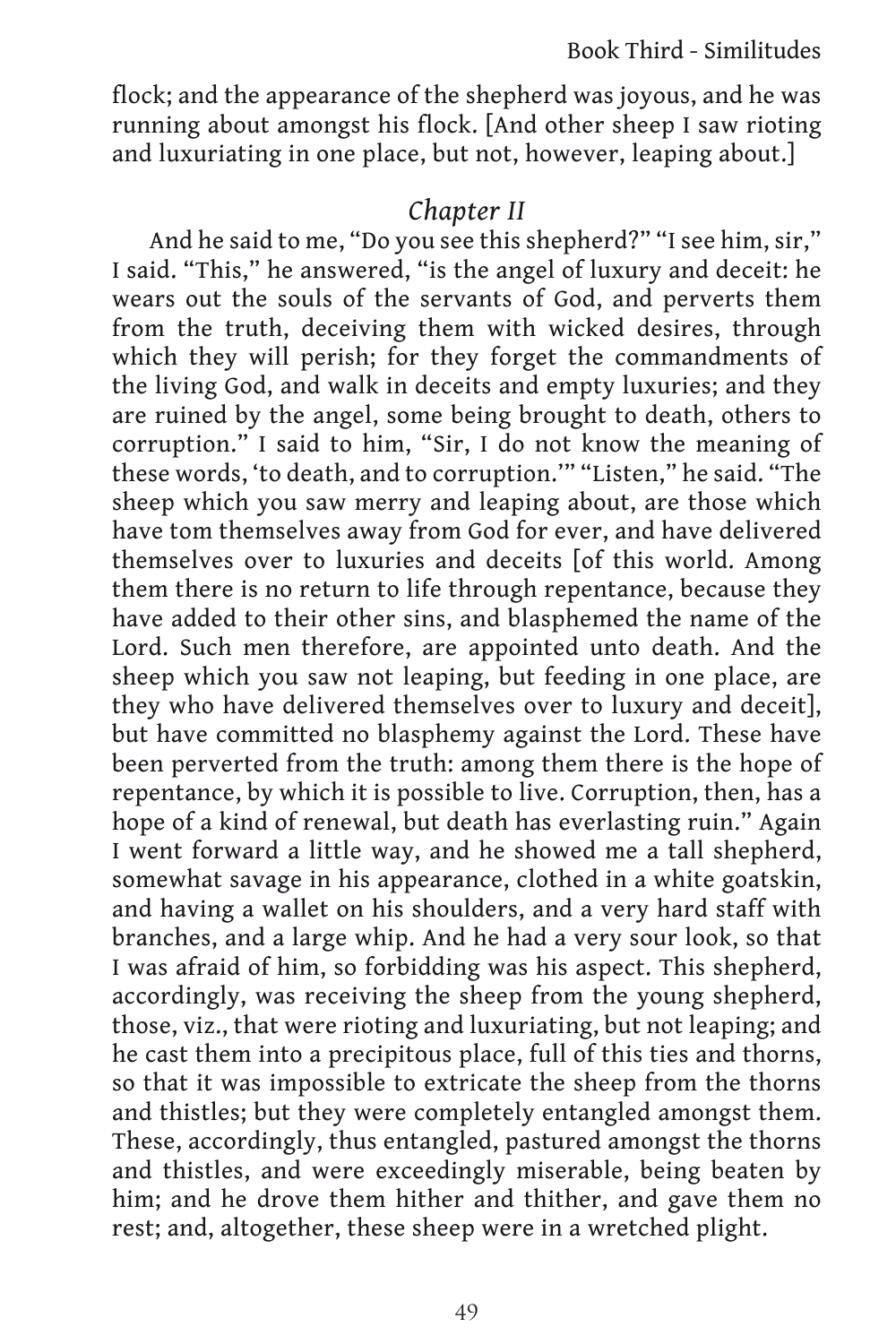flock; and the appearance of the shepherd was joyous, and he was running about amongst his flock. [And other sheep I saw rioting and luxuriating in one place, but not, however, leaping about.]

## *Chapter II*

And he said to me, "Do you see this shepherd?" "I see him, sir," I said. "This," he answered, "is the angel of luxury and deceit: he wears out the souls of the servants of God, and perverts them from the truth, deceiving them with wicked desires, through which they will perish; for they forget the commandments of the living God, and walk in deceits and empty luxuries; and they are ruined by the angel, some being brought to death, others to corruption." I said to him, "Sir, I do not know the meaning of these words, 'to death, and to corruption.'" "Listen," he said. "The sheep which you saw merry and leaping about, are those which have tom themselves away from God for ever, and have delivered themselves over to luxuries and deceits [of this world. Among them there is no return to life through repentance, because they have added to their other sins, and blasphemed the name of the Lord. Such men therefore, are appointed unto death. And the sheep which you saw not leaping, but feeding in one place, are they who have delivered themselves over to luxury and deceit], but have committed no blasphemy against the Lord. These have been perverted from the truth: among them there is the hope of repentance, by which it is possible to live. Corruption, then, has a hope of a kind of renewal, but death has everlasting ruin." Again I went forward a little way, and he showed me a tall shepherd, somewhat savage in his appearance, clothed in a white goatskin, and having a wallet on his shoulders, and a very hard staff with branches, and a large whip. And he had a very sour look, so that I was afraid of him, so forbidding was his aspect. This shepherd, accordingly, was receiving the sheep from the young shepherd, those, viz., that were rioting and luxuriating, but not leaping; and he cast them into a precipitous place, full of this ties and thorns, so that it was impossible to extricate the sheep from the thorns and thistles; but they were completely entangled amongst them. These, accordingly, thus entangled, pastured amongst the thorns and thistles, and were exceedingly miserable, being beaten by him; and he drove them hither and thither, and gave them no rest; and, altogether, these sheep were in a wretched plight.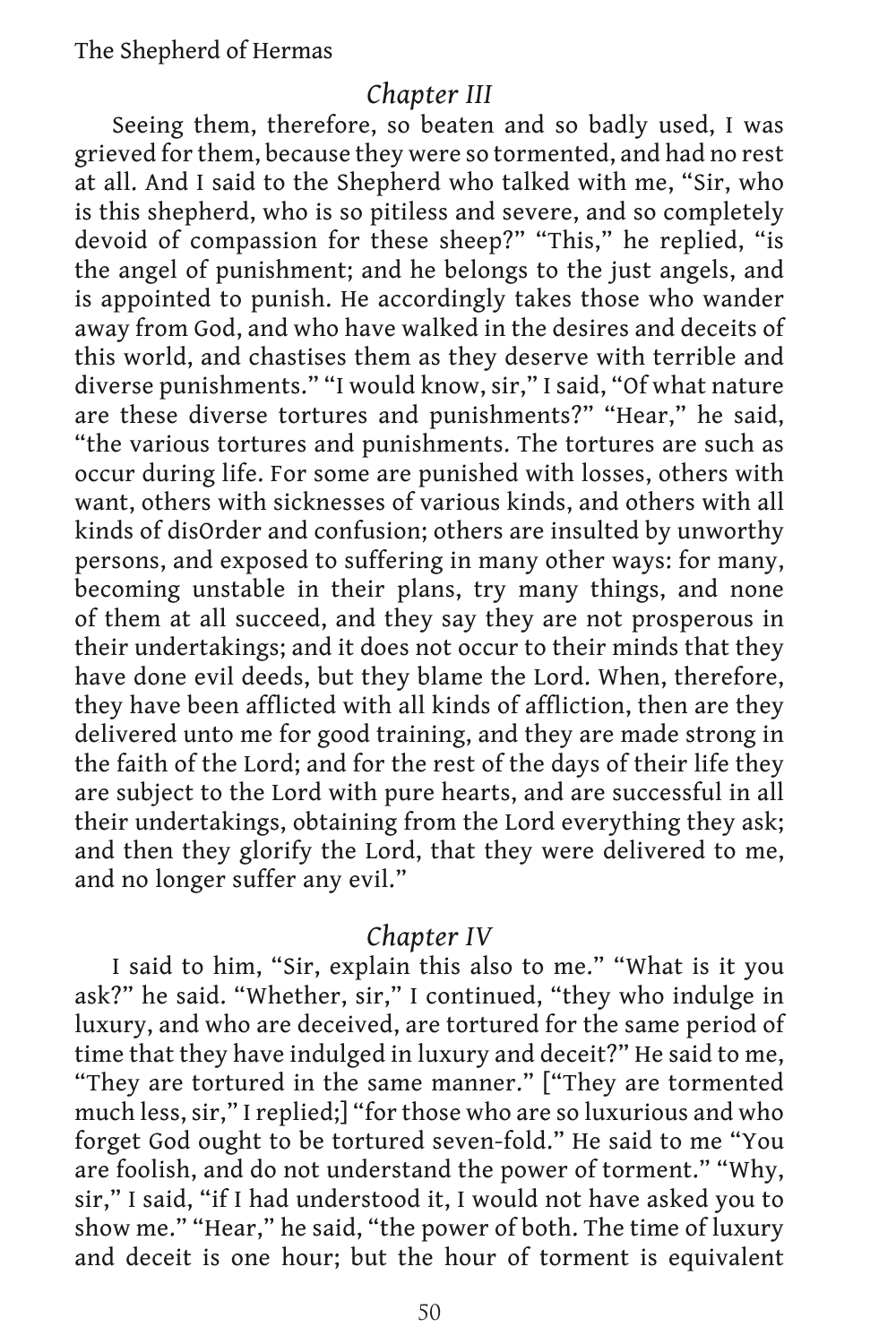## *Chapter III*

Seeing them, therefore, so beaten and so badly used, I was grieved for them, because they were so tormented, and had no rest at all. And I said to the Shepherd who talked with me, "Sir, who is this shepherd, who is so pitiless and severe, and so completely devoid of compassion for these sheep?" "This," he replied, "is the angel of punishment; and he belongs to the just angels, and is appointed to punish. He accordingly takes those who wander away from God, and who have walked in the desires and deceits of this world, and chastises them as they deserve with terrible and diverse punishments." "I would know, sir," I said, "Of what nature are these diverse tortures and punishments?" "Hear," he said, "the various tortures and punishments. The tortures are such as occur during life. For some are punished with losses, others with want, others with sicknesses of various kinds, and others with all kinds of disOrder and confusion; others are insulted by unworthy persons, and exposed to suffering in many other ways: for many, becoming unstable in their plans, try many things, and none of them at all succeed, and they say they are not prosperous in their undertakings; and it does not occur to their minds that they have done evil deeds, but they blame the Lord. When, therefore, they have been afflicted with all kinds of affliction, then are they delivered unto me for good training, and they are made strong in the faith of the Lord; and for the rest of the days of their life they are subject to the Lord with pure hearts, and are successful in all their undertakings, obtaining from the Lord everything they ask; and then they glorify the Lord, that they were delivered to me, and no longer suffer any evil."

## *Chapter IV*

I said to him, "Sir, explain this also to me." "What is it you ask?" he said. "Whether, sir," I continued, "they who indulge in luxury, and who are deceived, are tortured for the same period of time that they have indulged in luxury and deceit?" He said to me, "They are tortured in the same manner." ["They are tormented much less, sir," I replied;] "for those who are so luxurious and who forget God ought to be tortured seven-fold." He said to me "You are foolish, and do not understand the power of torment." "Why, sir," I said, "if I had understood it, I would not have asked you to show me." "Hear," he said, "the power of both. The time of luxury and deceit is one hour; but the hour of torment is equivalent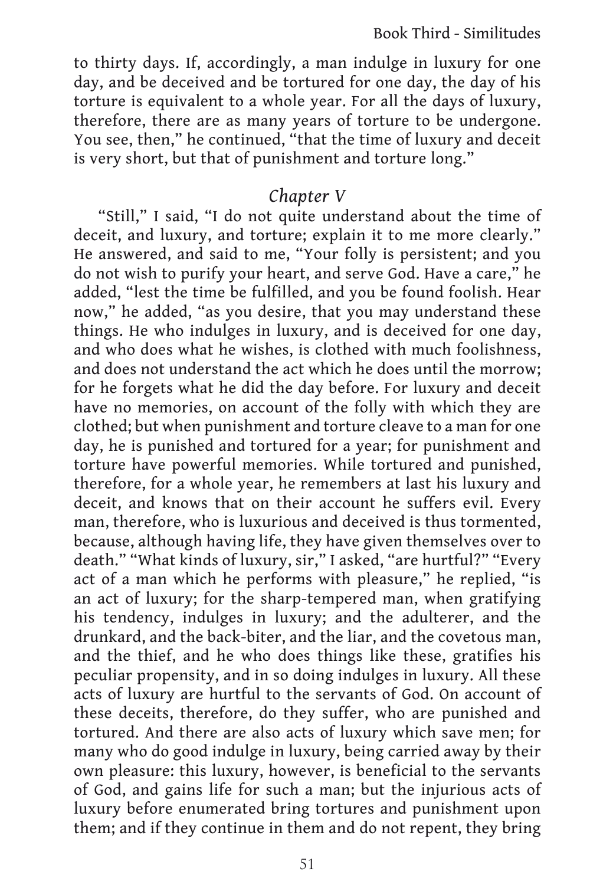to thirty days. If, accordingly, a man indulge in luxury for one day, and be deceived and be tortured for one day, the day of his torture is equivalent to a whole year. For all the days of luxury, therefore, there are as many years of torture to be undergone. You see, then," he continued, "that the time of luxury and deceit is very short, but that of punishment and torture long."

## *Chapter V*

"Still," I said, "I do not quite understand about the time of deceit, and luxury, and torture; explain it to me more clearly." He answered, and said to me, "Your folly is persistent; and you do not wish to purify your heart, and serve God. Have a care," he added, "lest the time be fulfilled, and you be found foolish. Hear now," he added, "as you desire, that you may understand these things. He who indulges in luxury, and is deceived for one day, and who does what he wishes, is clothed with much foolishness, and does not understand the act which he does until the morrow; for he forgets what he did the day before. For luxury and deceit have no memories, on account of the folly with which they are clothed; but when punishment and torture cleave to a man for one day, he is punished and tortured for a year; for punishment and torture have powerful memories. While tortured and punished, therefore, for a whole year, he remembers at last his luxury and deceit, and knows that on their account he suffers evil. Every man, therefore, who is luxurious and deceived is thus tormented, because, although having life, they have given themselves over to death." "What kinds of luxury, sir," I asked, "are hurtful?" "Every act of a man which he performs with pleasure," he replied, "is an act of luxury; for the sharp-tempered man, when gratifying his tendency, indulges in luxury; and the adulterer, and the drunkard, and the back-biter, and the liar, and the covetous man, and the thief, and he who does things like these, gratifies his peculiar propensity, and in so doing indulges in luxury. All these acts of luxury are hurtful to the servants of God. On account of these deceits, therefore, do they suffer, who are punished and tortured. And there are also acts of luxury which save men; for many who do good indulge in luxury, being carried away by their own pleasure: this luxury, however, is beneficial to the servants of God, and gains life for such a man; but the injurious acts of luxury before enumerated bring tortures and punishment upon them; and if they continue in them and do not repent, they bring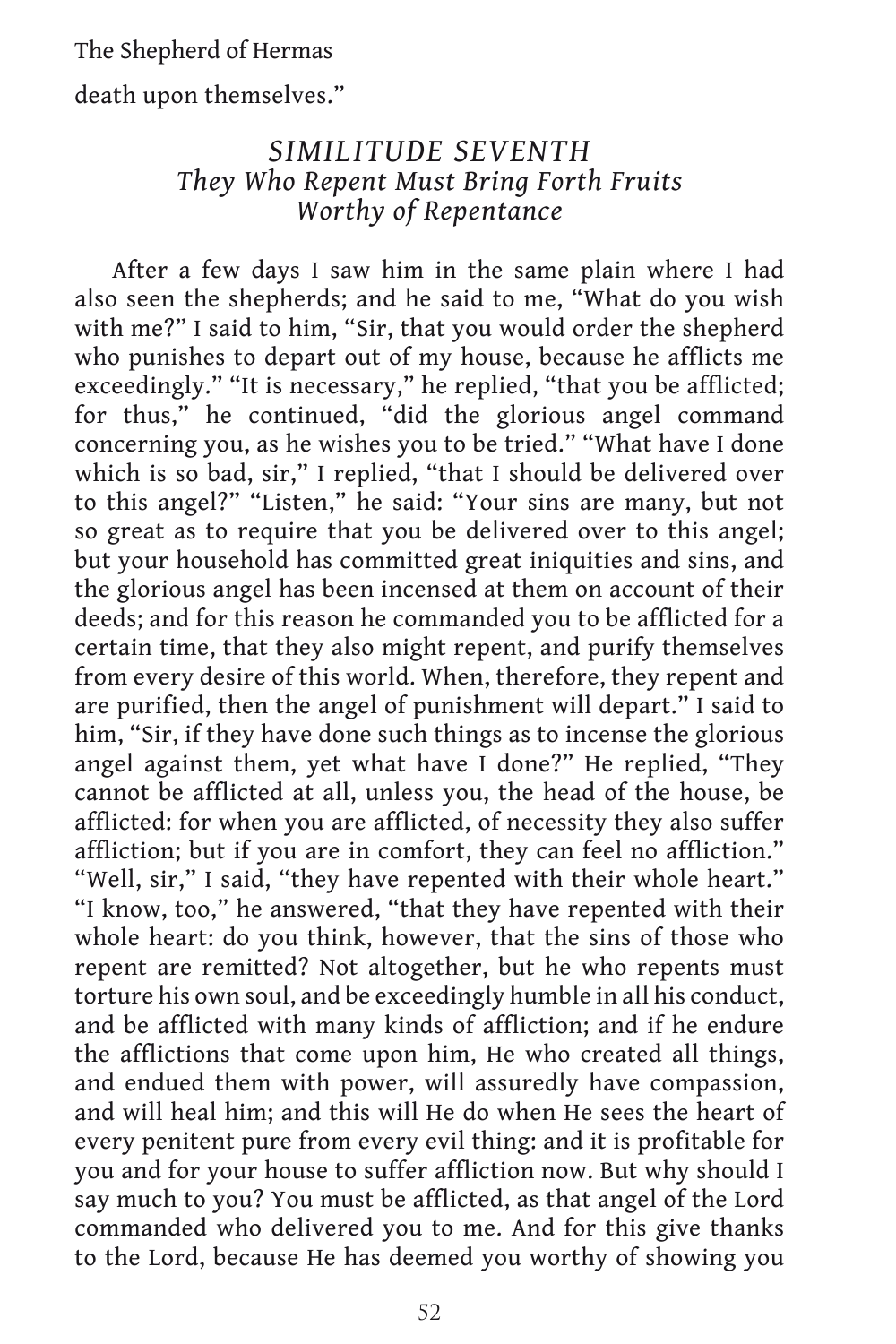death upon themselves."

## *SIMILITUDE SEVENTH*
### *They Who Repent Must Bring Forth Fruits Worthy of Repentance*

After a few days I saw him in the same plain where I had also seen the shepherds; and he said to me, "What do you wish with me?" I said to him, "Sir, that you would order the shepherd who punishes to depart out of my house, because he afflicts me exceedingly." "It is necessary," he replied, "that you be afflicted; for thus," he continued, "did the glorious angel command concerning you, as he wishes you to be tried." "What have I done which is so bad, sir," I replied, "that I should be delivered over to this angel?" "Listen," he said: "Your sins are many, but not so great as to require that you be delivered over to this angel; but your household has committed great iniquities and sins, and the glorious angel has been incensed at them on account of their deeds; and for this reason he commanded you to be afflicted for a certain time, that they also might repent, and purify themselves from every desire of this world. When, therefore, they repent and are purified, then the angel of punishment will depart." I said to him, "Sir, if they have done such things as to incense the glorious angel against them, yet what have I done?" He replied, "They cannot be afflicted at all, unless you, the head of the house, be afflicted: for when you are afflicted, of necessity they also suffer affliction; but if you are in comfort, they can feel no affliction." "Well, sir," I said, "they have repented with their whole heart." "I know, too," he answered, "that they have repented with their whole heart: do you think, however, that the sins of those who repent are remitted? Not altogether, but he who repents must torture his own soul, and be exceedingly humble in all his conduct, and be afflicted with many kinds of affliction; and if he endure the afflictions that come upon him, He who created all things, and endued them with power, will assuredly have compassion, and will heal him; and this will He do when He sees the heart of every penitent pure from every evil thing: and it is profitable for you and for your house to suffer affliction now. But why should I say much to you? You must be afflicted, as that angel of the Lord commanded who delivered you to me. And for this give thanks to the Lord, because He has deemed you worthy of showing you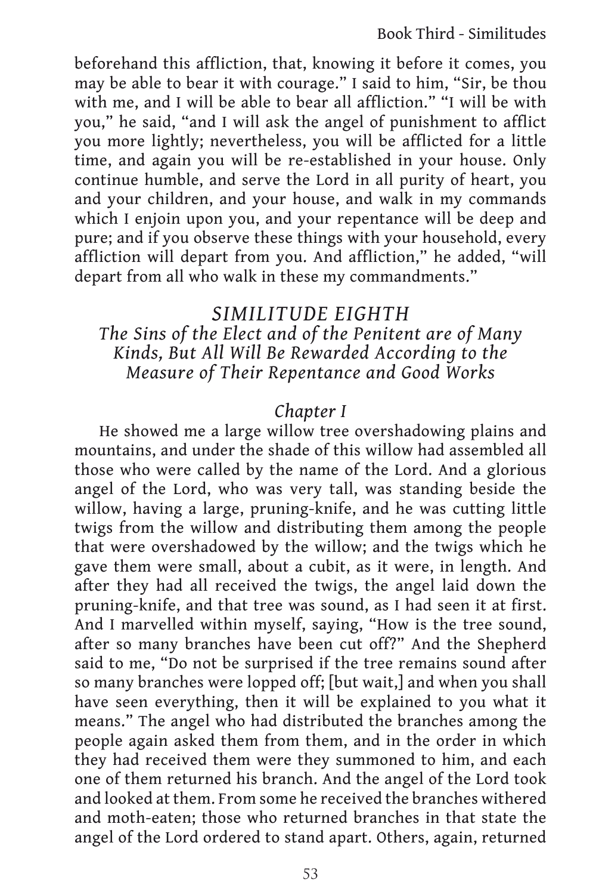beforehand this affliction, that, knowing it before it comes, you may be able to bear it with courage." I said to him, "Sir, be thou with me, and I will be able to bear all affliction." "I will be with you," he said, "and I will ask the angel of punishment to afflict you more lightly; nevertheless, you will be afflicted for a little time, and again you will be re-established in your house. Only continue humble, and serve the Lord in all purity of heart, you and your children, and your house, and walk in my commands which I enjoin upon you, and your repentance will be deep and pure; and if you observe these things with your household, every affliction will depart from you. And affliction," he added, "will depart from all who walk in these my commandments."

## *SIMILITUDE EIGHTH*
### *The Sins of the Elect and of the Penitent are of Many Kinds, But All Will Be Rewarded According to the Measure of Their Repentance and Good Works*

### *Chapter I*

He showed me a large willow tree overshadowing plains and mountains, and under the shade of this willow had assembled all those who were called by the name of the Lord. And a glorious angel of the Lord, who was very tall, was standing beside the willow, having a large, pruning-knife, and he was cutting little twigs from the willow and distributing them among the people that were overshadowed by the willow; and the twigs which he gave them were small, about a cubit, as it were, in length. And after they had all received the twigs, the angel laid down the pruning-knife, and that tree was sound, as I had seen it at first. And I marvelled within myself, saying, "How is the tree sound, after so many branches have been cut off?" And the Shepherd said to me, "Do not be surprised if the tree remains sound after so many branches were lopped off; [but wait,] and when you shall have seen everything, then it will be explained to you what it means." The angel who had distributed the branches among the people again asked them from them, and in the order in which they had received them were they summoned to him, and each one of them returned his branch. And the angel of the Lord took and looked at them. From some he received the branches withered and moth-eaten; those who returned branches in that state the angel of the Lord ordered to stand apart. Others, again, returned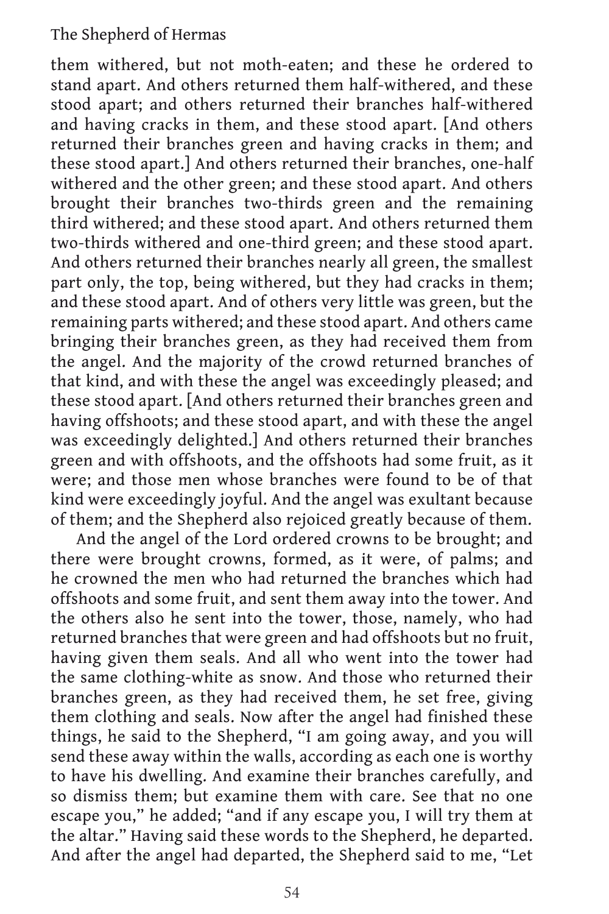them withered, but not moth-eaten; and these he ordered to stand apart. And others returned them half-withered, and these stood apart; and others returned their branches half-withered and having cracks in them, and these stood apart. [And others returned their branches green and having cracks in them; and these stood apart.] And others returned their branches, one-half withered and the other green; and these stood apart. And others brought their branches two-thirds green and the remaining third withered; and these stood apart. And others returned them two-thirds withered and one-third green; and these stood apart. And others returned their branches nearly all green, the smallest part only, the top, being withered, but they had cracks in them; and these stood apart. And of others very little was green, but the remaining parts withered; and these stood apart. And others came bringing their branches green, as they had received them from the angel. And the majority of the crowd returned branches of that kind, and with these the angel was exceedingly pleased; and these stood apart. [And others returned their branches green and having offshoots; and these stood apart, and with these the angel was exceedingly delighted.] And others returned their branches green and with offshoots, and the offshoots had some fruit, as it were; and those men whose branches were found to be of that kind were exceedingly joyful. And the angel was exultant because of them; and the Shepherd also rejoiced greatly because of them.

And the angel of the Lord ordered crowns to be brought; and there were brought crowns, formed, as it were, of palms; and he crowned the men who had returned the branches which had offshoots and some fruit, and sent them away into the tower. And the others also he sent into the tower, those, namely, who had returned branches that were green and had offshoots but no fruit, having given them seals. And all who went into the tower had the same clothing-white as snow. And those who returned their branches green, as they had received them, he set free, giving them clothing and seals. Now after the angel had finished these things, he said to the Shepherd, "I am going away, and you will send these away within the walls, according as each one is worthy to have his dwelling. And examine their branches carefully, and so dismiss them; but examine them with care. See that no one escape you," he added; "and if any escape you, I will try them at the altar." Having said these words to the Shepherd, he departed. And after the angel had departed, the Shepherd said to me, "Let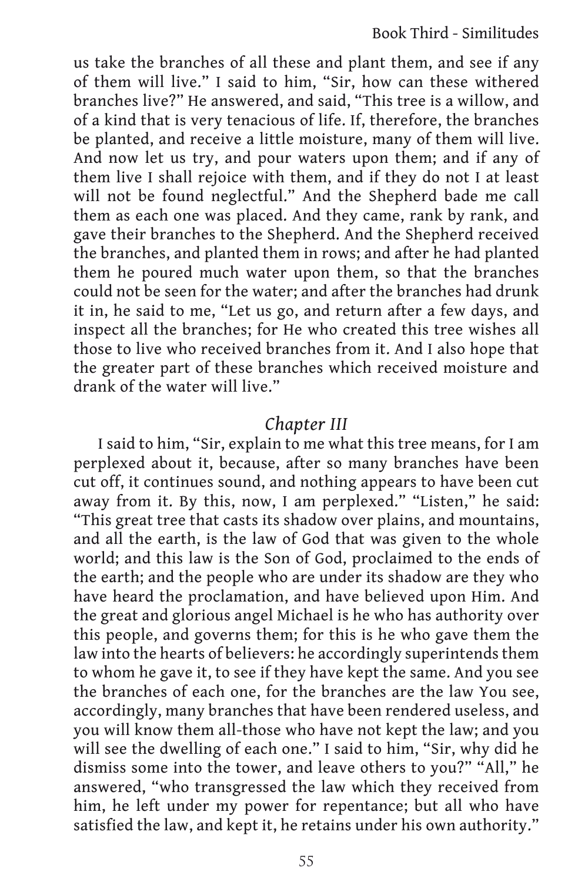us take the branches of all these and plant them, and see if any of them will live." I said to him, "Sir, how can these withered branches live?" He answered, and said, "This tree is a willow, and of a kind that is very tenacious of life. If, therefore, the branches be planted, and receive a little moisture, many of them will live. And now let us try, and pour waters upon them; and if any of them live I shall rejoice with them, and if they do not I at least will not be found neglectful." And the Shepherd bade me call them as each one was placed. And they came, rank by rank, and gave their branches to the Shepherd. And the Shepherd received the branches, and planted them in rows; and after he had planted them he poured much water upon them, so that the branches could not be seen for the water; and after the branches had drunk it in, he said to me, "Let us go, and return after a few days, and inspect all the branches; for He who created this tree wishes all those to live who received branches from it. And I also hope that the greater part of these branches which received moisture and drank of the water will live."

### *Chapter III*

I said to him, "Sir, explain to me what this tree means, for I am perplexed about it, because, after so many branches have been cut off, it continues sound, and nothing appears to have been cut away from it. By this, now, I am perplexed." "Listen," he said: "This great tree that casts its shadow over plains, and mountains, and all the earth, is the law of God that was given to the whole world; and this law is the Son of God, proclaimed to the ends of the earth; and the people who are under its shadow are they who have heard the proclamation, and have believed upon Him. And the great and glorious angel Michael is he who has authority over this people, and governs them; for this is he who gave them the law into the hearts of believers: he accordingly superintends them to whom he gave it, to see if they have kept the same. And you see the branches of each one, for the branches are the law You see, accordingly, many branches that have been rendered useless, and you will know them all-those who have not kept the law; and you will see the dwelling of each one." I said to him, "Sir, why did he dismiss some into the tower, and leave others to you?" "All," he answered, "who transgressed the law which they received from him, he left under my power for repentance; but all who have satisfied the law, and kept it, he retains under his own authority."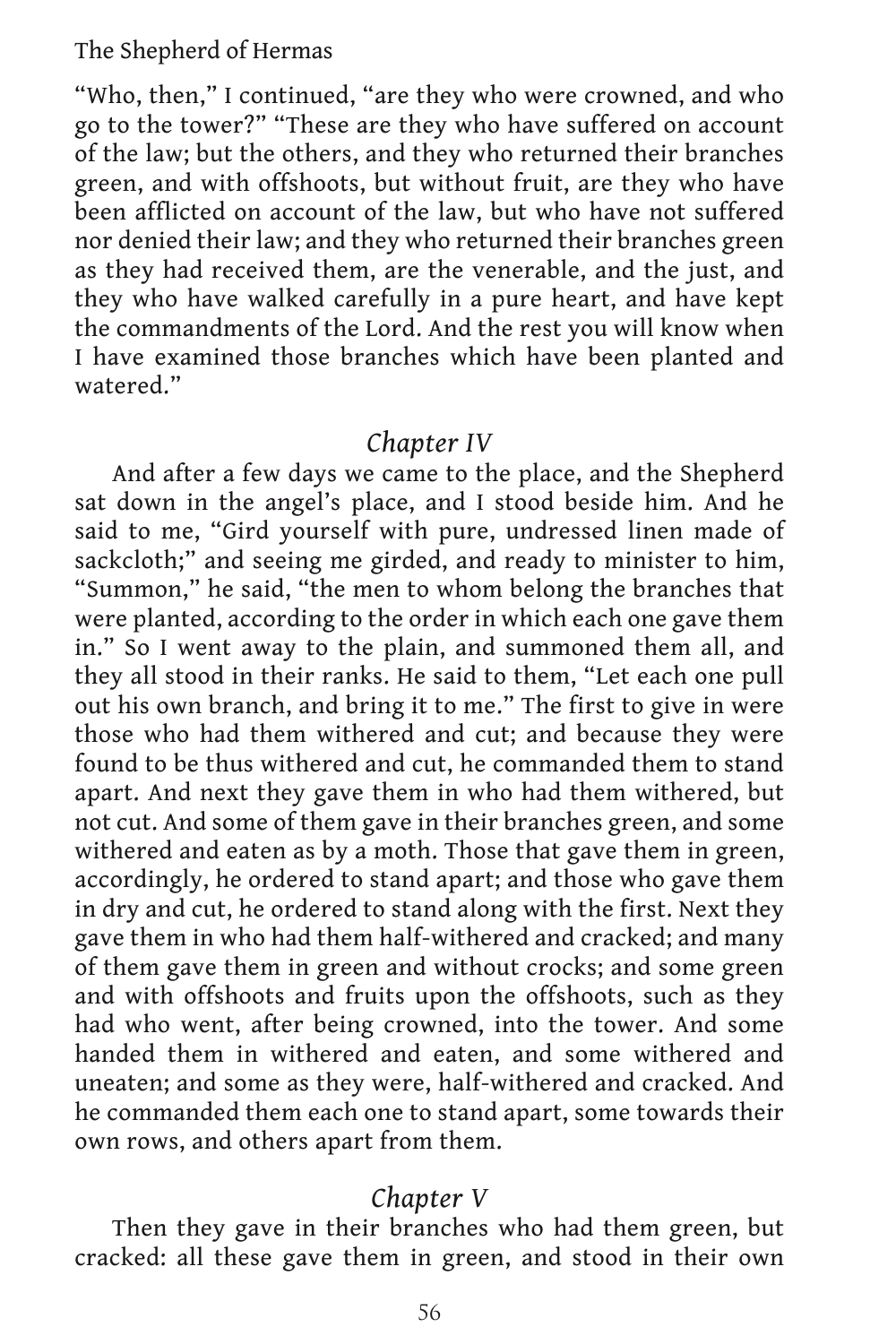"Who, then," I continued, "are they who were crowned, and who go to the tower?" "These are they who have suffered on account of the law; but the others, and they who returned their branches green, and with offshoots, but without fruit, are they who have been afflicted on account of the law, but who have not suffered nor denied their law; and they who returned their branches green as they had received them, are the venerable, and the just, and they who have walked carefully in a pure heart, and have kept the commandments of the Lord. And the rest you will know when I have examined those branches which have been planted and watered."

## *Chapter IV*

And after a few days we came to the place, and the Shepherd sat down in the angel's place, and I stood beside him. And he said to me, "Gird yourself with pure, undressed linen made of sackcloth;" and seeing me girded, and ready to minister to him, "Summon," he said, "the men to whom belong the branches that were planted, according to the order in which each one gave them in." So I went away to the plain, and summoned them all, and they all stood in their ranks. He said to them, "Let each one pull out his own branch, and bring it to me." The first to give in were those who had them withered and cut; and because they were found to be thus withered and cut, he commanded them to stand apart. And next they gave them in who had them withered, but not cut. And some of them gave in their branches green, and some withered and eaten as by a moth. Those that gave them in green, accordingly, he ordered to stand apart; and those who gave them in dry and cut, he ordered to stand along with the first. Next they gave them in who had them half-withered and cracked; and many of them gave them in green and without crocks; and some green and with offshoots and fruits upon the offshoots, such as they had who went, after being crowned, into the tower. And some handed them in withered and eaten, and some withered and uneaten; and some as they were, half-withered and cracked. And he commanded them each one to stand apart, some towards their own rows, and others apart from them.

## *Chapter V*

Then they gave in their branches who had them green, but cracked: all these gave them in green, and stood in their own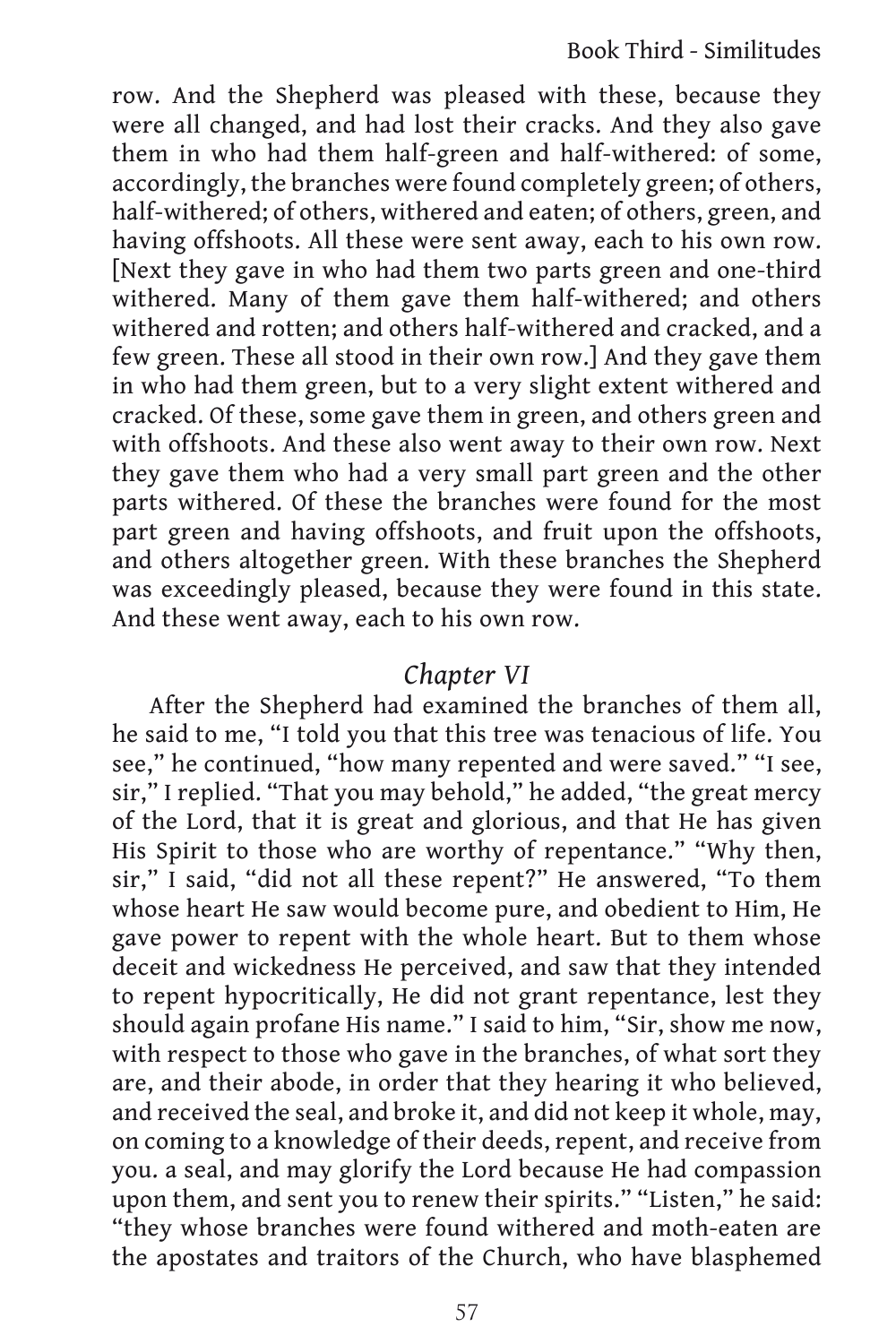row. And the Shepherd was pleased with these, because they were all changed, and had lost their cracks. And they also gave them in who had them half-green and half-withered: of some, accordingly, the branches were found completely green; of others, half-withered; of others, withered and eaten; of others, green, and having offshoots. All these were sent away, each to his own row. [Next they gave in who had them two parts green and one-third withered. Many of them gave them half-withered; and others withered and rotten; and others half-withered and cracked, and a few green. These all stood in their own row.] And they gave them in who had them green, but to a very slight extent withered and cracked. Of these, some gave them in green, and others green and with offshoots. And these also went away to their own row. Next they gave them who had a very small part green and the other parts withered. Of these the branches were found for the most part green and having offshoots, and fruit upon the offshoots, and others altogether green. With these branches the Shepherd was exceedingly pleased, because they were found in this state. And these went away, each to his own row.

## *Chapter VI*

After the Shepherd had examined the branches of them all, he said to me, "I told you that this tree was tenacious of life. You see," he continued, "how many repented and were saved." "I see, sir," I replied. "That you may behold," he added, "the great mercy of the Lord, that it is great and glorious, and that He has given His Spirit to those who are worthy of repentance." "Why then, sir," I said, "did not all these repent?" He answered, "To them whose heart He saw would become pure, and obedient to Him, He gave power to repent with the whole heart. But to them whose deceit and wickedness He perceived, and saw that they intended to repent hypocritically, He did not grant repentance, lest they should again profane His name." I said to him, "Sir, show me now, with respect to those who gave in the branches, of what sort they are, and their abode, in order that they hearing it who believed, and received the seal, and broke it, and did not keep it whole, may, on coming to a knowledge of their deeds, repent, and receive from you. a seal, and may glorify the Lord because He had compassion upon them, and sent you to renew their spirits." "Listen," he said: "they whose branches were found withered and moth-eaten are the apostates and traitors of the Church, who have blasphemed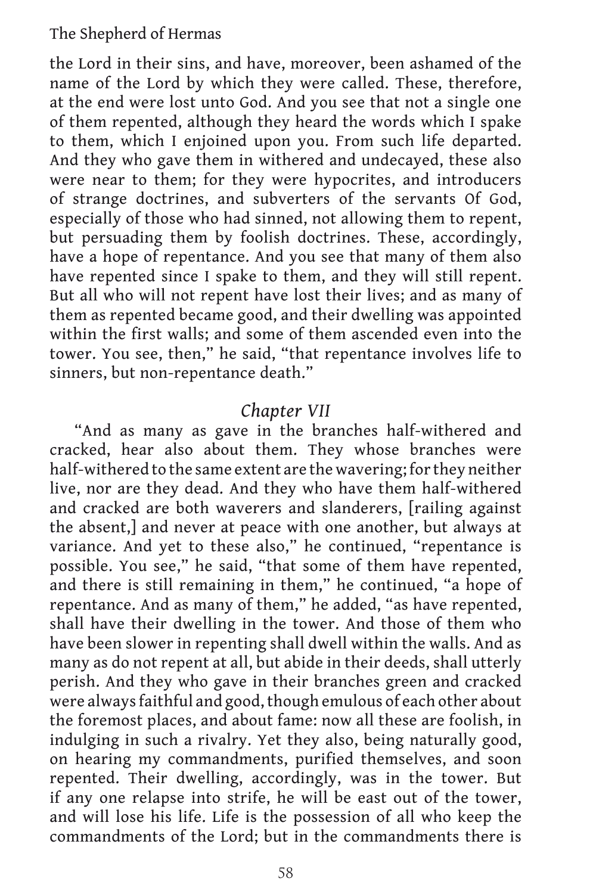the Lord in their sins, and have, moreover, been ashamed of the name of the Lord by which they were called. These, therefore, at the end were lost unto God. And you see that not a single one of them repented, although they heard the words which I spake to them, which I enjoined upon you. From such life departed. And they who gave them in withered and undecayed, these also were near to them; for they were hypocrites, and introducers of strange doctrines, and subverters of the servants Of God, especially of those who had sinned, not allowing them to repent, but persuading them by foolish doctrines. These, accordingly, have a hope of repentance. And you see that many of them also have repented since I spake to them, and they will still repent. But all who will not repent have lost their lives; and as many of them as repented became good, and their dwelling was appointed within the first walls; and some of them ascended even into the tower. You see, then," he said, "that repentance involves life to sinners, but non-repentance death."

## *Chapter VII*

"And as many as gave in the branches half-withered and cracked, hear also about them. They whose branches were half-withered to the same extent are the wavering; for they neither live, nor are they dead. And they who have them half-withered and cracked are both waverers and slanderers, [railing against the absent,] and never at peace with one another, but always at variance. And yet to these also," he continued, "repentance is possible. You see," he said, "that some of them have repented, and there is still remaining in them," he continued, "a hope of repentance. And as many of them," he added, "as have repented, shall have their dwelling in the tower. And those of them who have been slower in repenting shall dwell within the walls. And as many as do not repent at all, but abide in their deeds, shall utterly perish. And they who gave in their branches green and cracked were always faithful and good, though emulous of each other about the foremost places, and about fame: now all these are foolish, in indulging in such a rivalry. Yet they also, being naturally good, on hearing my commandments, purified themselves, and soon repented. Their dwelling, accordingly, was in the tower. But if any one relapse into strife, he will be east out of the tower, and will lose his life. Life is the possession of all who keep the commandments of the Lord; but in the commandments there is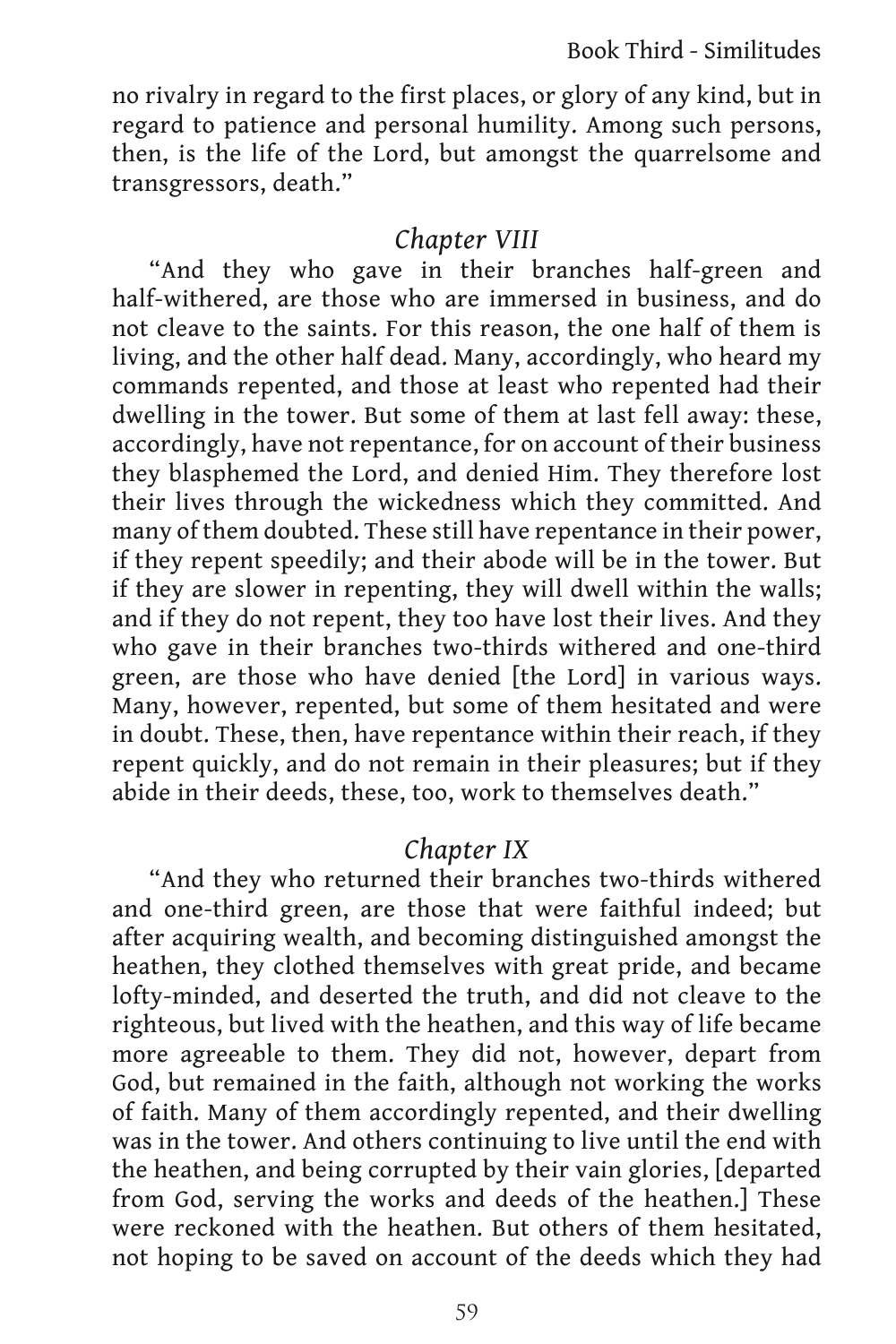no rivalry in regard to the first places, or glory of any kind, but in regard to patience and personal humility. Among such persons, then, is the life of the Lord, but amongst the quarrelsome and transgressors, death."

## *Chapter VIII*

"And they who gave in their branches half-green and half-withered, are those who are immersed in business, and do not cleave to the saints. For this reason, the one half of them is living, and the other half dead. Many, accordingly, who heard my commands repented, and those at least who repented had their dwelling in the tower. But some of them at last fell away: these, accordingly, have not repentance, for on account of their business they blasphemed the Lord, and denied Him. They therefore lost their lives through the wickedness which they committed. And many of them doubted. These still have repentance in their power, if they repent speedily; and their abode will be in the tower. But if they are slower in repenting, they will dwell within the walls; and if they do not repent, they too have lost their lives. And they who gave in their branches two-thirds withered and one-third green, are those who have denied [the Lord] in various ways. Many, however, repented, but some of them hesitated and were in doubt. These, then, have repentance within their reach, if they repent quickly, and do not remain in their pleasures; but if they abide in their deeds, these, too, work to themselves death."

## *Chapter IX*

"And they who returned their branches two-thirds withered and one-third green, are those that were faithful indeed; but after acquiring wealth, and becoming distinguished amongst the heathen, they clothed themselves with great pride, and became lofty-minded, and deserted the truth, and did not cleave to the righteous, but lived with the heathen, and this way of life became more agreeable to them. They did not, however, depart from God, but remained in the faith, although not working the works of faith. Many of them accordingly repented, and their dwelling was in the tower. And others continuing to live until the end with the heathen, and being corrupted by their vain glories, [departed from God, serving the works and deeds of the heathen.] These were reckoned with the heathen. But others of them hesitated, not hoping to be saved on account of the deeds which they had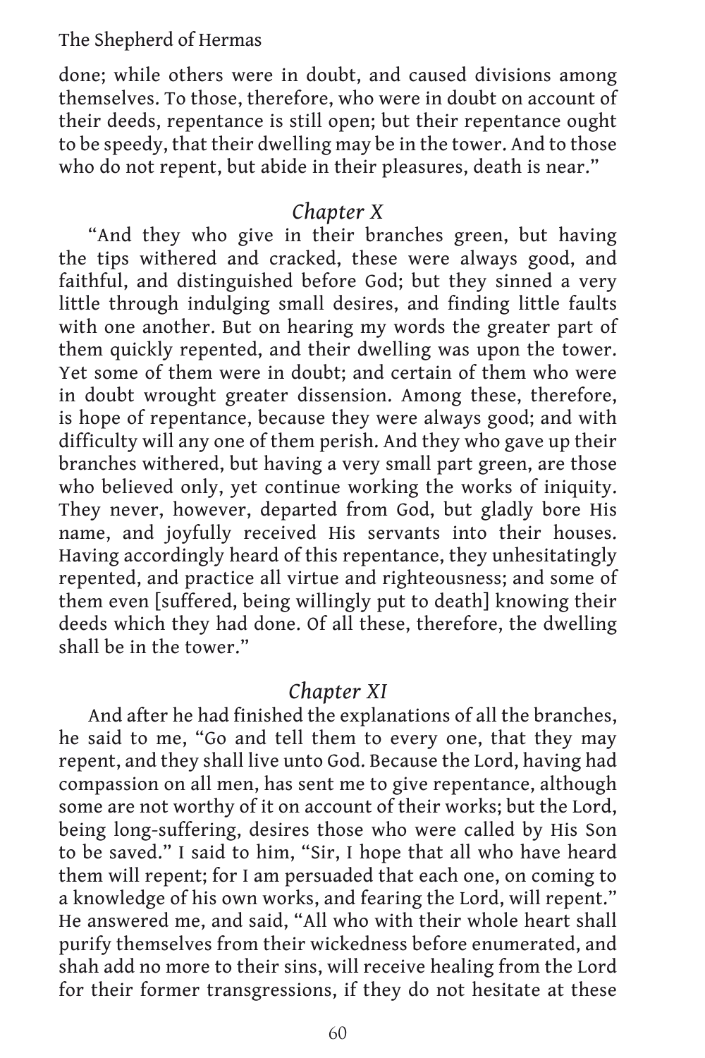done; while others were in doubt, and caused divisions among themselves. To those, therefore, who were in doubt on account of their deeds, repentance is still open; but their repentance ought to be speedy, that their dwelling may be in the tower. And to those who do not repent, but abide in their pleasures, death is near."

## *Chapter X*

"And they who give in their branches green, but having the tips withered and cracked, these were always good, and faithful, and distinguished before God; but they sinned a very little through indulging small desires, and finding little faults with one another. But on hearing my words the greater part of them quickly repented, and their dwelling was upon the tower. Yet some of them were in doubt; and certain of them who were in doubt wrought greater dissension. Among these, therefore, is hope of repentance, because they were always good; and with difficulty will any one of them perish. And they who gave up their branches withered, but having a very small part green, are those who believed only, yet continue working the works of iniquity. They never, however, departed from God, but gladly bore His name, and joyfully received His servants into their houses. Having accordingly heard of this repentance, they unhesitatingly repented, and practice all virtue and righteousness; and some of them even [suffered, being willingly put to death] knowing their deeds which they had done. Of all these, therefore, the dwelling shall be in the tower."

## *Chapter XI*

And after he had finished the explanations of all the branches, he said to me, "Go and tell them to every one, that they may repent, and they shall live unto God. Because the Lord, having had compassion on all men, has sent me to give repentance, although some are not worthy of it on account of their works; but the Lord, being long-suffering, desires those who were called by His Son to be saved." I said to him, "Sir, I hope that all who have heard them will repent; for I am persuaded that each one, on coming to a knowledge of his own works, and fearing the Lord, will repent." He answered me, and said, "All who with their whole heart shall purify themselves from their wickedness before enumerated, and shah add no more to their sins, will receive healing from the Lord for their former transgressions, if they do not hesitate at these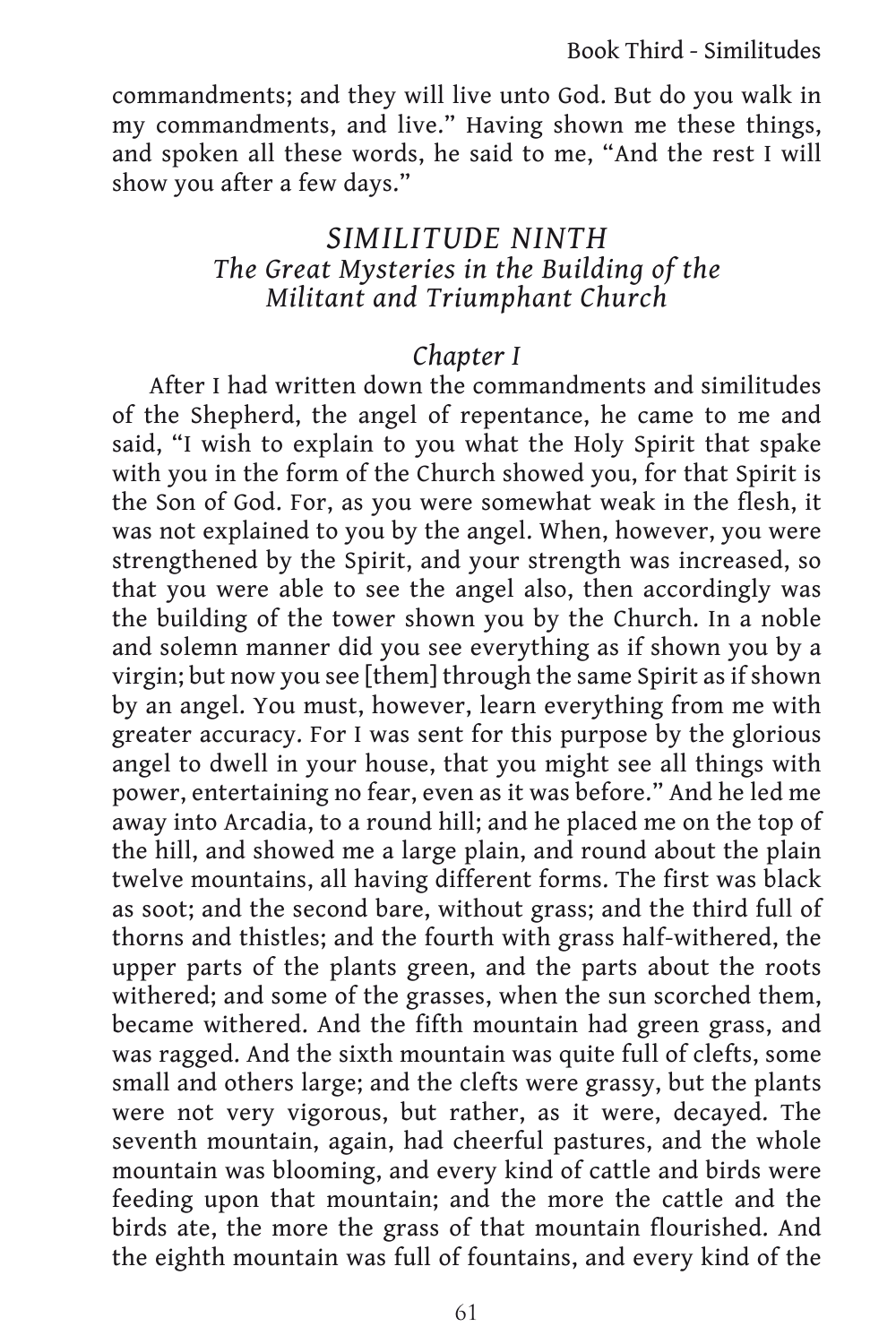commandments; and they will live unto God. But do you walk in my commandments, and live." Having shown me these things, and spoken all these words, he said to me, "And the rest I will show you after a few days."

## *SIMILITUDE NINTH*
## *The Great Mysteries in the Building of the Militant and Triumphant Church*

### *Chapter I*

After I had written down the commandments and similitudes of the Shepherd, the angel of repentance, he came to me and said, "I wish to explain to you what the Holy Spirit that spake with you in the form of the Church showed you, for that Spirit is the Son of God. For, as you were somewhat weak in the flesh, it was not explained to you by the angel. When, however, you were strengthened by the Spirit, and your strength was increased, so that you were able to see the angel also, then accordingly was the building of the tower shown you by the Church. In a noble and solemn manner did you see everything as if shown you by a virgin; but now you see [them] through the same Spirit as if shown by an angel. You must, however, learn everything from me with greater accuracy. For I was sent for this purpose by the glorious angel to dwell in your house, that you might see all things with power, entertaining no fear, even as it was before." And he led me away into Arcadia, to a round hill; and he placed me on the top of the hill, and showed me a large plain, and round about the plain twelve mountains, all having different forms. The first was black as soot; and the second bare, without grass; and the third full of thorns and thistles; and the fourth with grass half-withered, the upper parts of the plants green, and the parts about the roots withered; and some of the grasses, when the sun scorched them, became withered. And the fifth mountain had green grass, and was ragged. And the sixth mountain was quite full of clefts, some small and others large; and the clefts were grassy, but the plants were not very vigorous, but rather, as it were, decayed. The seventh mountain, again, had cheerful pastures, and the whole mountain was blooming, and every kind of cattle and birds were feeding upon that mountain; and the more the cattle and the birds ate, the more the grass of that mountain flourished. And the eighth mountain was full of fountains, and every kind of the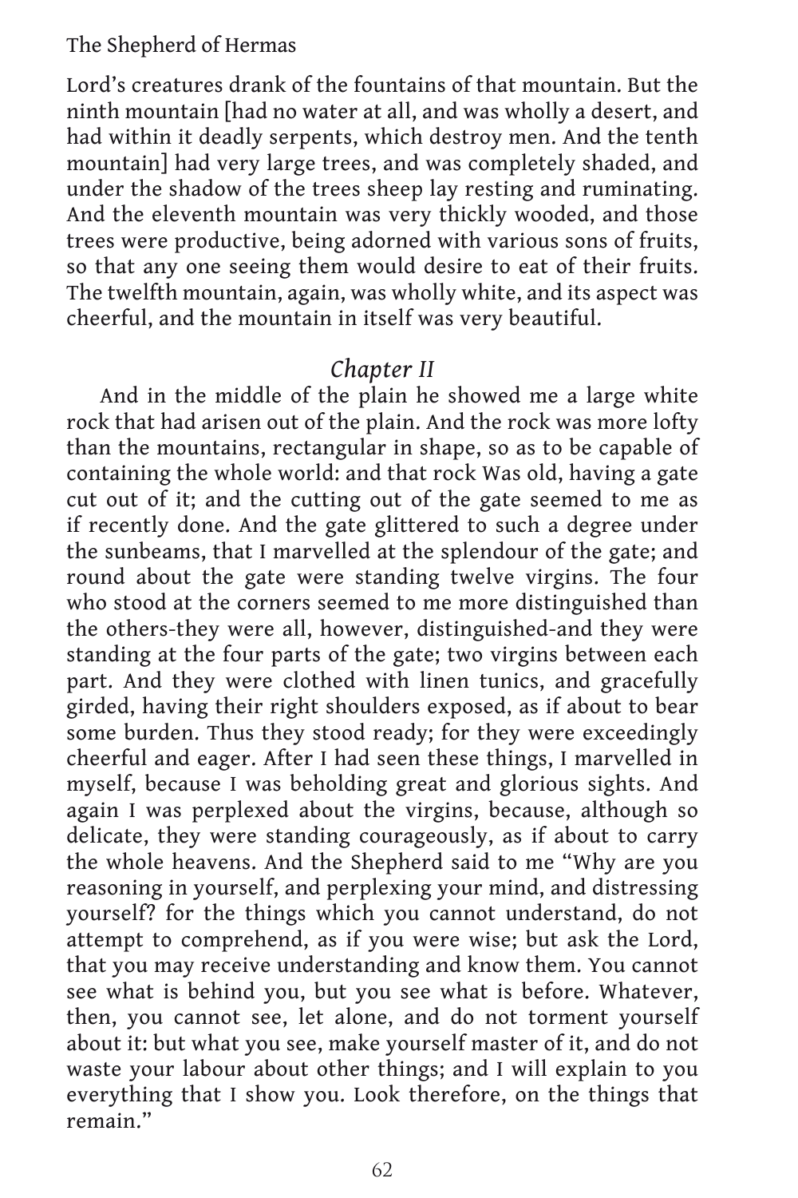Lord's creatures drank of the fountains of that mountain. But the ninth mountain [had no water at all, and was wholly a desert, and had within it deadly serpents, which destroy men. And the tenth mountain] had very large trees, and was completely shaded, and under the shadow of the trees sheep lay resting and ruminating. And the eleventh mountain was very thickly wooded, and those trees were productive, being adorned with various sons of fruits, so that any one seeing them would desire to eat of their fruits. The twelfth mountain, again, was wholly white, and its aspect was cheerful, and the mountain in itself was very beautiful.

## *Chapter II*

And in the middle of the plain he showed me a large white rock that had arisen out of the plain. And the rock was more lofty than the mountains, rectangular in shape, so as to be capable of containing the whole world: and that rock Was old, having a gate cut out of it; and the cutting out of the gate seemed to me as if recently done. And the gate glittered to such a degree under the sunbeams, that I marvelled at the splendour of the gate; and round about the gate were standing twelve virgins. The four who stood at the corners seemed to me more distinguished than the others-they were all, however, distinguished-and they were standing at the four parts of the gate; two virgins between each part. And they were clothed with linen tunics, and gracefully girded, having their right shoulders exposed, as if about to bear some burden. Thus they stood ready; for they were exceedingly cheerful and eager. After I had seen these things, I marvelled in myself, because I was beholding great and glorious sights. And again I was perplexed about the virgins, because, although so delicate, they were standing courageously, as if about to carry the whole heavens. And the Shepherd said to me "Why are you reasoning in yourself, and perplexing your mind, and distressing yourself? for the things which you cannot understand, do not attempt to comprehend, as if you were wise; but ask the Lord, that you may receive understanding and know them. You cannot see what is behind you, but you see what is before. Whatever, then, you cannot see, let alone, and do not torment yourself about it: but what you see, make yourself master of it, and do not waste your labour about other things; and I will explain to you everything that I show you. Look therefore, on the things that remain."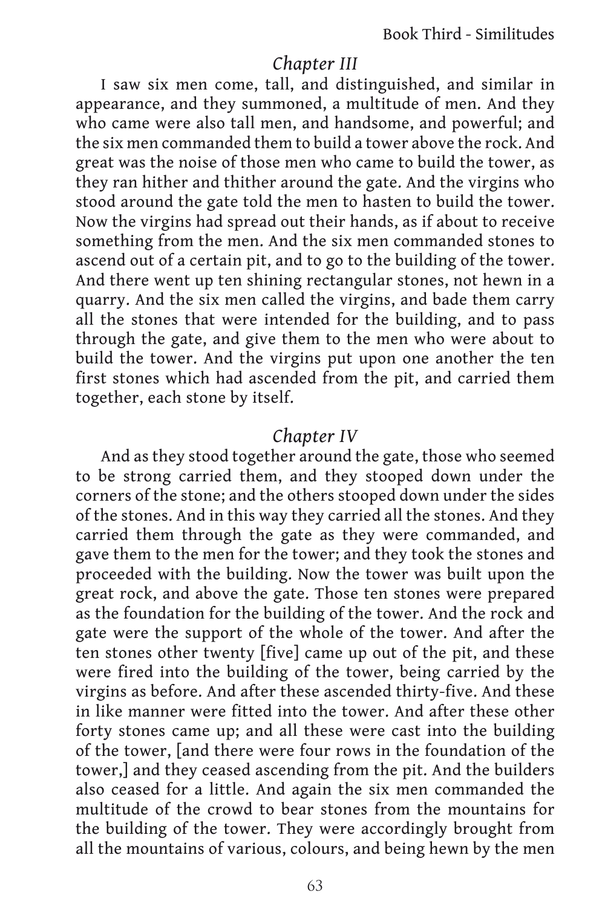## Chapter III

I saw six men come, tall, and distinguished, and similar in appearance, and they summoned, a multitude of men. And they who came were also tall men, and handsome, and powerful; and the six men commanded them to build a tower above the rock. And great was the noise of those men who came to build the tower, as they ran hither and thither around the gate. And the virgins who stood around the gate told the men to hasten to build the tower. Now the virgins had spread out their hands, as if about to receive something from the men. And the six men commanded stones to ascend out of a certain pit, and to go to the building of the tower. And there went up ten shining rectangular stones, not hewn in a quarry. And the six men called the virgins, and bade them carry all the stones that were intended for the building, and to pass through the gate, and give them to the men who were about to build the tower. And the virgins put upon one another the ten first stones which had ascended from the pit, and carried them together, each stone by itself.

## Chapter IV

And as they stood together around the gate, those who seemed to be strong carried them, and they stooped down under the corners of the stone; and the others stooped down under the sides of the stones. And in this way they carried all the stones. And they carried them through the gate as they were commanded, and gave them to the men for the tower; and they took the stones and proceeded with the building. Now the tower was built upon the great rock, and above the gate. Those ten stones were prepared as the foundation for the building of the tower. And the rock and gate were the support of the whole of the tower. And after the ten stones other twenty [five] came up out of the pit, and these were fired into the building of the tower, being carried by the virgins as before. And after these ascended thirty-five. And these in like manner were fitted into the tower. And after these other forty stones came up; and all these were cast into the building of the tower, [and there were four rows in the foundation of the tower,] and they ceased ascending from the pit. And the builders also ceased for a little. And again the six men commanded the multitude of the crowd to bear stones from the mountains for the building of the tower. They were accordingly brought from all the mountains of various, colours, and being hewn by the men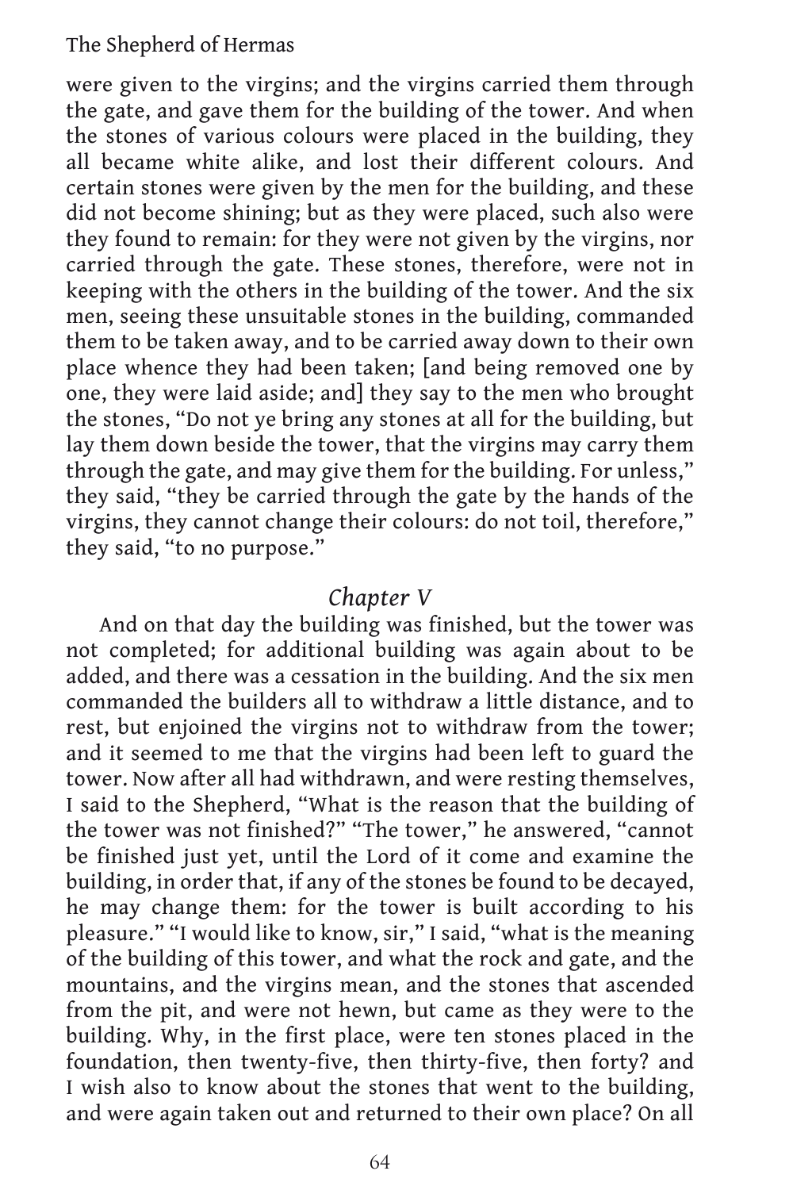were given to the virgins; and the virgins carried them through the gate, and gave them for the building of the tower. And when the stones of various colours were placed in the building, they all became white alike, and lost their different colours. And certain stones were given by the men for the building, and these did not become shining; but as they were placed, such also were they found to remain: for they were not given by the virgins, nor carried through the gate. These stones, therefore, were not in keeping with the others in the building of the tower. And the six men, seeing these unsuitable stones in the building, commanded them to be taken away, and to be carried away down to their own place whence they had been taken; [and being removed one by one, they were laid aside; and] they say to the men who brought the stones, "Do not ye bring any stones at all for the building, but lay them down beside the tower, that the virgins may carry them through the gate, and may give them for the building. For unless," they said, "they be carried through the gate by the hands of the virgins, they cannot change their colours: do not toil, therefore," they said, "to no purpose."

## *Chapter V*

And on that day the building was finished, but the tower was not completed; for additional building was again about to be added, and there was a cessation in the building. And the six men commanded the builders all to withdraw a little distance, and to rest, but enjoined the virgins not to withdraw from the tower; and it seemed to me that the virgins had been left to guard the tower. Now after all had withdrawn, and were resting themselves, I said to the Shepherd, "What is the reason that the building of the tower was not finished?" "The tower," he answered, "cannot be finished just yet, until the Lord of it come and examine the building, in order that, if any of the stones be found to be decayed, he may change them: for the tower is built according to his pleasure." "I would like to know, sir," I said, "what is the meaning of the building of this tower, and what the rock and gate, and the mountains, and the virgins mean, and the stones that ascended from the pit, and were not hewn, but came as they were to the building. Why, in the first place, were ten stones placed in the foundation, then twenty-five, then thirty-five, then forty? and I wish also to know about the stones that went to the building, and were again taken out and returned to their own place? On all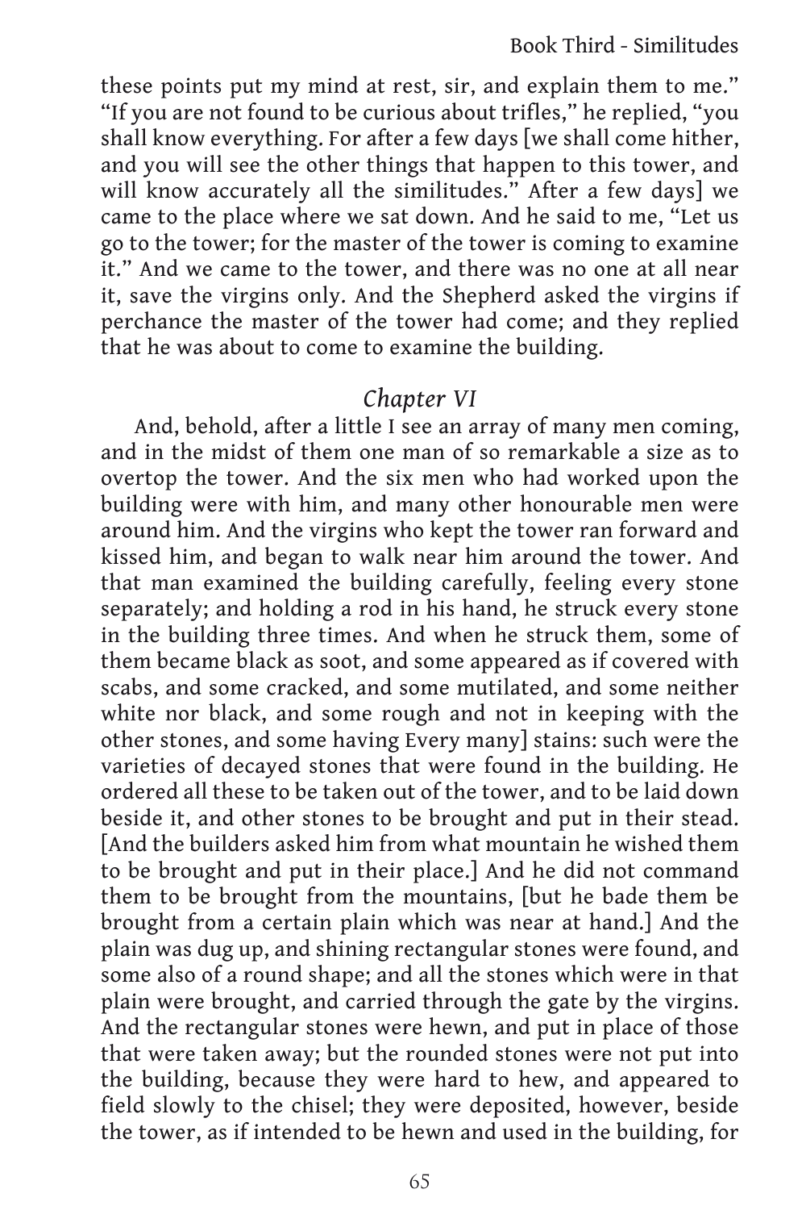these points put my mind at rest, sir, and explain them to me." "If you are not found to be curious about trifles," he replied, "you shall know everything. For after a few days [we shall come hither, and you will see the other things that happen to this tower, and will know accurately all the similitudes." After a few days] we came to the place where we sat down. And he said to me, "Let us go to the tower; for the master of the tower is coming to examine it." And we came to the tower, and there was no one at all near it, save the virgins only. And the Shepherd asked the virgins if perchance the master of the tower had come; and they replied that he was about to come to examine the building.

## *Chapter VI*

And, behold, after a little I see an array of many men coming, and in the midst of them one man of so remarkable a size as to overtop the tower. And the six men who had worked upon the building were with him, and many other honourable men were around him. And the virgins who kept the tower ran forward and kissed him, and began to walk near him around the tower. And that man examined the building carefully, feeling every stone separately; and holding a rod in his hand, he struck every stone in the building three times. And when he struck them, some of them became black as soot, and some appeared as if covered with scabs, and some cracked, and some mutilated, and some neither white nor black, and some rough and not in keeping with the other stones, and some having Every many] stains: such were the varieties of decayed stones that were found in the building. He ordered all these to be taken out of the tower, and to be laid down beside it, and other stones to be brought and put in their stead. [And the builders asked him from what mountain he wished them to be brought and put in their place.] And he did not command them to be brought from the mountains, [but he bade them be brought from a certain plain which was near at hand.] And the plain was dug up, and shining rectangular stones were found, and some also of a round shape; and all the stones which were in that plain were brought, and carried through the gate by the virgins. And the rectangular stones were hewn, and put in place of those that were taken away; but the rounded stones were not put into the building, because they were hard to hew, and appeared to field slowly to the chisel; they were deposited, however, beside the tower, as if intended to be hewn and used in the building, for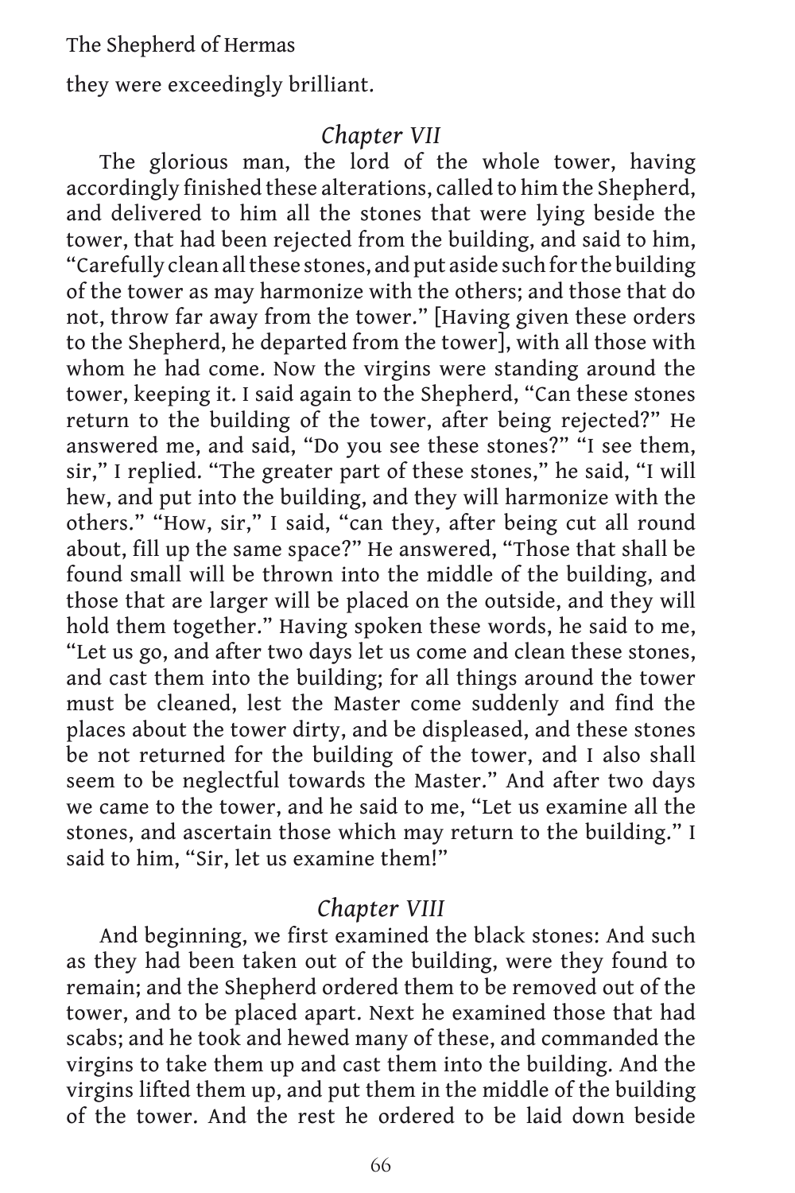they were exceedingly brilliant.

## Chapter VII

The glorious man, the lord of the whole tower, having accordingly finished these alterations, called to him the Shepherd, and delivered to him all the stones that were lying beside the tower, that had been rejected from the building, and said to him, "Carefully clean all these stones, and put aside such for the building of the tower as may harmonize with the others; and those that do not, throw far away from the tower." [Having given these orders to the Shepherd, he departed from the tower], with all those with whom he had come. Now the virgins were standing around the tower, keeping it. I said again to the Shepherd, "Can these stones return to the building of the tower, after being rejected?" He answered me, and said, "Do you see these stones?" "I see them, sir," I replied. "The greater part of these stones," he said, "I will hew, and put into the building, and they will harmonize with the others." "How, sir," I said, "can they, after being cut all round about, fill up the same space?" He answered, "Those that shall be found small will be thrown into the middle of the building, and those that are larger will be placed on the outside, and they will hold them together." Having spoken these words, he said to me, "Let us go, and after two days let us come and clean these stones, and cast them into the building; for all things around the tower must be cleaned, lest the Master come suddenly and find the places about the tower dirty, and be displeased, and these stones be not returned for the building of the tower, and I also shall seem to be neglectful towards the Master." And after two days we came to the tower, and he said to me, "Let us examine all the stones, and ascertain those which may return to the building." I said to him, "Sir, let us examine them!"

## Chapter VIII

And beginning, we first examined the black stones: And such as they had been taken out of the building, were they found to remain; and the Shepherd ordered them to be removed out of the tower, and to be placed apart. Next he examined those that had scabs; and he took and hewed many of these, and commanded the virgins to take them up and cast them into the building. And the virgins lifted them up, and put them in the middle of the building of the tower. And the rest he ordered to be laid down beside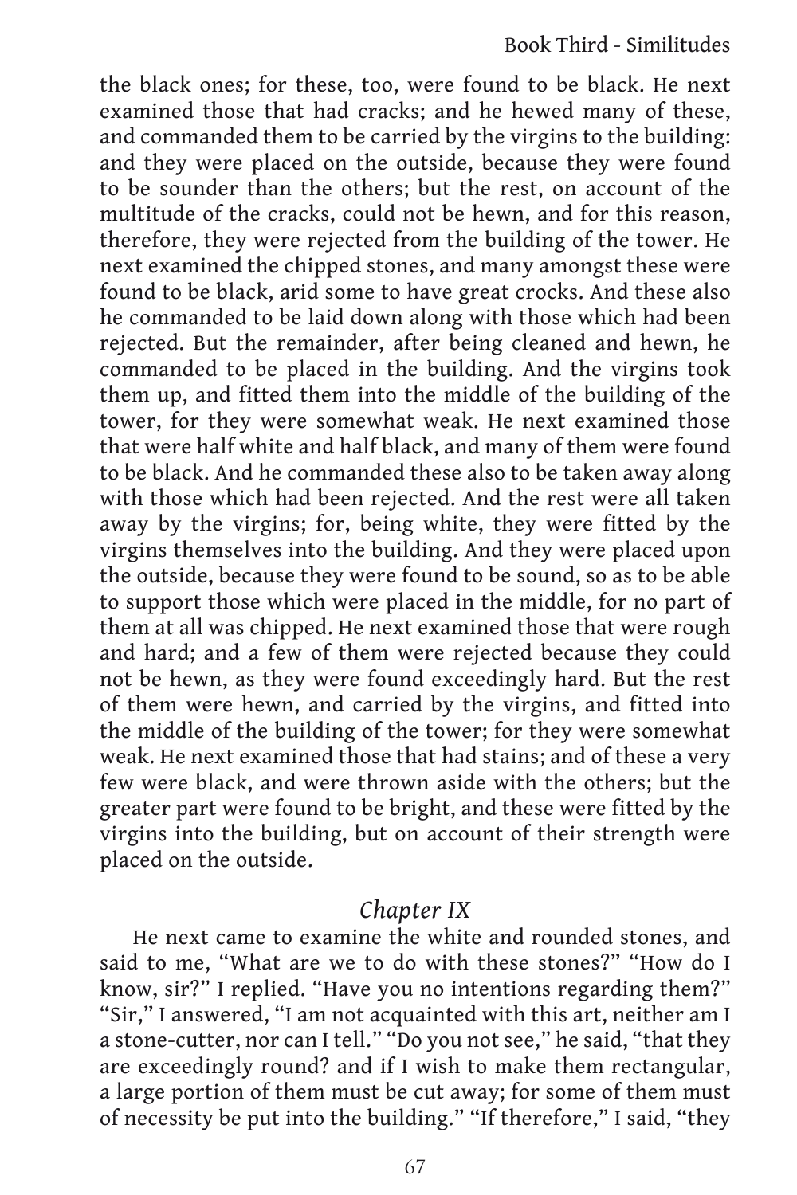the black ones; for these, too, were found to be black. He next examined those that had cracks; and he hewed many of these, and commanded them to be carried by the virgins to the building: and they were placed on the outside, because they were found to be sounder than the others; but the rest, on account of the multitude of the cracks, could not be hewn, and for this reason, therefore, they were rejected from the building of the tower. He next examined the chipped stones, and many amongst these were found to be black, arid some to have great crocks. And these also he commanded to be laid down along with those which had been rejected. But the remainder, after being cleaned and hewn, he commanded to be placed in the building. And the virgins took them up, and fitted them into the middle of the building of the tower, for they were somewhat weak. He next examined those that were half white and half black, and many of them were found to be black. And he commanded these also to be taken away along with those which had been rejected. And the rest were all taken away by the virgins; for, being white, they were fitted by the virgins themselves into the building. And they were placed upon the outside, because they were found to be sound, so as to be able to support those which were placed in the middle, for no part of them at all was chipped. He next examined those that were rough and hard; and a few of them were rejected because they could not be hewn, as they were found exceedingly hard. But the rest of them were hewn, and carried by the virgins, and fitted into the middle of the building of the tower; for they were somewhat weak. He next examined those that had stains; and of these a very few were black, and were thrown aside with the others; but the greater part were found to be bright, and these were fitted by the virgins into the building, but on account of their strength were placed on the outside.

## *Chapter IX*

He next came to examine the white and rounded stones, and said to me, "What are we to do with these stones?" "How do I know, sir?" I replied. "Have you no intentions regarding them?" "Sir," I answered, "I am not acquainted with this art, neither am I a stone-cutter, nor can I tell." "Do you not see," he said, "that they are exceedingly round? and if I wish to make them rectangular, a large portion of them must be cut away; for some of them must of necessity be put into the building." "If therefore," I said, "they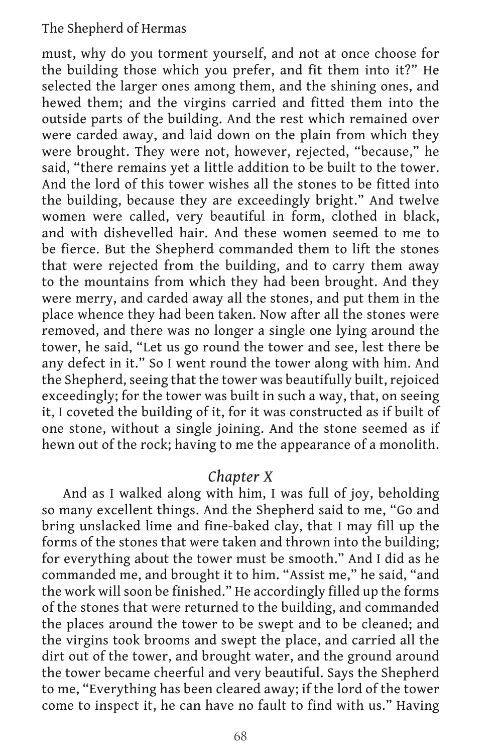must, why do you torment yourself, and not at once choose for the building those which you prefer, and fit them into it?" He selected the larger ones among them, and the shining ones, and hewed them; and the virgins carried and fitted them into the outside parts of the building. And the rest which remained over were carded away, and laid down on the plain from which they were brought. They were not, however, rejected, "because," he said, "there remains yet a little addition to be built to the tower. And the lord of this tower wishes all the stones to be fitted into the building, because they are exceedingly bright." And twelve women were called, very beautiful in form, clothed in black, and with dishevelled hair. And these women seemed to me to be fierce. But the Shepherd commanded them to lift the stones that were rejected from the building, and to carry them away to the mountains from which they had been brought. And they were merry, and carded away all the stones, and put them in the place whence they had been taken. Now after all the stones were removed, and there was no longer a single one lying around the tower, he said, "Let us go round the tower and see, lest there be any defect in it." So I went round the tower along with him. And the Shepherd, seeing that the tower was beautifully built, rejoiced exceedingly; for the tower was built in such a way, that, on seeing it, I coveted the building of it, for it was constructed as if built of one stone, without a single joining. And the stone seemed as if hewn out of the rock; having to me the appearance of a monolith.

## *Chapter X*

And as I walked along with him, I was full of joy, beholding so many excellent things. And the Shepherd said to me, "Go and bring unslacked lime and fine-baked clay, that I may fill up the forms of the stones that were taken and thrown into the building; for everything about the tower must be smooth." And I did as he commanded me, and brought it to him. "Assist me," he said, "and the work will soon be finished." He accordingly filled up the forms of the stones that were returned to the building, and commanded the places around the tower to be swept and to be cleaned; and the virgins took brooms and swept the place, and carried all the dirt out of the tower, and brought water, and the ground around the tower became cheerful and very beautiful. Says the Shepherd to me, "Everything has been cleared away; if the lord of the tower come to inspect it, he can have no fault to find with us." Having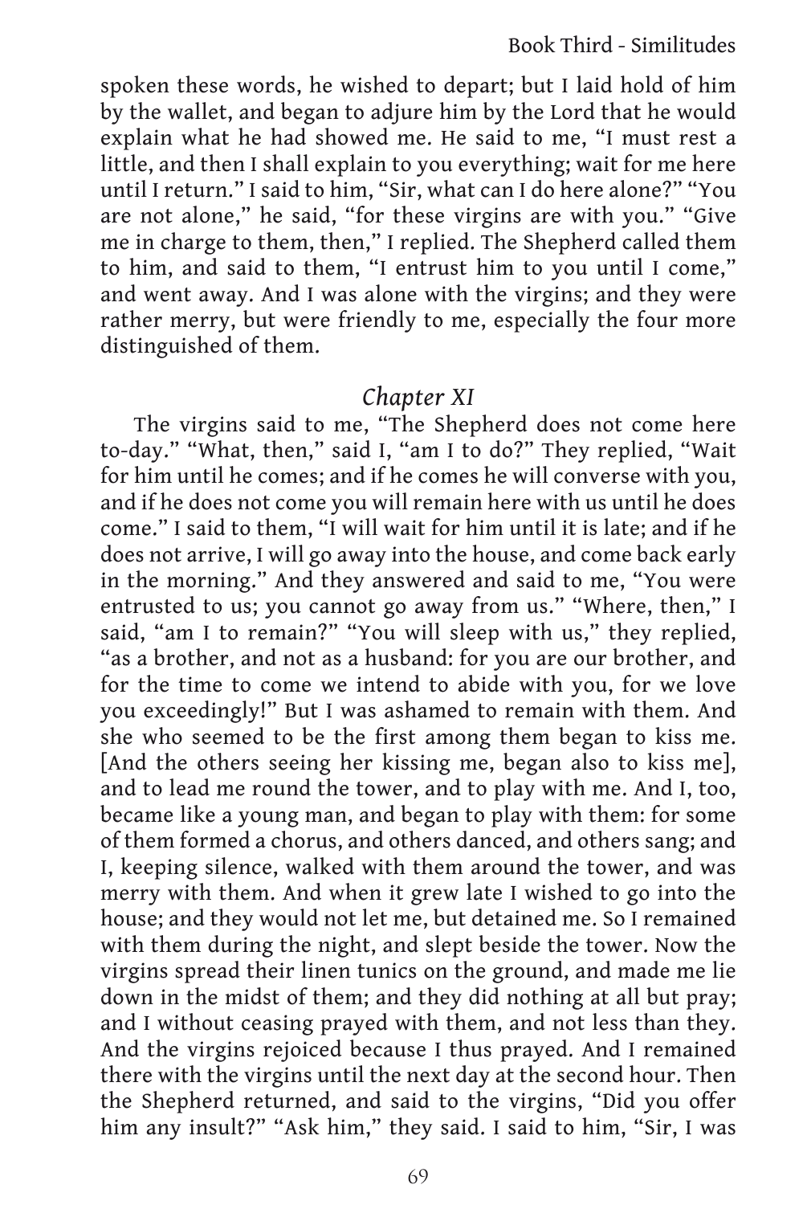spoken these words, he wished to depart; but I laid hold of him by the wallet, and began to adjure him by the Lord that he would explain what he had showed me. He said to me, "I must rest a little, and then I shall explain to you everything; wait for me here until I return." I said to him, "Sir, what can I do here alone?" "You are not alone," he said, "for these virgins are with you." "Give me in charge to them, then," I replied. The Shepherd called them to him, and said to them, "I entrust him to you until I come," and went away. And I was alone with the virgins; and they were rather merry, but were friendly to me, especially the four more distinguished of them.

## *Chapter XI*

The virgins said to me, "The Shepherd does not come here to-day." "What, then," said I, "am I to do?" They replied, "Wait for him until he comes; and if he comes he will converse with you, and if he does not come you will remain here with us until he does come." I said to them, "I will wait for him until it is late; and if he does not arrive, I will go away into the house, and come back early in the morning." And they answered and said to me, "You were entrusted to us; you cannot go away from us." "Where, then," I said, "am I to remain?" "You will sleep with us," they replied, "as a brother, and not as a husband: for you are our brother, and for the time to come we intend to abide with you, for we love you exceedingly!" But I was ashamed to remain with them. And she who seemed to be the first among them began to kiss me. [And the others seeing her kissing me, began also to kiss me], and to lead me round the tower, and to play with me. And I, too, became like a young man, and began to play with them: for some of them formed a chorus, and others danced, and others sang; and I, keeping silence, walked with them around the tower, and was merry with them. And when it grew late I wished to go into the house; and they would not let me, but detained me. So I remained with them during the night, and slept beside the tower. Now the virgins spread their linen tunics on the ground, and made me lie down in the midst of them; and they did nothing at all but pray; and I without ceasing prayed with them, and not less than they. And the virgins rejoiced because I thus prayed. And I remained there with the virgins until the next day at the second hour. Then the Shepherd returned, and said to the virgins, "Did you offer him any insult?" "Ask him," they said. I said to him, "Sir, I was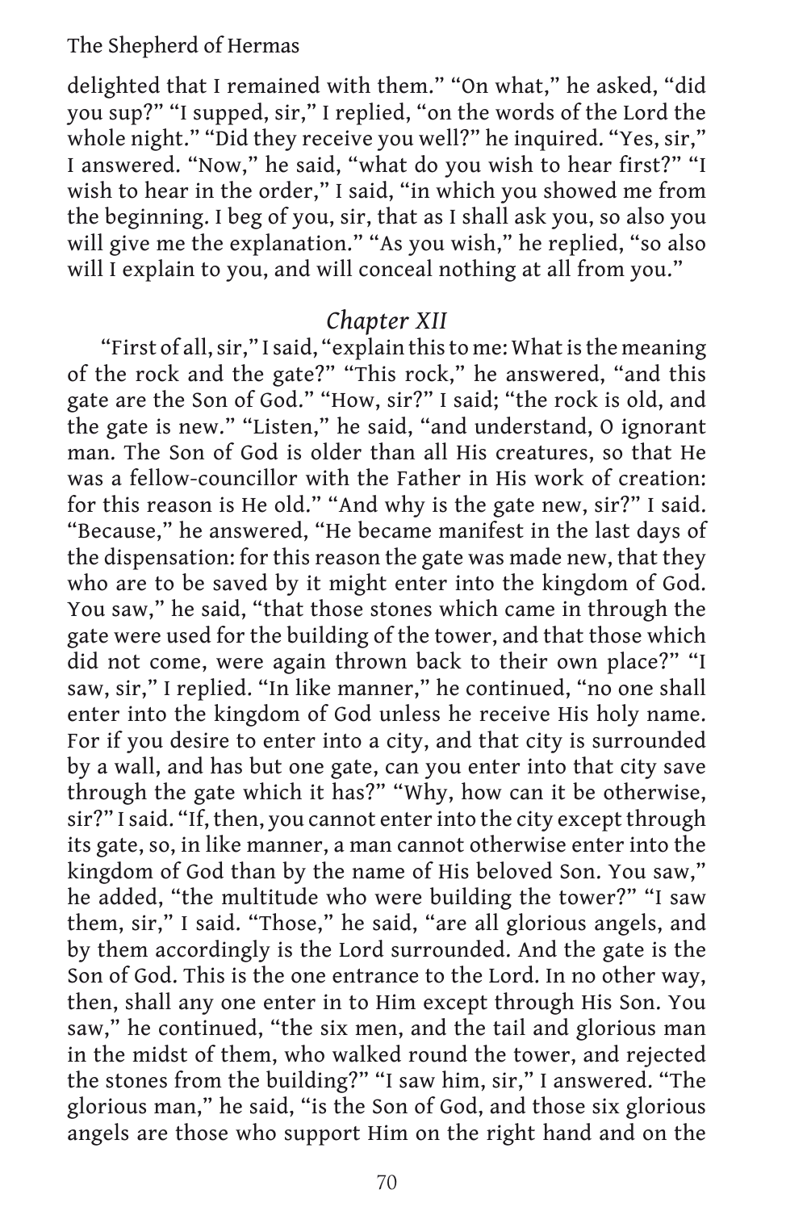delighted that I remained with them." "On what," he asked, "did you sup?" "I supped, sir," I replied, "on the words of the Lord the whole night." "Did they receive you well?" he inquired. "Yes, sir," I answered. "Now," he said, "what do you wish to hear first?" "I wish to hear in the order," I said, "in which you showed me from the beginning. I beg of you, sir, that as I shall ask you, so also you will give me the explanation." "As you wish," he replied, "so also will I explain to you, and will conceal nothing at all from you."

### *Chapter XII*

"First of all, sir," I said, "explain this to me: What is the meaning of the rock and the gate?" "This rock," he answered, "and this gate are the Son of God." "How, sir?" I said; "the rock is old, and the gate is new." "Listen," he said, "and understand, O ignorant man. The Son of God is older than all His creatures, so that He was a fellow-councillor with the Father in His work of creation: for this reason is He old." "And why is the gate new, sir?" I said. "Because," he answered, "He became manifest in the last days of the dispensation: for this reason the gate was made new, that they who are to be saved by it might enter into the kingdom of God. You saw," he said, "that those stones which came in through the gate were used for the building of the tower, and that those which did not come, were again thrown back to their own place?" "I saw, sir," I replied. "In like manner," he continued, "no one shall enter into the kingdom of God unless he receive His holy name. For if you desire to enter into a city, and that city is surrounded by a wall, and has but one gate, can you enter into that city save through the gate which it has?" "Why, how can it be otherwise, sir?" I said. "If, then, you cannot enter into the city except through its gate, so, in like manner, a man cannot otherwise enter into the kingdom of God than by the name of His beloved Son. You saw," he added, "the multitude who were building the tower?" "I saw them, sir," I said. "Those," he said, "are all glorious angels, and by them accordingly is the Lord surrounded. And the gate is the Son of God. This is the one entrance to the Lord. In no other way, then, shall any one enter in to Him except through His Son. You saw," he continued, "the six men, and the tail and glorious man in the midst of them, who walked round the tower, and rejected the stones from the building?" "I saw him, sir," I answered. "The glorious man," he said, "is the Son of God, and those six glorious angels are those who support Him on the right hand and on the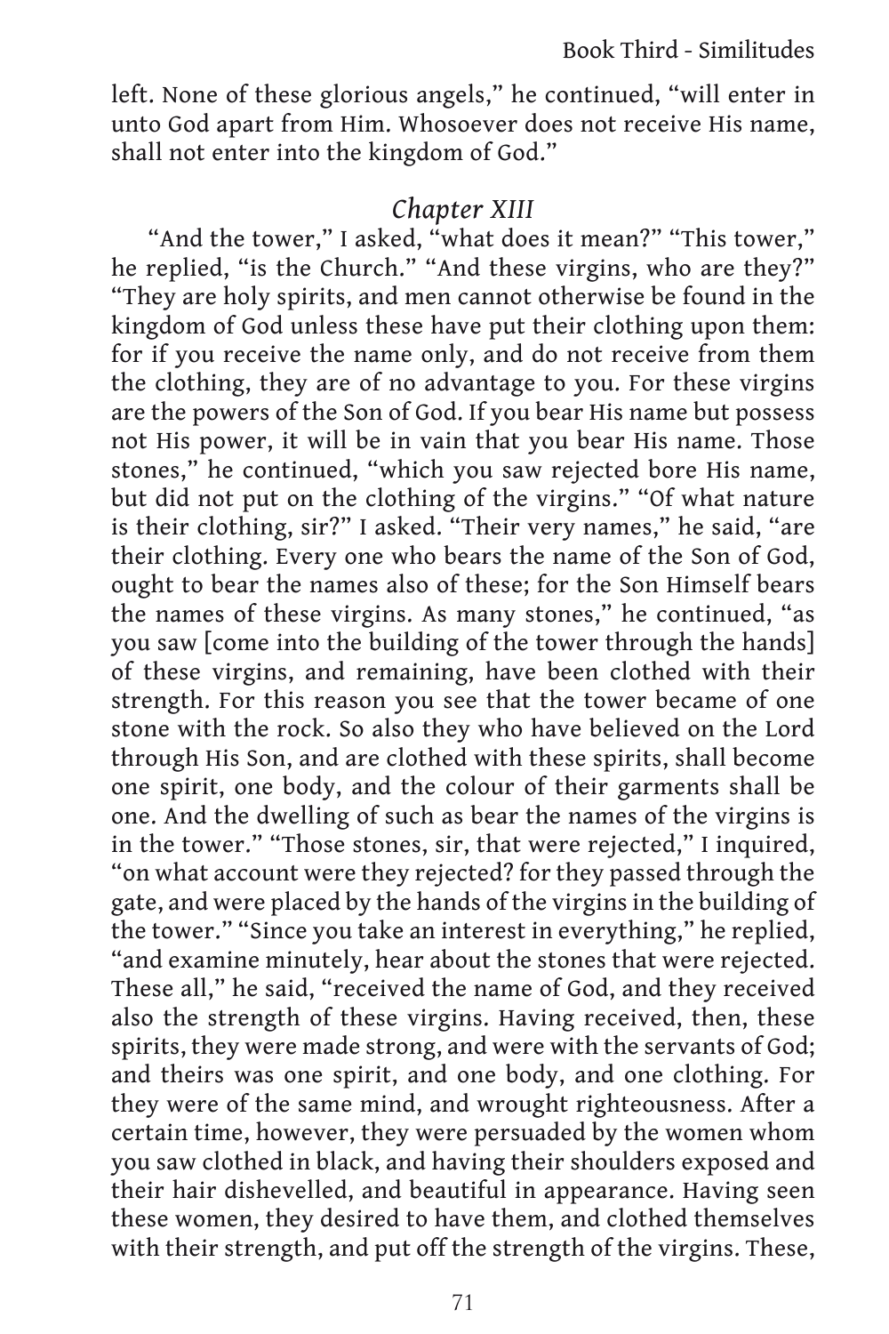left. None of these glorious angels," he continued, "will enter in unto God apart from Him. Whosoever does not receive His name, shall not enter into the kingdom of God."

## *Chapter XIII*

"And the tower," I asked, "what does it mean?" "This tower," he replied, "is the Church." "And these virgins, who are they?" "They are holy spirits, and men cannot otherwise be found in the kingdom of God unless these have put their clothing upon them: for if you receive the name only, and do not receive from them the clothing, they are of no advantage to you. For these virgins are the powers of the Son of God. If you bear His name but possess not His power, it will be in vain that you bear His name. Those stones," he continued, "which you saw rejected bore His name, but did not put on the clothing of the virgins." "Of what nature is their clothing, sir?" I asked. "Their very names," he said, "are their clothing. Every one who bears the name of the Son of God, ought to bear the names also of these; for the Son Himself bears the names of these virgins. As many stones," he continued, "as you saw [come into the building of the tower through the hands] of these virgins, and remaining, have been clothed with their strength. For this reason you see that the tower became of one stone with the rock. So also they who have believed on the Lord through His Son, and are clothed with these spirits, shall become one spirit, one body, and the colour of their garments shall be one. And the dwelling of such as bear the names of the virgins is in the tower." "Those stones, sir, that were rejected," I inquired, "on what account were they rejected? for they passed through the gate, and were placed by the hands of the virgins in the building of the tower." "Since you take an interest in everything," he replied, "and examine minutely, hear about the stones that were rejected. These all," he said, "received the name of God, and they received also the strength of these virgins. Having received, then, these spirits, they were made strong, and were with the servants of God; and theirs was one spirit, and one body, and one clothing. For they were of the same mind, and wrought righteousness. After a certain time, however, they were persuaded by the women whom you saw clothed in black, and having their shoulders exposed and their hair dishevelled, and beautiful in appearance. Having seen these women, they desired to have them, and clothed themselves with their strength, and put off the strength of the virgins. These,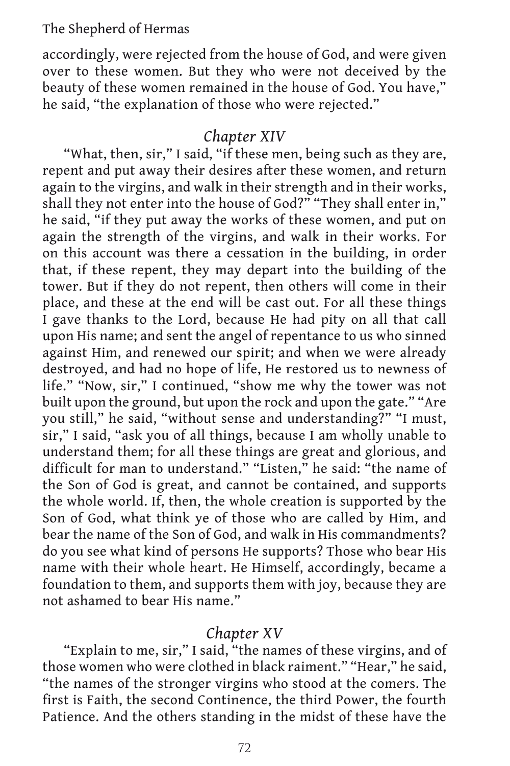accordingly, were rejected from the house of God, and were given over to these women. But they who were not deceived by the beauty of these women remained in the house of God. You have," he said, "the explanation of those who were rejected."

## *Chapter XIV*

"What, then, sir," I said, "if these men, being such as they are, repent and put away their desires after these women, and return again to the virgins, and walk in their strength and in their works, shall they not enter into the house of God?" "They shall enter in," he said, "if they put away the works of these women, and put on again the strength of the virgins, and walk in their works. For on this account was there a cessation in the building, in order that, if these repent, they may depart into the building of the tower. But if they do not repent, then others will come in their place, and these at the end will be cast out. For all these things I gave thanks to the Lord, because He had pity on all that call upon His name; and sent the angel of repentance to us who sinned against Him, and renewed our spirit; and when we were already destroyed, and had no hope of life, He restored us to newness of life." "Now, sir," I continued, "show me why the tower was not built upon the ground, but upon the rock and upon the gate." "Are you still," he said, "without sense and understanding?" "I must, sir," I said, "ask you of all things, because I am wholly unable to understand them; for all these things are great and glorious, and difficult for man to understand." "Listen," he said: "the name of the Son of God is great, and cannot be contained, and supports the whole world. If, then, the whole creation is supported by the Son of God, what think ye of those who are called by Him, and bear the name of the Son of God, and walk in His commandments? do you see what kind of persons He supports? Those who bear His name with their whole heart. He Himself, accordingly, became a foundation to them, and supports them with joy, because they are not ashamed to bear His name."

## *Chapter XV*

"Explain to me, sir," I said, "the names of these virgins, and of those women who were clothed in black raiment." "Hear," he said, "the names of the stronger virgins who stood at the comers. The first is Faith, the second Continence, the third Power, the fourth Patience. And the others standing in the midst of these have the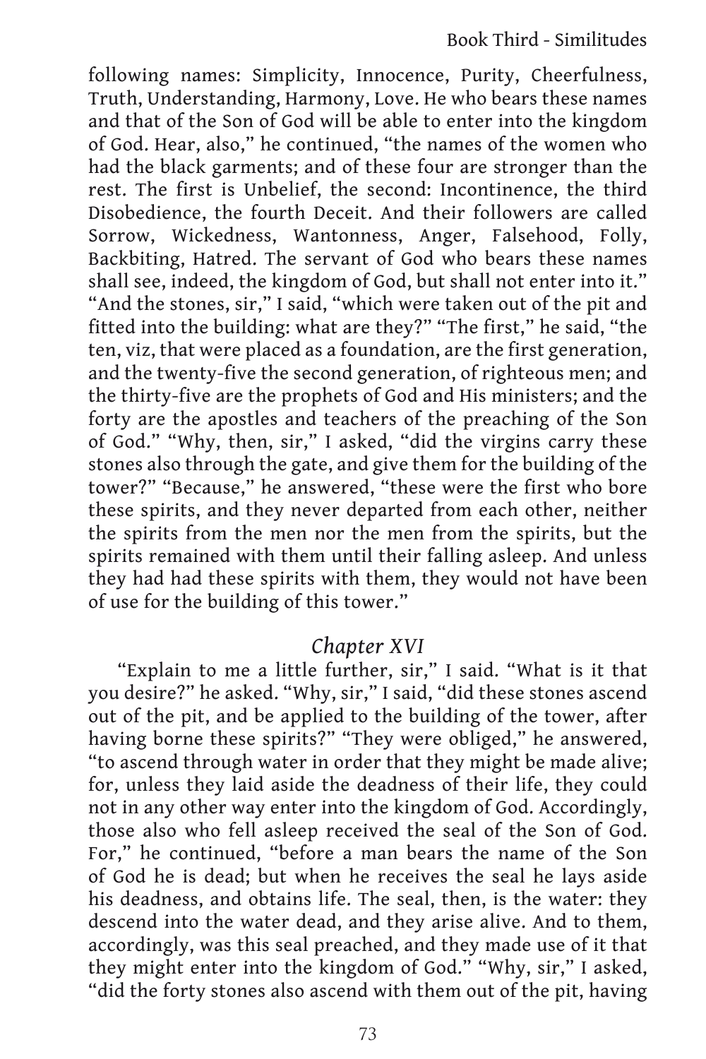following names: Simplicity, Innocence, Purity, Cheerfulness, Truth, Understanding, Harmony, Love. He who bears these names and that of the Son of God will be able to enter into the kingdom of God. Hear, also," he continued, "the names of the women who had the black garments; and of these four are stronger than the rest. The first is Unbelief, the second: Incontinence, the third Disobedience, the fourth Deceit. And their followers are called Sorrow, Wickedness, Wantonness, Anger, Falsehood, Folly, Backbiting, Hatred. The servant of God who bears these names shall see, indeed, the kingdom of God, but shall not enter into it." "And the stones, sir," I said, "which were taken out of the pit and fitted into the building: what are they?" "The first," he said, "the ten, viz, that were placed as a foundation, are the first generation, and the twenty-five the second generation, of righteous men; and the thirty-five are the prophets of God and His ministers; and the forty are the apostles and teachers of the preaching of the Son of God." "Why, then, sir," I asked, "did the virgins carry these stones also through the gate, and give them for the building of the tower?" "Because," he answered, "these were the first who bore these spirits, and they never departed from each other, neither the spirits from the men nor the men from the spirits, but the spirits remained with them until their falling asleep. And unless they had had these spirits with them, they would not have been of use for the building of this tower."

## *Chapter XVI*

"Explain to me a little further, sir," I said. "What is it that you desire?" he asked. "Why, sir," I said, "did these stones ascend out of the pit, and be applied to the building of the tower, after having borne these spirits?" "They were obliged," he answered, "to ascend through water in order that they might be made alive; for, unless they laid aside the deadness of their life, they could not in any other way enter into the kingdom of God. Accordingly, those also who fell asleep received the seal of the Son of God. For," he continued, "before a man bears the name of the Son of God he is dead; but when he receives the seal he lays aside his deadness, and obtains life. The seal, then, is the water: they descend into the water dead, and they arise alive. And to them, accordingly, was this seal preached, and they made use of it that they might enter into the kingdom of God." "Why, sir," I asked, "did the forty stones also ascend with them out of the pit, having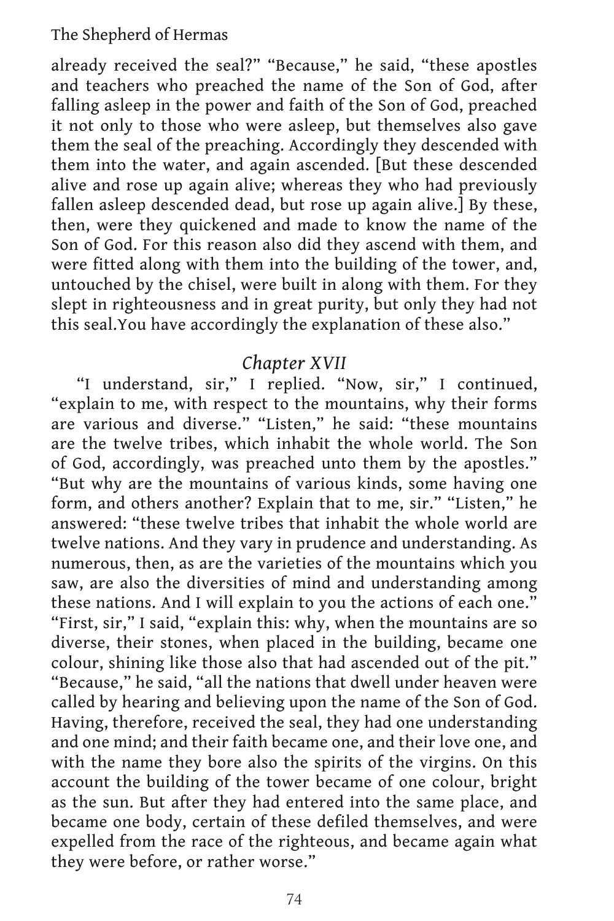already received the seal?" "Because," he said, "these apostles and teachers who preached the name of the Son of God, after falling asleep in the power and faith of the Son of God, preached it not only to those who were asleep, but themselves also gave them the seal of the preaching. Accordingly they descended with them into the water, and again ascended. [But these descended alive and rose up again alive; whereas they who had previously fallen asleep descended dead, but rose up again alive.] By these, then, were they quickened and made to know the name of the Son of God. For this reason also did they ascend with them, and were fitted along with them into the building of the tower, and, untouched by the chisel, were built in along with them. For they slept in righteousness and in great purity, but only they had not this seal.You have accordingly the explanation of these also."

### *Chapter XVII*

"I understand, sir," I replied. "Now, sir," I continued, "explain to me, with respect to the mountains, why their forms are various and diverse." "Listen," he said: "these mountains are the twelve tribes, which inhabit the whole world. The Son of God, accordingly, was preached unto them by the apostles." "But why are the mountains of various kinds, some having one form, and others another? Explain that to me, sir." "Listen," he answered: "these twelve tribes that inhabit the whole world are twelve nations. And they vary in prudence and understanding. As numerous, then, as are the varieties of the mountains which you saw, are also the diversities of mind and understanding among these nations. And I will explain to you the actions of each one." "First, sir," I said, "explain this: why, when the mountains are so diverse, their stones, when placed in the building, became one colour, shining like those also that had ascended out of the pit." "Because," he said, "all the nations that dwell under heaven were called by hearing and believing upon the name of the Son of God. Having, therefore, received the seal, they had one understanding and one mind; and their faith became one, and their love one, and with the name they bore also the spirits of the virgins. On this account the building of the tower became of one colour, bright as the sun. But after they had entered into the same place, and became one body, certain of these defiled themselves, and were expelled from the race of the righteous, and became again what they were before, or rather worse."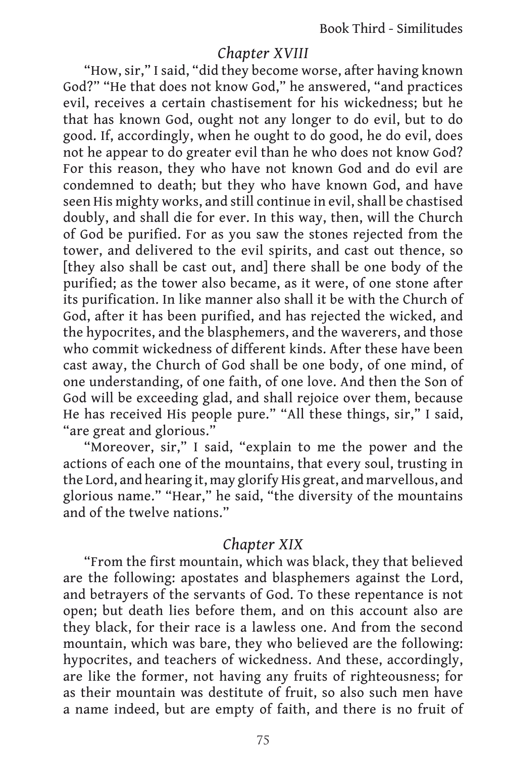## *Chapter XVIII*

"How, sir," I said, "did they become worse, after having known God?" "He that does not know God," he answered, "and practices evil, receives a certain chastisement for his wickedness; but he that has known God, ought not any longer to do evil, but to do good. If, accordingly, when he ought to do good, he do evil, does not he appear to do greater evil than he who does not know God? For this reason, they who have not known God and do evil are condemned to death; but they who have known God, and have seen His mighty works, and still continue in evil, shall be chastised doubly, and shall die for ever. In this way, then, will the Church of God be purified. For as you saw the stones rejected from the tower, and delivered to the evil spirits, and cast out thence, so [they also shall be cast out, and] there shall be one body of the purified; as the tower also became, as it were, of one stone after its purification. In like manner also shall it be with the Church of God, after it has been purified, and has rejected the wicked, and the hypocrites, and the blasphemers, and the waverers, and those who commit wickedness of different kinds. After these have been cast away, the Church of God shall be one body, of one mind, of one understanding, of one faith, of one love. And then the Son of God will be exceeding glad, and shall rejoice over them, because He has received His people pure." "All these things, sir," I said, "are great and glorious."

"Moreover, sir," I said, "explain to me the power and the actions of each one of the mountains, that every soul, trusting in the Lord, and hearing it, may glorify His great, and marvellous, and glorious name." "Hear," he said, "the diversity of the mountains and of the twelve nations."

## *Chapter XIX*

"From the first mountain, which was black, they that believed are the following: apostates and blasphemers against the Lord, and betrayers of the servants of God. To these repentance is not open; but death lies before them, and on this account also are they black, for their race is a lawless one. And from the second mountain, which was bare, they who believed are the following: hypocrites, and teachers of wickedness. And these, accordingly, are like the former, not having any fruits of righteousness; for as their mountain was destitute of fruit, so also such men have a name indeed, but are empty of faith, and there is no fruit of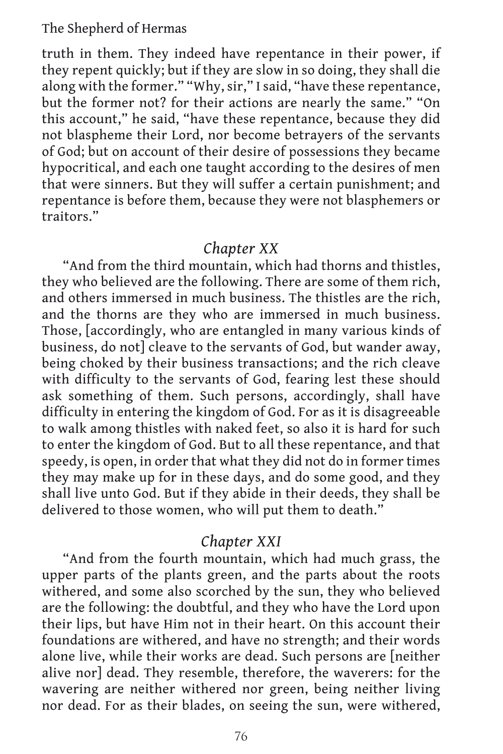truth in them. They indeed have repentance in their power, if they repent quickly; but if they are slow in so doing, they shall die along with the former." "Why, sir," I said, "have these repentance, but the former not? for their actions are nearly the same." "On this account," he said, "have these repentance, because they did not blaspheme their Lord, nor become betrayers of the servants of God; but on account of their desire of possessions they became hypocritical, and each one taught according to the desires of men that were sinners. But they will suffer a certain punishment; and repentance is before them, because they were not blasphemers or traitors."

## *Chapter XX*

"And from the third mountain, which had thorns and thistles, they who believed are the following. There are some of them rich, and others immersed in much business. The thistles are the rich, and the thorns are they who are immersed in much business. Those, [accordingly, who are entangled in many various kinds of business, do not] cleave to the servants of God, but wander away, being choked by their business transactions; and the rich cleave with difficulty to the servants of God, fearing lest these should ask something of them. Such persons, accordingly, shall have difficulty in entering the kingdom of God. For as it is disagreeable to walk among thistles with naked feet, so also it is hard for such to enter the kingdom of God. But to all these repentance, and that speedy, is open, in order that what they did not do in former times they may make up for in these days, and do some good, and they shall live unto God. But if they abide in their deeds, they shall be delivered to those women, who will put them to death."

## *Chapter XXI*

"And from the fourth mountain, which had much grass, the upper parts of the plants green, and the parts about the roots withered, and some also scorched by the sun, they who believed are the following: the doubtful, and they who have the Lord upon their lips, but have Him not in their heart. On this account their foundations are withered, and have no strength; and their words alone live, while their works are dead. Such persons are [neither alive nor] dead. They resemble, therefore, the waverers: for the wavering are neither withered nor green, being neither living nor dead. For as their blades, on seeing the sun, were withered,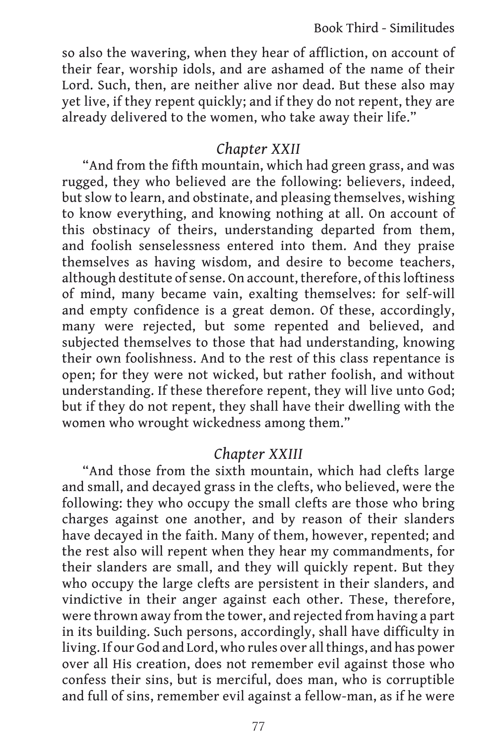so also the wavering, when they hear of affliction, on account of their fear, worship idols, and are ashamed of the name of their Lord. Such, then, are neither alive nor dead. But these also may yet live, if they repent quickly; and if they do not repent, they are already delivered to the women, who take away their life."

## *Chapter XXII*

"And from the fifth mountain, which had green grass, and was rugged, they who believed are the following: believers, indeed, but slow to learn, and obstinate, and pleasing themselves, wishing to know everything, and knowing nothing at all. On account of this obstinacy of theirs, understanding departed from them, and foolish senselessness entered into them. And they praise themselves as having wisdom, and desire to become teachers, although destitute of sense. On account, therefore, of this loftiness of mind, many became vain, exalting themselves: for self-will and empty confidence is a great demon. Of these, accordingly, many were rejected, but some repented and believed, and subjected themselves to those that had understanding, knowing their own foolishness. And to the rest of this class repentance is open; for they were not wicked, but rather foolish, and without understanding. If these therefore repent, they will live unto God; but if they do not repent, they shall have their dwelling with the women who wrought wickedness among them."

## *Chapter XXIII*

"And those from the sixth mountain, which had clefts large and small, and decayed grass in the clefts, who believed, were the following: they who occupy the small clefts are those who bring charges against one another, and by reason of their slanders have decayed in the faith. Many of them, however, repented; and the rest also will repent when they hear my commandments, for their slanders are small, and they will quickly repent. But they who occupy the large clefts are persistent in their slanders, and vindictive in their anger against each other. These, therefore, were thrown away from the tower, and rejected from having a part in its building. Such persons, accordingly, shall have difficulty in living. If our God and Lord, who rules over all things, and has power over all His creation, does not remember evil against those who confess their sins, but is merciful, does man, who is corruptible and full of sins, remember evil against a fellow-man, as if he were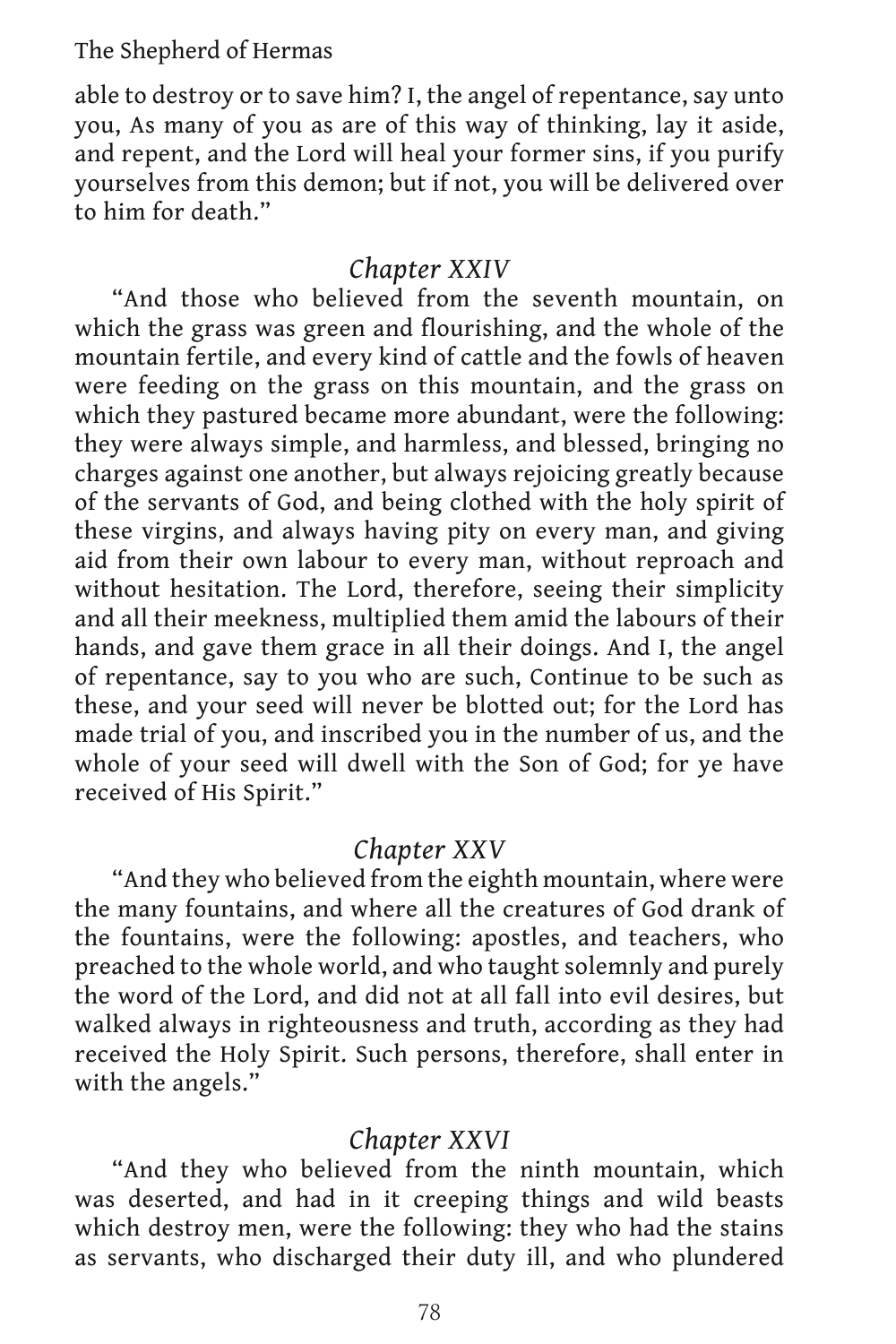able to destroy or to save him? I, the angel of repentance, say unto you, As many of you as are of this way of thinking, lay it aside, and repent, and the Lord will heal your former sins, if you purify yourselves from this demon; but if not, you will be delivered over to him for death."

### *Chapter XXIV*

"And those who believed from the seventh mountain, on which the grass was green and flourishing, and the whole of the mountain fertile, and every kind of cattle and the fowls of heaven were feeding on the grass on this mountain, and the grass on which they pastured became more abundant, were the following: they were always simple, and harmless, and blessed, bringing no charges against one another, but always rejoicing greatly because of the servants of God, and being clothed with the holy spirit of these virgins, and always having pity on every man, and giving aid from their own labour to every man, without reproach and without hesitation. The Lord, therefore, seeing their simplicity and all their meekness, multiplied them amid the labours of their hands, and gave them grace in all their doings. And I, the angel of repentance, say to you who are such, Continue to be such as these, and your seed will never be blotted out; for the Lord has made trial of you, and inscribed you in the number of us, and the whole of your seed will dwell with the Son of God; for ye have received of His Spirit."

### *Chapter XXV*

"And they who believed from the eighth mountain, where were the many fountains, and where all the creatures of God drank of the fountains, were the following: apostles, and teachers, who preached to the whole world, and who taught solemnly and purely the word of the Lord, and did not at all fall into evil desires, but walked always in righteousness and truth, according as they had received the Holy Spirit. Such persons, therefore, shall enter in with the angels."

### *Chapter XXVI*

"And they who believed from the ninth mountain, which was deserted, and had in it creeping things and wild beasts which destroy men, were the following: they who had the stains as servants, who discharged their duty ill, and who plundered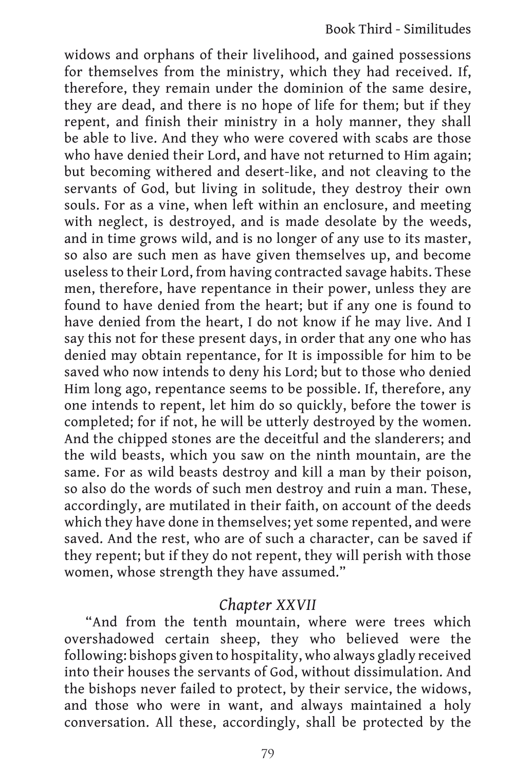widows and orphans of their livelihood, and gained possessions for themselves from the ministry, which they had received. If, therefore, they remain under the dominion of the same desire, they are dead, and there is no hope of life for them; but if they repent, and finish their ministry in a holy manner, they shall be able to live. And they who were covered with scabs are those who have denied their Lord, and have not returned to Him again; but becoming withered and desert-like, and not cleaving to the servants of God, but living in solitude, they destroy their own souls. For as a vine, when left within an enclosure, and meeting with neglect, is destroyed, and is made desolate by the weeds, and in time grows wild, and is no longer of any use to its master, so also are such men as have given themselves up, and become useless to their Lord, from having contracted savage habits. These men, therefore, have repentance in their power, unless they are found to have denied from the heart; but if any one is found to have denied from the heart, I do not know if he may live. And I say this not for these present days, in order that any one who has denied may obtain repentance, for It is impossible for him to be saved who now intends to deny his Lord; but to those who denied Him long ago, repentance seems to be possible. If, therefore, any one intends to repent, let him do so quickly, before the tower is completed; for if not, he will be utterly destroyed by the women. And the chipped stones are the deceitful and the slanderers; and the wild beasts, which you saw on the ninth mountain, are the same. For as wild beasts destroy and kill a man by their poison, so also do the words of such men destroy and ruin a man. These, accordingly, are mutilated in their faith, on account of the deeds which they have done in themselves; yet some repented, and were saved. And the rest, who are of such a character, can be saved if they repent; but if they do not repent, they will perish with those women, whose strength they have assumed."

## *Chapter XXVII*

"And from the tenth mountain, where were trees which overshadowed certain sheep, they who believed were the following: bishops given to hospitality, who always gladly received into their houses the servants of God, without dissimulation. And the bishops never failed to protect, by their service, the widows, and those who were in want, and always maintained a holy conversation. All these, accordingly, shall be protected by the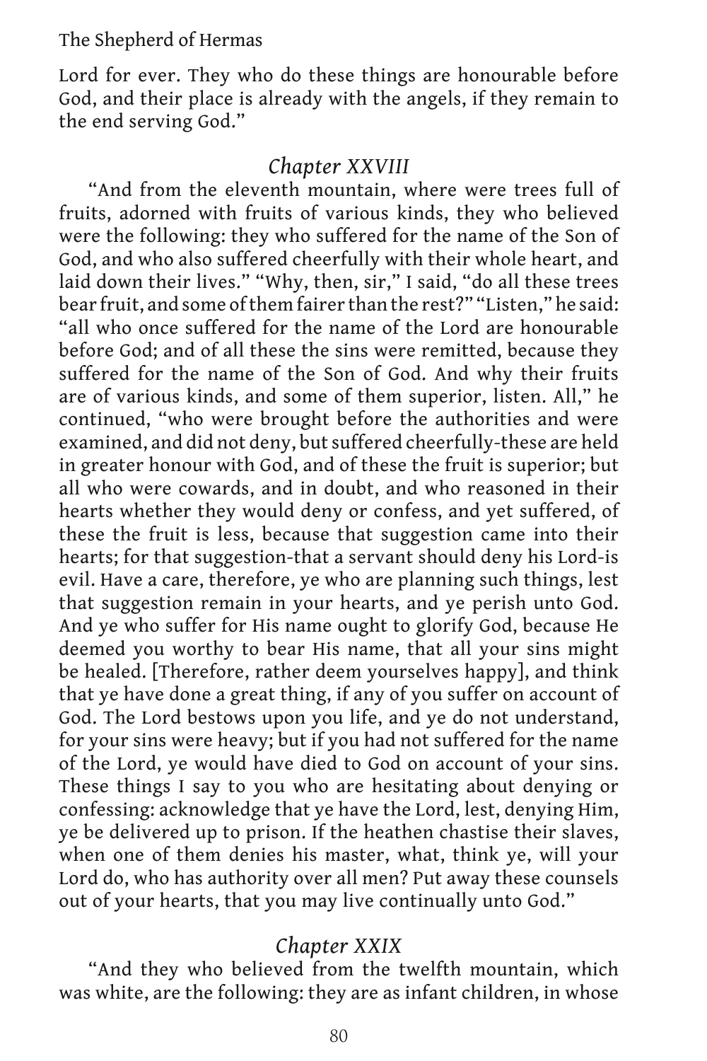Lord for ever. They who do these things are honourable before God, and their place is already with the angels, if they remain to the end serving God."

### *Chapter XXVIII*

"And from the eleventh mountain, where were trees full of fruits, adorned with fruits of various kinds, they who believed were the following: they who suffered for the name of the Son of God, and who also suffered cheerfully with their whole heart, and laid down their lives." "Why, then, sir," I said, "do all these trees bear fruit, and some of them fairer than the rest?" "Listen," he said: "all who once suffered for the name of the Lord are honourable before God; and of all these the sins were remitted, because they suffered for the name of the Son of God. And why their fruits are of various kinds, and some of them superior, listen. All," he continued, "who were brought before the authorities and were examined, and did not deny, but suffered cheerfully-these are held in greater honour with God, and of these the fruit is superior; but all who were cowards, and in doubt, and who reasoned in their hearts whether they would deny or confess, and yet suffered, of these the fruit is less, because that suggestion came into their hearts; for that suggestion-that a servant should deny his Lord-is evil. Have a care, therefore, ye who are planning such things, lest that suggestion remain in your hearts, and ye perish unto God. And ye who suffer for His name ought to glorify God, because He deemed you worthy to bear His name, that all your sins might be healed. [Therefore, rather deem yourselves happy], and think that ye have done a great thing, if any of you suffer on account of God. The Lord bestows upon you life, and ye do not understand, for your sins were heavy; but if you had not suffered for the name of the Lord, ye would have died to God on account of your sins. These things I say to you who are hesitating about denying or confessing: acknowledge that ye have the Lord, lest, denying Him, ye be delivered up to prison. If the heathen chastise their slaves, when one of them denies his master, what, think ye, will your Lord do, who has authority over all men? Put away these counsels out of your hearts, that you may live continually unto God."

### *Chapter XXIX*

"And they who believed from the twelfth mountain, which was white, are the following: they are as infant children, in whose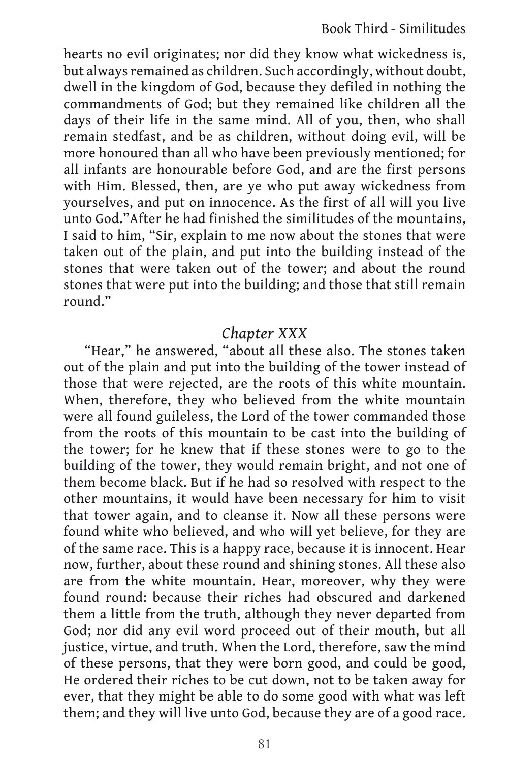hearts no evil originates; nor did they know what wickedness is, but always remained as children. Such accordingly, without doubt, dwell in the kingdom of God, because they defiled in nothing the commandments of God; but they remained like children all the days of their life in the same mind. All of you, then, who shall remain stedfast, and be as children, without doing evil, will be more honoured than all who have been previously mentioned; for all infants are honourable before God, and are the first persons with Him. Blessed, then, are ye who put away wickedness from yourselves, and put on innocence. As the first of all will you live unto God."After he had finished the similitudes of the mountains, I said to him, "Sir, explain to me now about the stones that were taken out of the plain, and put into the building instead of the stones that were taken out of the tower; and about the round stones that were put into the building; and those that still remain round."

## *Chapter XXX*

"Hear," he answered, "about all these also. The stones taken out of the plain and put into the building of the tower instead of those that were rejected, are the roots of this white mountain. When, therefore, they who believed from the white mountain were all found guileless, the Lord of the tower commanded those from the roots of this mountain to be cast into the building of the tower; for he knew that if these stones were to go to the building of the tower, they would remain bright, and not one of them become black. But if he had so resolved with respect to the other mountains, it would have been necessary for him to visit that tower again, and to cleanse it. Now all these persons were found white who believed, and who will yet believe, for they are of the same race. This is a happy race, because it is innocent. Hear now, further, about these round and shining stones. All these also are from the white mountain. Hear, moreover, why they were found round: because their riches had obscured and darkened them a little from the truth, although they never departed from God; nor did any evil word proceed out of their mouth, but all justice, virtue, and truth. When the Lord, therefore, saw the mind of these persons, that they were born good, and could be good, He ordered their riches to be cut down, not to be taken away for ever, that they might be able to do some good with what was left them; and they will live unto God, because they are of a good race.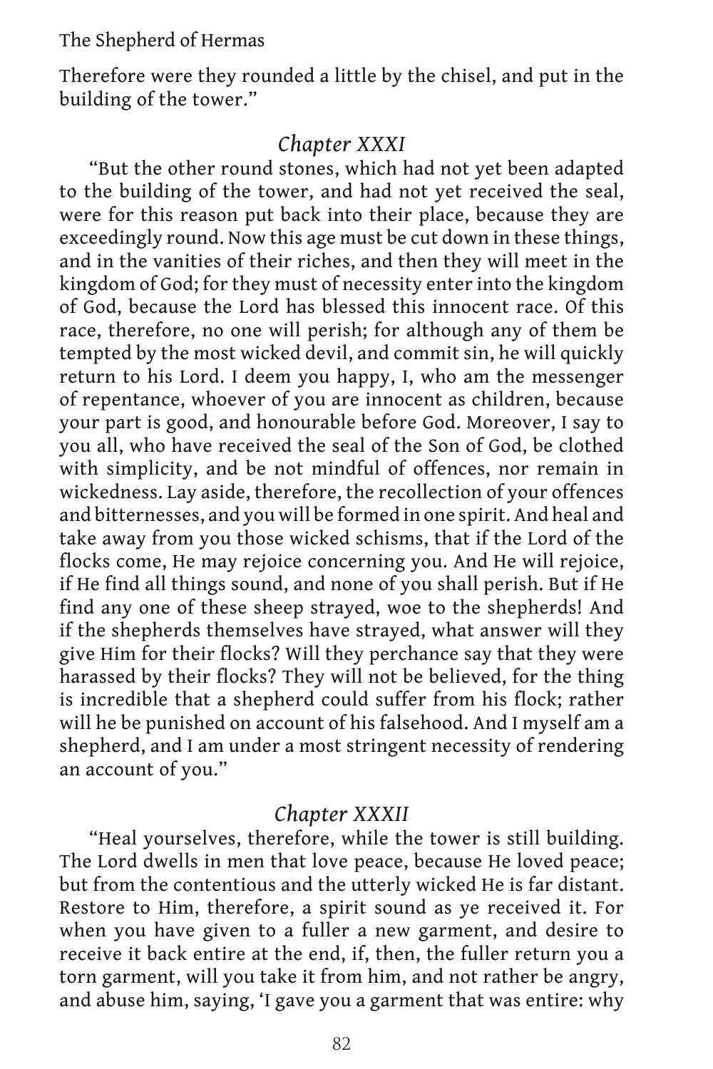Therefore were they rounded a little by the chisel, and put in the building of the tower."

### *Chapter XXXI*

"But the other round stones, which had not yet been adapted to the building of the tower, and had not yet received the seal, were for this reason put back into their place, because they are exceedingly round. Now this age must be cut down in these things, and in the vanities of their riches, and then they will meet in the kingdom of God; for they must of necessity enter into the kingdom of God, because the Lord has blessed this innocent race. Of this race, therefore, no one will perish; for although any of them be tempted by the most wicked devil, and commit sin, he will quickly return to his Lord. I deem you happy, I, who am the messenger of repentance, whoever of you are innocent as children, because your part is good, and honourable before God. Moreover, I say to you all, who have received the seal of the Son of God, be clothed with simplicity, and be not mindful of offences, nor remain in wickedness. Lay aside, therefore, the recollection of your offences and bitternesses, and you will be formed in one spirit. And heal and take away from you those wicked schisms, that if the Lord of the flocks come, He may rejoice concerning you. And He will rejoice, if He find all things sound, and none of you shall perish. But if He find any one of these sheep strayed, woe to the shepherds! And if the shepherds themselves have strayed, what answer will they give Him for their flocks? Will they perchance say that they were harassed by their flocks? They will not be believed, for the thing is incredible that a shepherd could suffer from his flock; rather will he be punished on account of his falsehood. And I myself am a shepherd, and I am under a most stringent necessity of rendering an account of you."

### *Chapter XXXII*

"Heal yourselves, therefore, while the tower is still building. The Lord dwells in men that love peace, because He loved peace; but from the contentious and the utterly wicked He is far distant. Restore to Him, therefore, a spirit sound as ye received it. For when you have given to a fuller a new garment, and desire to receive it back entire at the end, if, then, the fuller return you a torn garment, will you take it from him, and not rather be angry, and abuse him, saying, 'I gave you a garment that was entire: why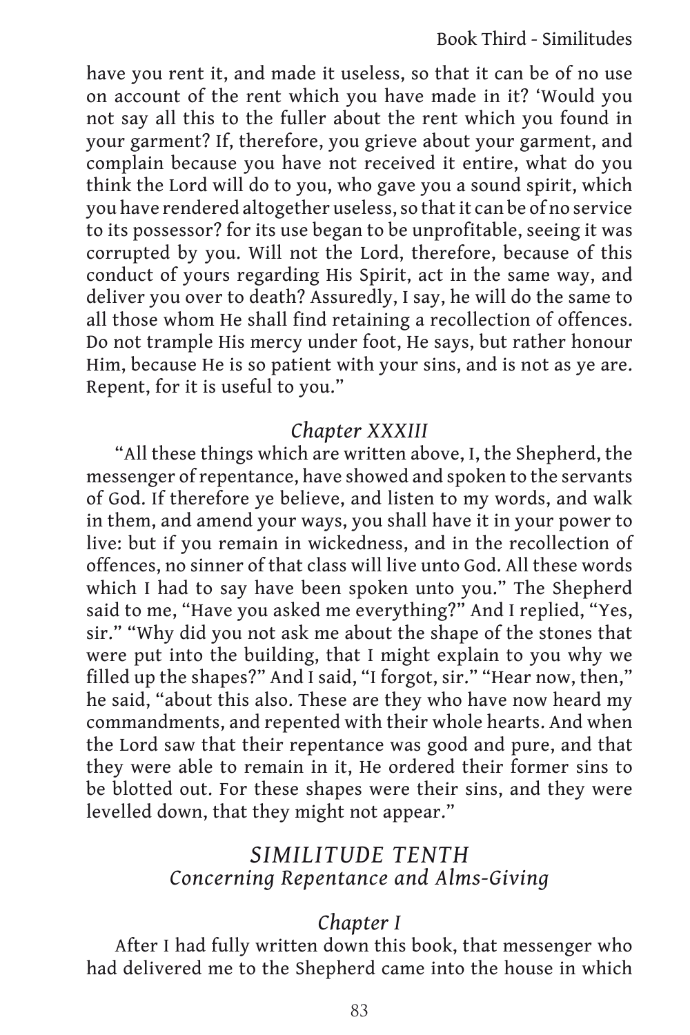have you rent it, and made it useless, so that it can be of no use on account of the rent which you have made in it? 'Would you not say all this to the fuller about the rent which you found in your garment? If, therefore, you grieve about your garment, and complain because you have not received it entire, what do you think the Lord will do to you, who gave you a sound spirit, which you have rendered altogether useless, so that it can be of no service to its possessor? for its use began to be unprofitable, seeing it was corrupted by you. Will not the Lord, therefore, because of this conduct of yours regarding His Spirit, act in the same way, and deliver you over to death? Assuredly, I say, he will do the same to all those whom He shall find retaining a recollection of offences. Do not trample His mercy under foot, He says, but rather honour Him, because He is so patient with your sins, and is not as ye are. Repent, for it is useful to you."

### *Chapter XXXIII*

"All these things which are written above, I, the Shepherd, the messenger of repentance, have showed and spoken to the servants of God. If therefore ye believe, and listen to my words, and walk in them, and amend your ways, you shall have it in your power to live: but if you remain in wickedness, and in the recollection of offences, no sinner of that class will live unto God. All these words which I had to say have been spoken unto you." The Shepherd said to me, "Have you asked me everything?" And I replied, "Yes, sir." "Why did you not ask me about the shape of the stones that were put into the building, that I might explain to you why we filled up the shapes?" And I said, "I forgot, sir." "Hear now, then," he said, "about this also. These are they who have now heard my commandments, and repented with their whole hearts. And when the Lord saw that their repentance was good and pure, and that they were able to remain in it, He ordered their former sins to be blotted out. For these shapes were their sins, and they were levelled down, that they might not appear."

## *SIMILITUDE TENTH*
## *Concerning Repentance and Alms-Giving*

### *Chapter I*

After I had fully written down this book, that messenger who had delivered me to the Shepherd came into the house in which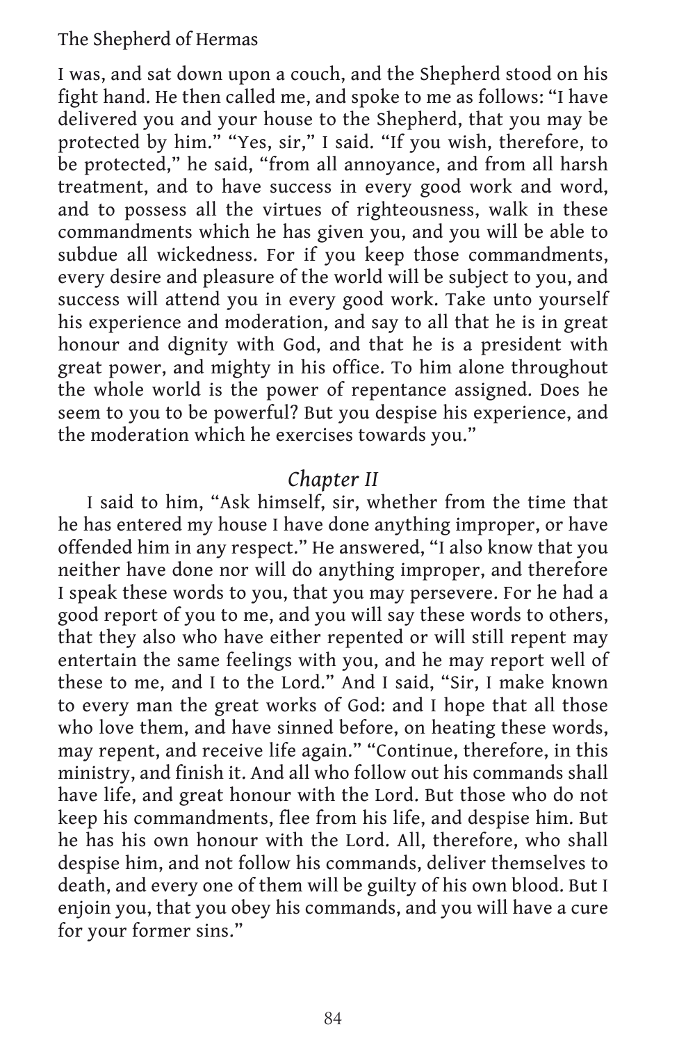I was, and sat down upon a couch, and the Shepherd stood on his fight hand. He then called me, and spoke to me as follows: "I have delivered you and your house to the Shepherd, that you may be protected by him." "Yes, sir," I said. "If you wish, therefore, to be protected," he said, "from all annoyance, and from all harsh treatment, and to have success in every good work and word, and to possess all the virtues of righteousness, walk in these commandments which he has given you, and you will be able to subdue all wickedness. For if you keep those commandments, every desire and pleasure of the world will be subject to you, and success will attend you in every good work. Take unto yourself his experience and moderation, and say to all that he is in great honour and dignity with God, and that he is a president with great power, and mighty in his office. To him alone throughout the whole world is the power of repentance assigned. Does he seem to you to be powerful? But you despise his experience, and the moderation which he exercises towards you."

## *Chapter II*

I said to him, "Ask himself, sir, whether from the time that he has entered my house I have done anything improper, or have offended him in any respect." He answered, "I also know that you neither have done nor will do anything improper, and therefore I speak these words to you, that you may persevere. For he had a good report of you to me, and you will say these words to others, that they also who have either repented or will still repent may entertain the same feelings with you, and he may report well of these to me, and I to the Lord." And I said, "Sir, I make known to every man the great works of God: and I hope that all those who love them, and have sinned before, on heating these words, may repent, and receive life again." "Continue, therefore, in this ministry, and finish it. And all who follow out his commands shall have life, and great honour with the Lord. But those who do not keep his commandments, flee from his life, and despise him. But he has his own honour with the Lord. All, therefore, who shall despise him, and not follow his commands, deliver themselves to death, and every one of them will be guilty of his own blood. But I enjoin you, that you obey his commands, and you will have a cure for your former sins."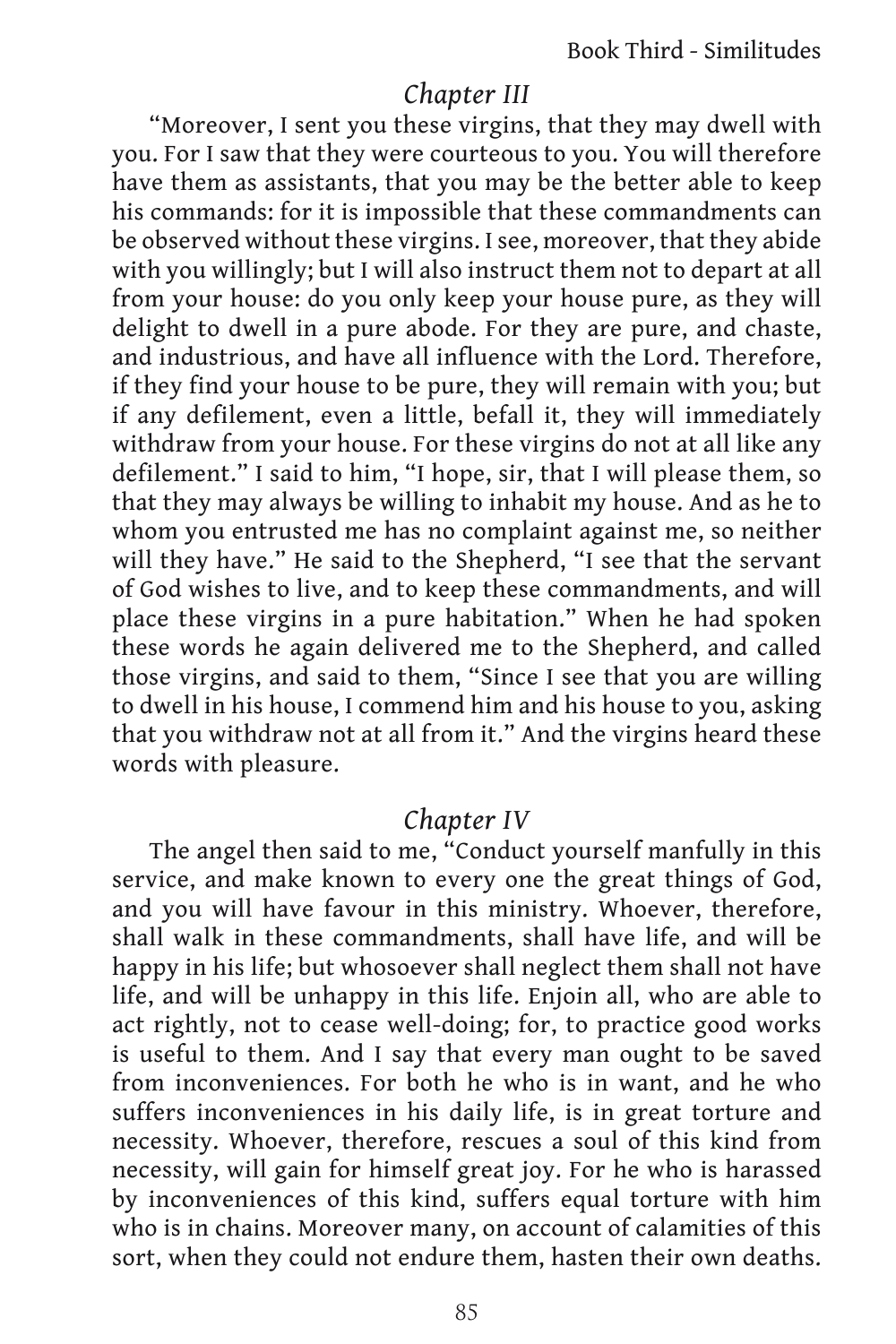### *Chapter III*

"Moreover, I sent you these virgins, that they may dwell with you. For I saw that they were courteous to you. You will therefore have them as assistants, that you may be the better able to keep his commands: for it is impossible that these commandments can be observed without these virgins. I see, moreover, that they abide with you willingly; but I will also instruct them not to depart at all from your house: do you only keep your house pure, as they will delight to dwell in a pure abode. For they are pure, and chaste, and industrious, and have all influence with the Lord. Therefore, if they find your house to be pure, they will remain with you; but if any defilement, even a little, befall it, they will immediately withdraw from your house. For these virgins do not at all like any defilement." I said to him, "I hope, sir, that I will please them, so that they may always be willing to inhabit my house. And as he to whom you entrusted me has no complaint against me, so neither will they have." He said to the Shepherd, "I see that the servant of God wishes to live, and to keep these commandments, and will place these virgins in a pure habitation." When he had spoken these words he again delivered me to the Shepherd, and called those virgins, and said to them, "Since I see that you are willing to dwell in his house, I commend him and his house to you, asking that you withdraw not at all from it." And the virgins heard these words with pleasure.

### *Chapter IV*

The angel then said to me, "Conduct yourself manfully in this service, and make known to every one the great things of God, and you will have favour in this ministry. Whoever, therefore, shall walk in these commandments, shall have life, and will be happy in his life; but whosoever shall neglect them shall not have life, and will be unhappy in this life. Enjoin all, who are able to act rightly, not to cease well-doing; for, to practice good works is useful to them. And I say that every man ought to be saved from inconveniences. For both he who is in want, and he who suffers inconveniences in his daily life, is in great torture and necessity. Whoever, therefore, rescues a soul of this kind from necessity, will gain for himself great joy. For he who is harassed by inconveniences of this kind, suffers equal torture with him who is in chains. Moreover many, on account of calamities of this sort, when they could not endure them, hasten their own deaths.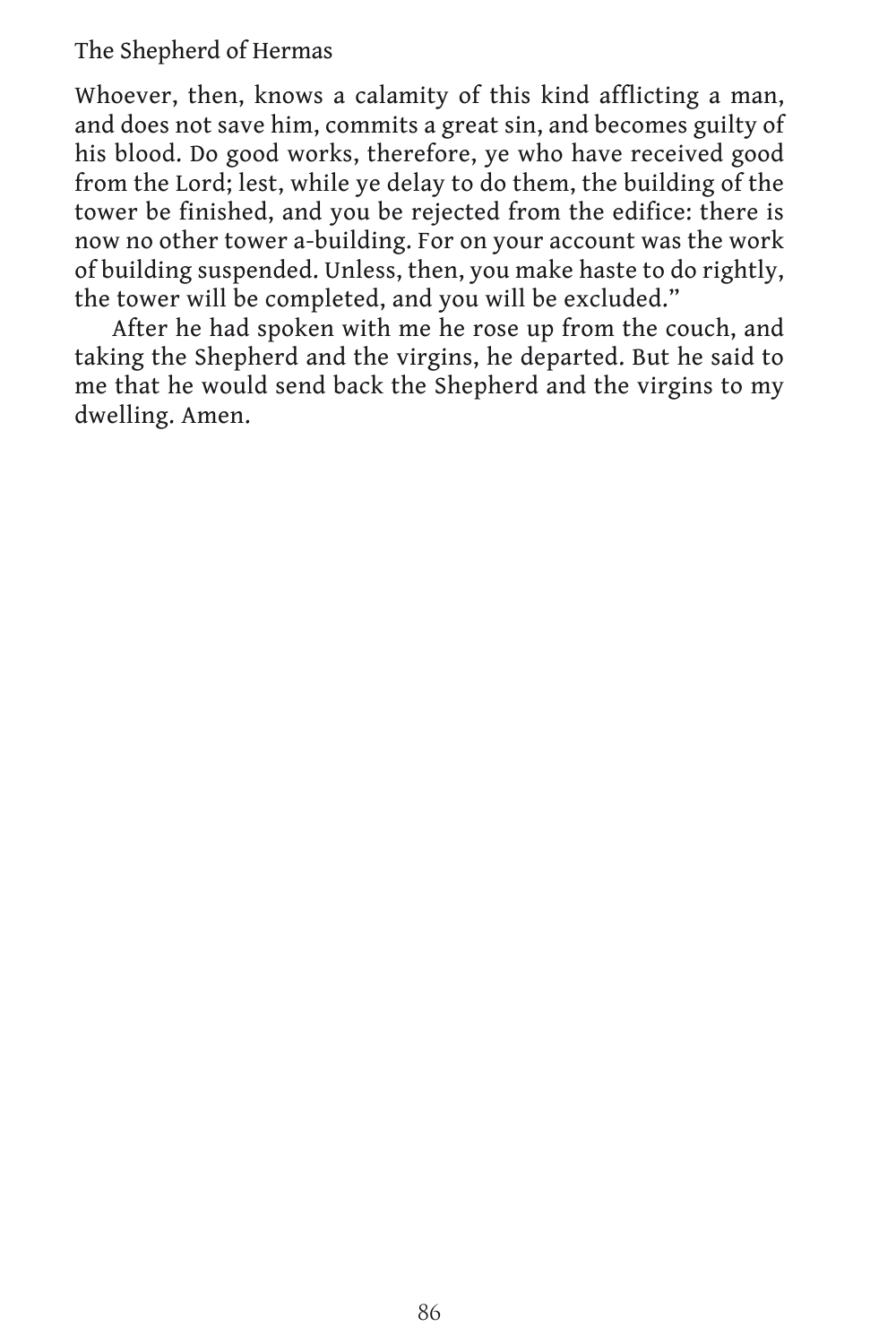Whoever, then, knows a calamity of this kind afflicting a man, and does not save him, commits a great sin, and becomes guilty of his blood. Do good works, therefore, ye who have received good from the Lord; lest, while ye delay to do them, the building of the tower be finished, and you be rejected from the edifice: there is now no other tower a-building. For on your account was the work of building suspended. Unless, then, you make haste to do rightly, the tower will be completed, and you will be excluded."

After he had spoken with me he rose up from the couch, and taking the Shepherd and the virgins, he departed. But he said to me that he would send back the Shepherd and the virgins to my dwelling. Amen.